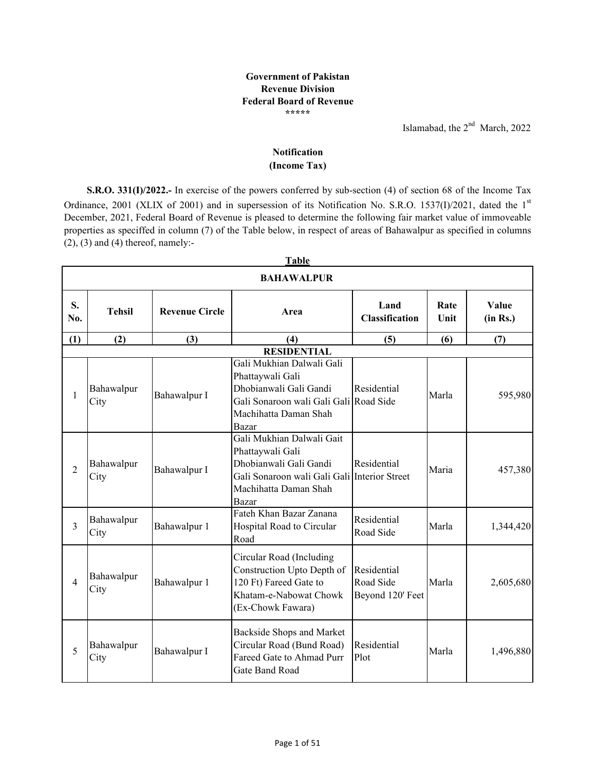**Government of Pakistan**
**Revenue Division**
**Federal Board of Revenue**
**\*\*\*\*\***

Islamabad, the 2nd March, 2022

**Notification**
**(Income Tax)**

**S.R.O. 331(I)/2022.-** In exercise of the powers conferred by sub-section (4) of section 68 of the Income Tax Ordinance, 2001 (XLIX of 2001) and in supersession of its Notification No. S.R.O. 1537(I)/2021, dated the 1st December, 2021, Federal Board of Revenue is pleased to determine the following fair market value of immoveable properties as speciffed in column (7) of the Table below, in respect of areas of Bahawalpur as specified in columns (2), (3) and (4) thereof, namely:-

**Table**

| BAHAWALPUR | | | | | | |
|---|---|---|---|---|---|---|
| **S. No.** | **Tehsil** | **Revenue Circle** | **Area** | **Land Classification** | **Rate Unit** | **Value (in Rs.)** |
| **(1)** | **(2)** | **(3)** | **(4)** | **(5)** | **(6)** | **(7)** |
| | | | **RESIDENTIAL** | | | |
| 1 | Bahawalpur City | Bahawalpur I | Gali Mukhian Dalwali Gali Phattaywali Gali Dhobianwali Gali Gandi Gali Sonaroon wali Gali Gali Machihatta Daman Shah Bazar | Residential Road Side | Marla | 595,980 |
| 2 | Bahawalpur City | Bahawalpur I | Gali Mukhian Dalwali Gait Phattaywali Gali Dhobianwali Gali Gandi Gali Sonaroon wali Gali Gali Machihatta Daman Shah Bazar | Residential Interior Street | Maria | 457,380 |
| 3 | Bahawalpur City | Bahawalpur 1 | Fateh Khan Bazar Zanana Hospital Road to Circular Road | Residential Road Side | Marla | 1,344,420 |
| 4 | Bahawalpur City | Bahawalpur 1 | Circular Road (Including Construction Upto Depth of 120 Ft) Fareed Gate to Khatam-e-Nabowat Chowk (Ex-Chowk Fawara) | Residential Road Side Beyond 120' Feet | Marla | 2,605,680 |
| 5 | Bahawalpur City | Bahawalpur I | Backside Shops and Market Circular Road (Bund Road) Fareed Gate to Ahmad Purr Gate Band Road | Residential Plot | Marla | 1,496,880 |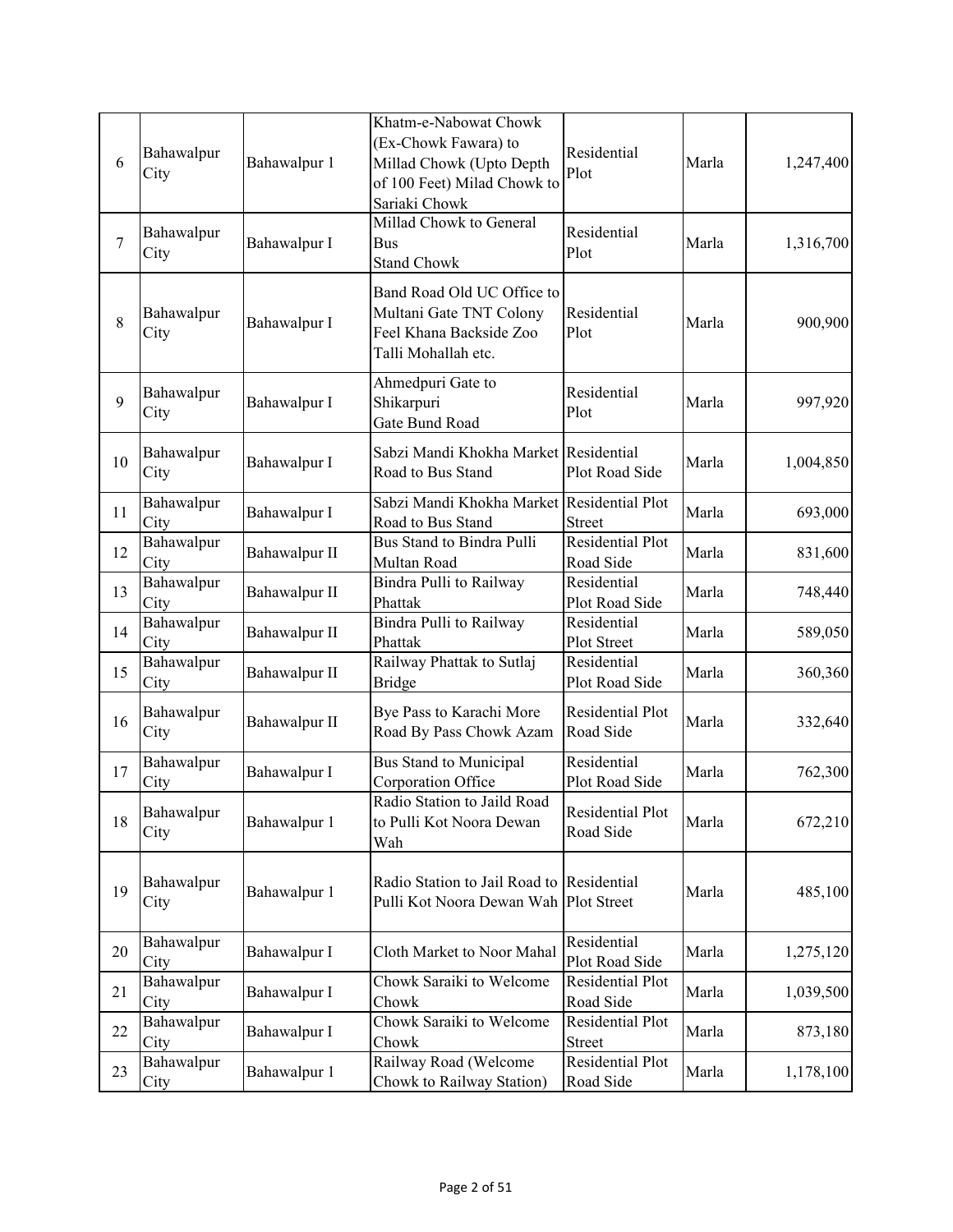| 6 | Bahawalpur City | Bahawalpur 1 | Khatm-e-Nabowat Chowk (Ex-Chowk Fawara) to Millad Chowk (Upto Depth of 100 Feet) Milad Chowk to Sariaki Chowk | Residential Plot | Marla | 1,247,400 |
|---|---|---|---|---|---|---|
| 7 | Bahawalpur City | Bahawalpur I | Millad Chowk to General Bus Stand Chowk | Residential Plot | Marla | 1,316,700 |
| 8 | Bahawalpur City | Bahawalpur I | Band Road Old UC Office to Multani Gate TNT Colony Feel Khana Backside Zoo Talli Mohallah etc. | Residential Plot | Marla | 900,900 |
| 9 | Bahawalpur City | Bahawalpur I | Ahmedpuri Gate to Shikarpuri Gate Bund Road | Residential Plot | Marla | 997,920 |
| 10 | Bahawalpur City | Bahawalpur I | Sabzi Mandi Khokha Market Road to Bus Stand | Residential Plot Road Side | Marla | 1,004,850 |
| 11 | Bahawalpur City | Bahawalpur I | Sabzi Mandi Khokha Market Road to Bus Stand | Residential Plot Street | Marla | 693,000 |
| 12 | Bahawalpur City | Bahawalpur II | Bus Stand to Bindra Pulli Multan Road | Residential Plot Road Side | Marla | 831,600 |
| 13 | Bahawalpur City | Bahawalpur II | Bindra Pulli to Railway Phattak | Residential Plot Road Side | Marla | 748,440 |
| 14 | Bahawalpur City | Bahawalpur II | Bindra Pulli to Railway Phattak | Residential Plot Street | Marla | 589,050 |
| 15 | Bahawalpur City | Bahawalpur II | Railway Phattak to Sutlaj Bridge | Residential Plot Road Side | Marla | 360,360 |
| 16 | Bahawalpur City | Bahawalpur II | Bye Pass to Karachi More Road By Pass Chowk Azam | Residential Plot Road Side | Marla | 332,640 |
| 17 | Bahawalpur City | Bahawalpur I | Bus Stand to Municipal Corporation Office | Residential Plot Road Side | Marla | 762,300 |
| 18 | Bahawalpur City | Bahawalpur 1 | Radio Station to Jaild Road to Pulli Kot Noora Dewan Wah | Residential Plot Road Side | Marla | 672,210 |
| 19 | Bahawalpur City | Bahawalpur 1 | Radio Station to Jail Road to Pulli Kot Noora Dewan Wah | Residential Plot Street | Marla | 485,100 |
| 20 | Bahawalpur City | Bahawalpur I | Cloth Market to Noor Mahal | Residential Plot Road Side | Marla | 1,275,120 |
| 21 | Bahawalpur City | Bahawalpur I | Chowk Saraiki to Welcome Chowk | Residential Plot Road Side | Marla | 1,039,500 |
| 22 | Bahawalpur City | Bahawalpur I | Chowk Saraiki to Welcome Chowk | Residential Plot Street | Marla | 873,180 |
| 23 | Bahawalpur City | Bahawalpur 1 | Railway Road (Welcome Chowk to Railway Station) | Residential Plot Road Side | Marla | 1,178,100 |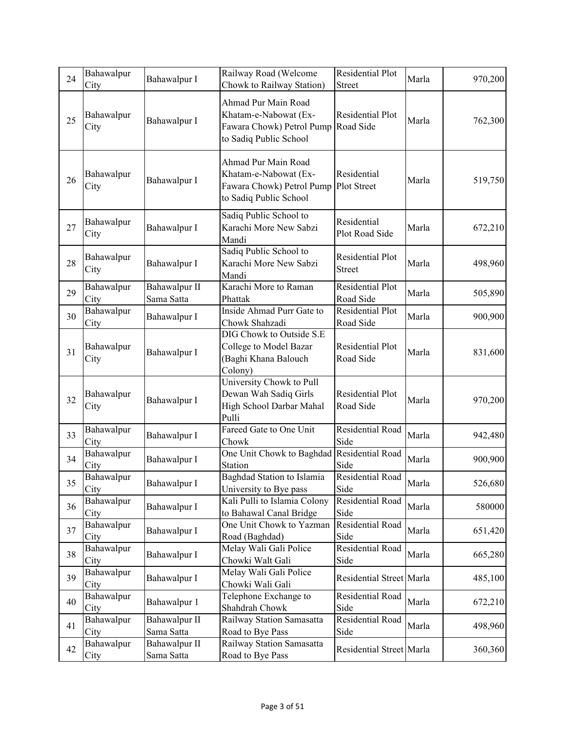| | | | | | | |
|---|---|---|---|---|---|---|
| 24 | Bahawalpur City | Bahawalpur I | Railway Road (Welcome Chowk to Railway Station) | Residential Plot Street | Marla | 970,200 |
| 25 | Bahawalpur City | Bahawalpur I | Ahmad Pur Main Road Khatam-e-Nabowat (Ex-Fawara Chowk) Petrol Pump to Sadiq Public School | Residential Plot Road Side | Marla | 762,300 |
| 26 | Bahawalpur City | Bahawalpur I | Ahmad Pur Main Road Khatam-e-Nabowat (Ex-Fawara Chowk) Petrol Pump to Sadiq Public School | Residential Plot Street | Marla | 519,750 |
| 27 | Bahawalpur City | Bahawalpur I | Sadiq Public School to Karachi More New Sabzi Mandi | Residential Plot Road Side | Marla | 672,210 |
| 28 | Bahawalpur City | Bahawalpur I | Sadiq Public School to Karachi More New Sabzi Mandi | Residential Plot Street | Marla | 498,960 |
| 29 | Bahawalpur City | Bahawalpur II Sama Satta | Karachi More to Raman Phattak | Residential Plot Road Side | Marla | 505,890 |
| 30 | Bahawalpur City | Bahawalpur I | Inside Ahmad Purr Gate to Chowk Shahzadi | Residential Plot Road Side | Marla | 900,900 |
| 31 | Bahawalpur City | Bahawalpur I | DIG Chowk to Outside S.E College to Model Bazar (Baghi Khana Balouch Colony) | Residential Plot Road Side | Marla | 831,600 |
| 32 | Bahawalpur City | Bahawalpur I | University Chowk to Pull Dewan Wah Sadiq Girls High School Darbar Mahal Pulli | Residential Plot Road Side | Marla | 970,200 |
| 33 | Bahawalpur City | Bahawalpur I | Fareed Gate to One Unit Chowk | Residential Road Side | Marla | 942,480 |
| 34 | Bahawalpur City | Bahawalpur I | One Unit Chowk to Baghdad Station | Residential Road Side | Marla | 900,900 |
| 35 | Bahawalpur City | Bahawalpur I | Baghdad Station to Islamia University to Bye pass | Residential Road Side | Marla | 526,680 |
| 36 | Bahawalpur City | Bahawalpur I | Kali Pulli to Islamia Colony to Bahawal Canal Bridge | Residential Road Side | Marla | 580000 |
| 37 | Bahawalpur City | Bahawalpur I | One Unit Chowk to Yazman Road (Baghdad) | Residential Road Side | Marla | 651,420 |
| 38 | Bahawalpur City | Bahawalpur I | Melay Wali Gali Police Chowki Walt Gali | Residential Road Side | Marla | 665,280 |
| 39 | Bahawalpur City | Bahawalpur I | Melay Wali Gali Police Chowki Wali Gali | Residential Street | Marla | 485,100 |
| 40 | Bahawalpur City | Bahawalpur 1 | Telephone Exchange to Shahdrah Chowk | Residential Road Side | Marla | 672,210 |
| 41 | Bahawalpur City | Bahawalpur II Sama Satta | Railway Station Samasatta Road to Bye Pass | Residential Road Side | Marla | 498,960 |
| 42 | Bahawalpur City | Bahawalpur II Sama Satta | Railway Station Samasatta Road to Bye Pass | Residential Street | Marla | 360,360 |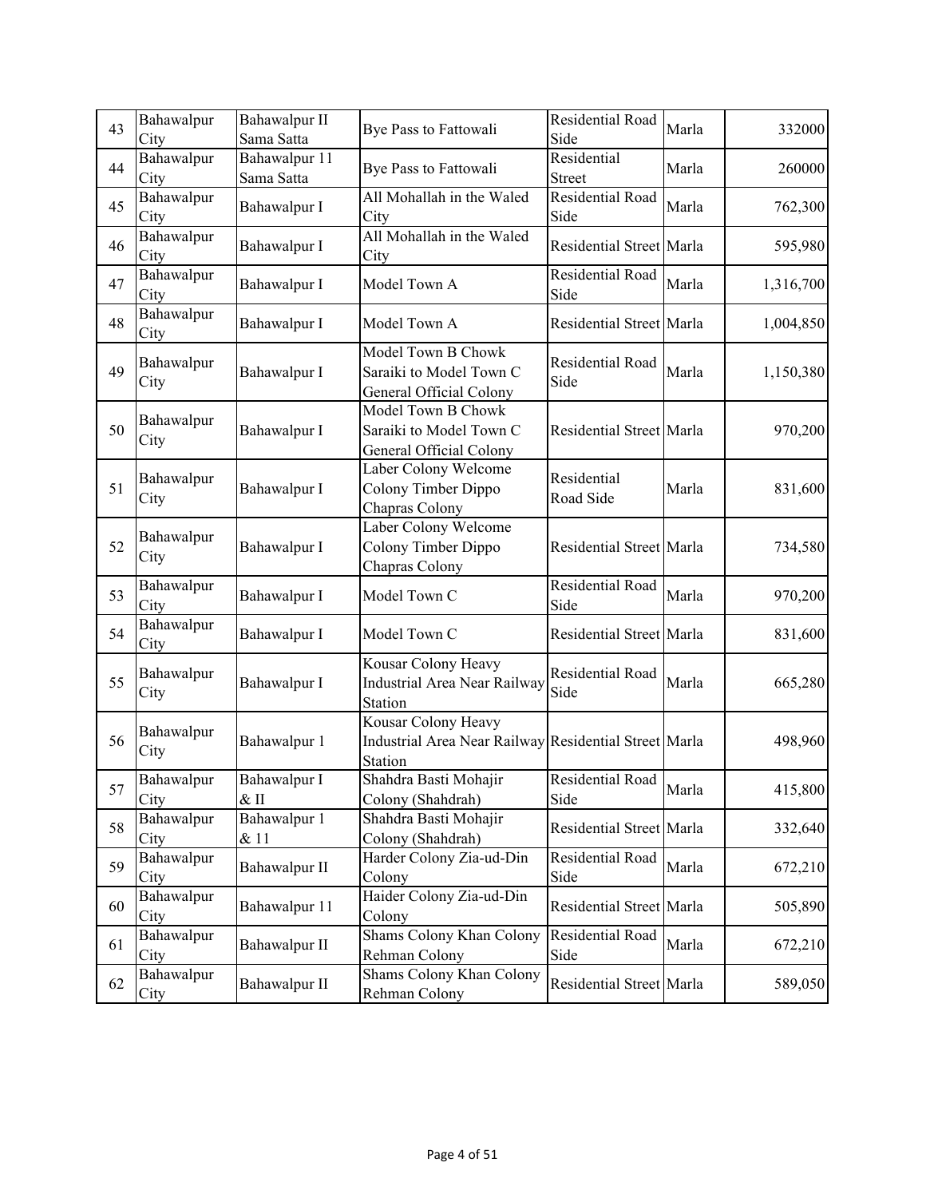| 43 | Bahawalpur City | Bahawalpur II Sama Satta | Bye Pass to Fattowali | Residential Road Side | Marla | 332000 |
|---|---|---|---|---|---|---|
| 44 | Bahawalpur City | Bahawalpur 11 Sama Satta | Bye Pass to Fattowali | Residential Street | Marla | 260000 |
| 45 | Bahawalpur City | Bahawalpur I | All Mohallah in the Waled City | Residential Road Side | Marla | 762,300 |
| 46 | Bahawalpur City | Bahawalpur I | All Mohallah in the Waled City | Residential Street | Marla | 595,980 |
| 47 | Bahawalpur City | Bahawalpur I | Model Town A | Residential Road Side | Marla | 1,316,700 |
| 48 | Bahawalpur City | Bahawalpur I | Model Town A | Residential Street | Marla | 1,004,850 |
| 49 | Bahawalpur City | Bahawalpur I | Model Town B Chowk Saraiki to Model Town C General Official Colony | Residential Road Side | Marla | 1,150,380 |
| 50 | Bahawalpur City | Bahawalpur I | Model Town B Chowk Saraiki to Model Town C General Official Colony | Residential Street | Marla | 970,200 |
| 51 | Bahawalpur City | Bahawalpur I | Laber Colony Welcome Colony Timber Dippo Chapras Colony | Residential Road Side | Marla | 831,600 |
| 52 | Bahawalpur City | Bahawalpur I | Laber Colony Welcome Colony Timber Dippo Chapras Colony | Residential Street | Marla | 734,580 |
| 53 | Bahawalpur City | Bahawalpur I | Model Town C | Residential Road Side | Marla | 970,200 |
| 54 | Bahawalpur City | Bahawalpur I | Model Town C | Residential Street | Marla | 831,600 |
| 55 | Bahawalpur City | Bahawalpur I | Kousar Colony Heavy Industrial Area Near Railway Station | Residential Road Side | Marla | 665,280 |
| 56 | Bahawalpur City | Bahawalpur 1 | Kousar Colony Heavy Industrial Area Near Railway Station | Residential Street | Marla | 498,960 |
| 57 | Bahawalpur City | Bahawalpur I & II | Shahdra Basti Mohajir Colony (Shahdrah) | Residential Road Side | Marla | 415,800 |
| 58 | Bahawalpur City | Bahawalpur 1 & 11 | Shahdra Basti Mohajir Colony (Shahdrah) | Residential Street | Marla | 332,640 |
| 59 | Bahawalpur City | Bahawalpur II | Harder Colony Zia-ud-Din Colony | Residential Road Side | Marla | 672,210 |
| 60 | Bahawalpur City | Bahawalpur 11 | Haider Colony Zia-ud-Din Colony | Residential Street | Marla | 505,890 |
| 61 | Bahawalpur City | Bahawalpur II | Shams Colony Khan Colony Rehman Colony | Residential Road Side | Marla | 672,210 |
| 62 | Bahawalpur City | Bahawalpur II | Shams Colony Khan Colony Rehman Colony | Residential Street | Marla | 589,050 |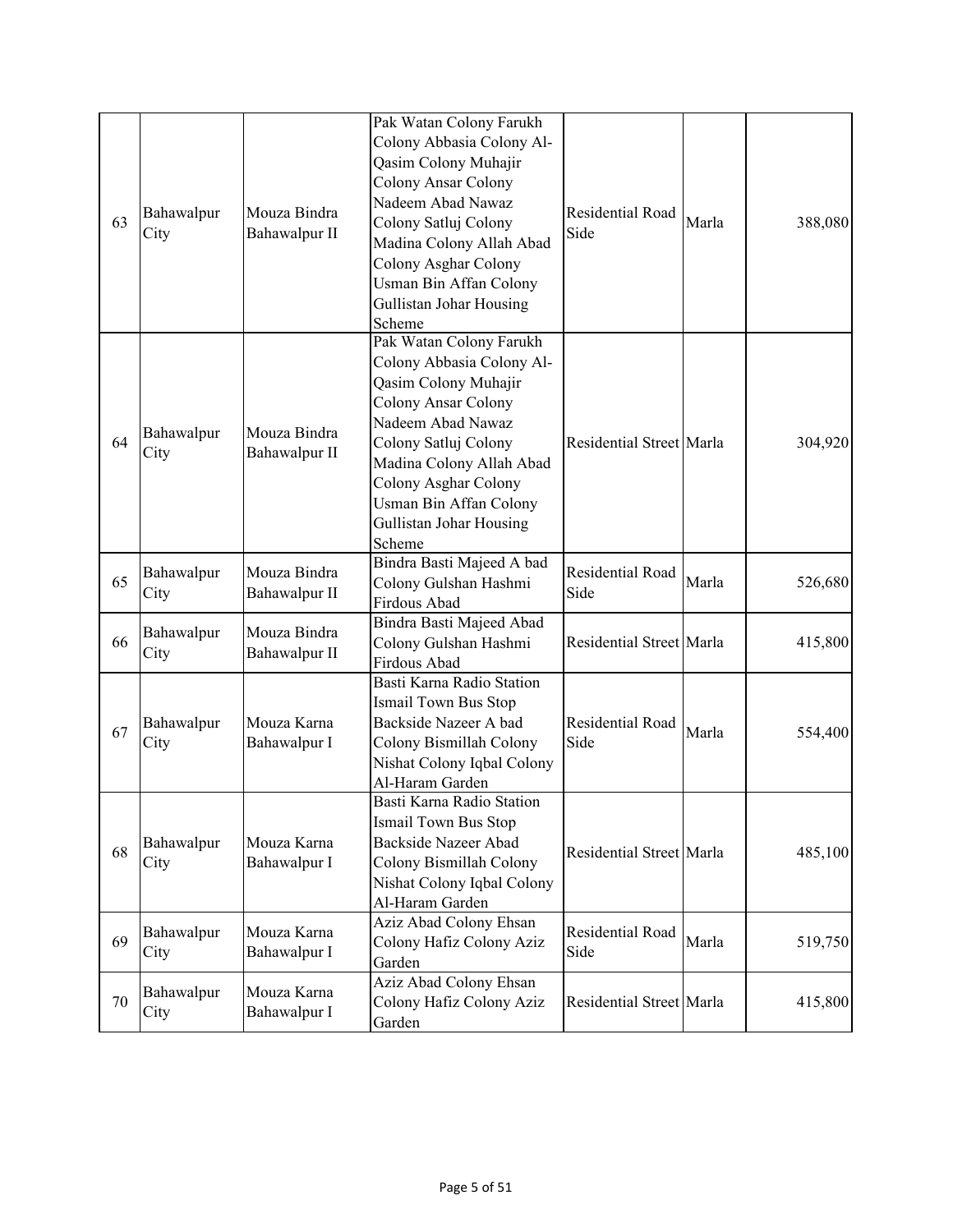| 63 | Bahawalpur City | Mouza Bindra Bahawalpur II | Pak Watan Colony Farukh Colony Abbasia Colony Al-Qasim Colony Muhajir Colony Ansar Colony Nadeem Abad Nawaz Colony Satluj Colony Madina Colony Allah Abad Colony Asghar Colony Usman Bin Affan Colony Gullistan Johar Housing Scheme | Residential Road Side | Marla | 388,080 |
|---|---|---|---|---|---|---|
| 64 | Bahawalpur City | Mouza Bindra Bahawalpur II | Pak Watan Colony Farukh Colony Abbasia Colony Al-Qasim Colony Muhajir Colony Ansar Colony Nadeem Abad Nawaz Colony Satluj Colony Madina Colony Allah Abad Colony Asghar Colony Usman Bin Affan Colony Gullistan Johar Housing Scheme | Residential Street | Marla | 304,920 |
| 65 | Bahawalpur City | Mouza Bindra Bahawalpur II | Bindra Basti Majeed A bad Colony Gulshan Hashmi Firdous Abad | Residential Road Side | Marla | 526,680 |
| 66 | Bahawalpur City | Mouza Bindra Bahawalpur II | Bindra Basti Majeed Abad Colony Gulshan Hashmi Firdous Abad | Residential Street | Marla | 415,800 |
| 67 | Bahawalpur City | Mouza Karna Bahawalpur I | Basti Karna Radio Station Ismail Town Bus Stop Backside Nazeer A bad Colony Bismillah Colony Nishat Colony Iqbal Colony Al-Haram Garden | Residential Road Side | Marla | 554,400 |
| 68 | Bahawalpur City | Mouza Karna Bahawalpur I | Basti Karna Radio Station Ismail Town Bus Stop Backside Nazeer Abad Colony Bismillah Colony Nishat Colony Iqbal Colony Al-Haram Garden | Residential Street | Marla | 485,100 |
| 69 | Bahawalpur City | Mouza Karna Bahawalpur I | Aziz Abad Colony Ehsan Colony Hafiz Colony Aziz Garden | Residential Road Side | Marla | 519,750 |
| 70 | Bahawalpur City | Mouza Karna Bahawalpur I | Aziz Abad Colony Ehsan Colony Hafiz Colony Aziz Garden | Residential Street | Marla | 415,800 |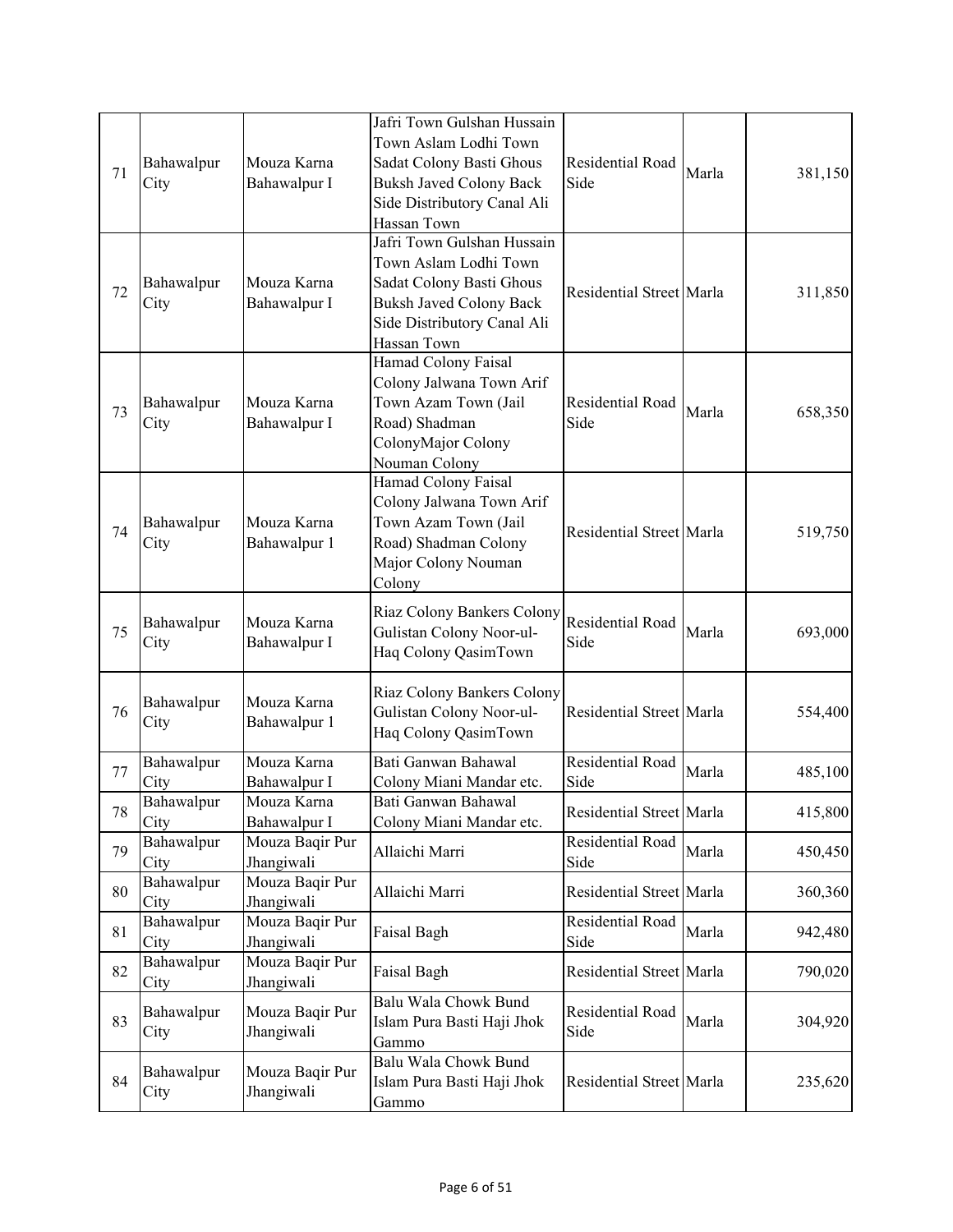| 71 | Bahawalpur City | Mouza Karna Bahawalpur I | Jafri Town Gulshan Hussain Town Aslam Lodhi Town Sadat Colony Basti Ghous Buksh Javed Colony Back Side Distributory Canal Ali Hassan Town | Residential Road Side | Marla | 381,150 |
|---|---|---|---|---|---|---|
| 72 | Bahawalpur City | Mouza Karna Bahawalpur I | Jafri Town Gulshan Hussain Town Aslam Lodhi Town Sadat Colony Basti Ghous Buksh Javed Colony Back Side Distributory Canal Ali Hassan Town | Residential Street | Marla | 311,850 |
| 73 | Bahawalpur City | Mouza Karna Bahawalpur I | Hamad Colony Faisal Colony Jalwana Town Arif Town Azam Town (Jail Road) Shadman ColonyMajor Colony Nouman Colony | Residential Road Side | Marla | 658,350 |
| 74 | Bahawalpur City | Mouza Karna Bahawalpur 1 | Hamad Colony Faisal Colony Jalwana Town Arif Town Azam Town (Jail Road) Shadman Colony Major Colony Nouman Colony | Residential Street | Marla | 519,750 |
| 75 | Bahawalpur City | Mouza Karna Bahawalpur I | Riaz Colony Bankers Colony Gulistan Colony Noor-ul-Haq Colony QasimTown | Residential Road Side | Marla | 693,000 |
| 76 | Bahawalpur City | Mouza Karna Bahawalpur 1 | Riaz Colony Bankers Colony Gulistan Colony Noor-ul-Haq Colony QasimTown | Residential Street | Marla | 554,400 |
| 77 | Bahawalpur City | Mouza Karna Bahawalpur I | Bati Ganwan Bahawal Colony Miani Mandar etc. | Residential Road Side | Marla | 485,100 |
| 78 | Bahawalpur City | Mouza Karna Bahawalpur I | Bati Ganwan Bahawal Colony Miani Mandar etc. | Residential Street | Marla | 415,800 |
| 79 | Bahawalpur City | Mouza Baqir Pur Jhangiwali | Allaichi Marri | Residential Road Side | Marla | 450,450 |
| 80 | Bahawalpur City | Mouza Baqir Pur Jhangiwali | Allaichi Marri | Residential Street | Marla | 360,360 |
| 81 | Bahawalpur City | Mouza Baqir Pur Jhangiwali | Faisal Bagh | Residential Road Side | Marla | 942,480 |
| 82 | Bahawalpur City | Mouza Baqir Pur Jhangiwali | Faisal Bagh | Residential Street | Marla | 790,020 |
| 83 | Bahawalpur City | Mouza Baqir Pur Jhangiwali | Balu Wala Chowk Bund Islam Pura Basti Haji Jhok Gammo | Residential Road Side | Marla | 304,920 |
| 84 | Bahawalpur City | Mouza Baqir Pur Jhangiwali | Balu Wala Chowk Bund Islam Pura Basti Haji Jhok Gammo | Residential Street | Marla | 235,620 |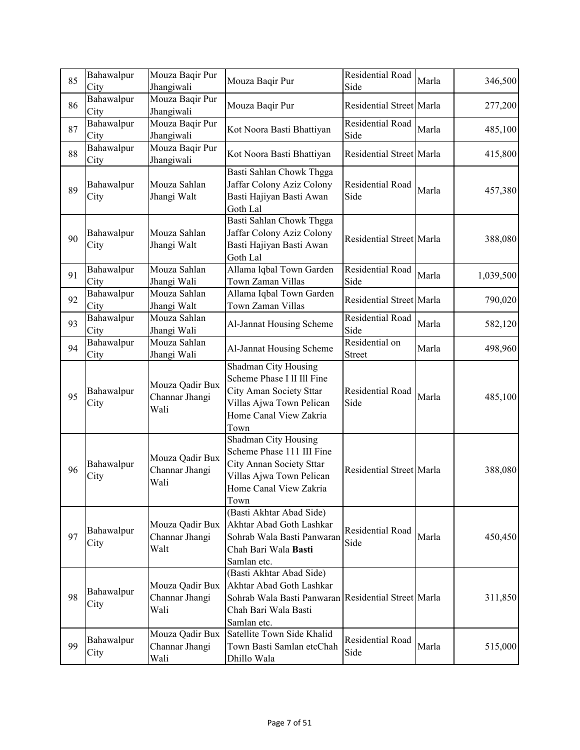| 85 | Bahawalpur City | Mouza Baqir Pur Jhangiwali | Mouza Baqir Pur | Residential Road Side | Marla | 346,500 |
|---|---|---|---|---|---|---|
| 86 | Bahawalpur City | Mouza Baqir Pur Jhangiwali | Mouza Baqir Pur | Residential Street | Marla | 277,200 |
| 87 | Bahawalpur City | Mouza Baqir Pur Jhangiwali | Kot Noora Basti Bhattiyan | Residential Road Side | Marla | 485,100 |
| 88 | Bahawalpur City | Mouza Baqir Pur Jhangiwali | Kot Noora Basti Bhattiyan | Residential Street | Marla | 415,800 |
| 89 | Bahawalpur City | Mouza Sahlan Jhangi Walt | Basti Sahlan Chowk Thgga Jaffar Colony Aziz Colony Basti Hajiyan Basti Awan Goth Lal | Residential Road Side | Marla | 457,380 |
| 90 | Bahawalpur City | Mouza Sahlan Jhangi Walt | Basti Sahlan Chowk Thgga Jaffar Colony Aziz Colony Basti Hajiyan Basti Awan Goth Lal | Residential Street | Marla | 388,080 |
| 91 | Bahawalpur City | Mouza Sahlan Jhangi Wali | Allama lqbal Town Garden Town Zaman Villas | Residential Road Side | Marla | 1,039,500 |
| 92 | Bahawalpur City | Mouza Sahlan Jhangi Walt | Allama Iqbal Town Garden Town Zaman Villas | Residential Street | Marla | 790,020 |
| 93 | Bahawalpur City | Mouza Sahlan Jhangi Wali | Al-Jannat Housing Scheme | Residential Road Side | Marla | 582,120 |
| 94 | Bahawalpur City | Mouza Sahlan Jhangi Wali | Al-Jannat Housing Scheme | Residential on Street | Marla | 498,960 |
| 95 | Bahawalpur City | Mouza Qadir Bux Channar Jhangi Wali | Shadman City Housing Scheme Phase I lI Ill Fine City Aman Society Sttar Villas Ajwa Town Pelican Home Canal View Zakria Town | Residential Road Side | Marla | 485,100 |
| 96 | Bahawalpur City | Mouza Qadir Bux Channar Jhangi Wali | Shadman City Housing Scheme Phase 111 III Fine City Annan Society Sttar Villas Ajwa Town Pelican Home Canal View Zakria Town | Residential Street | Marla | 388,080 |
| 97 | Bahawalpur City | Mouza Qadir Bux Channar Jhangi Walt | (Basti Akhtar Abad Side) Akhtar Abad Goth Lashkar Sohrab Wala Basti Panwaran Chah Bari Wala **Basti** Samlan etc. | Residential Road Side | Marla | 450,450 |
| 98 | Bahawalpur City | Mouza Qadir Bux Channar Jhangi Wali | (Basti Akhtar Abad Side) Akhtar Abad Goth Lashkar Sohrab Wala Basti Panwaran Chah Bari Wala Basti Samlan etc. | Residential Street | Marla | 311,850 |
| 99 | Bahawalpur City | Mouza Qadir Bux Channar Jhangi Wali | Satellite Town Side Khalid Town Basti Samlan etcChah Dhillo Wala | Residential Road Side | Marla | 515,000 |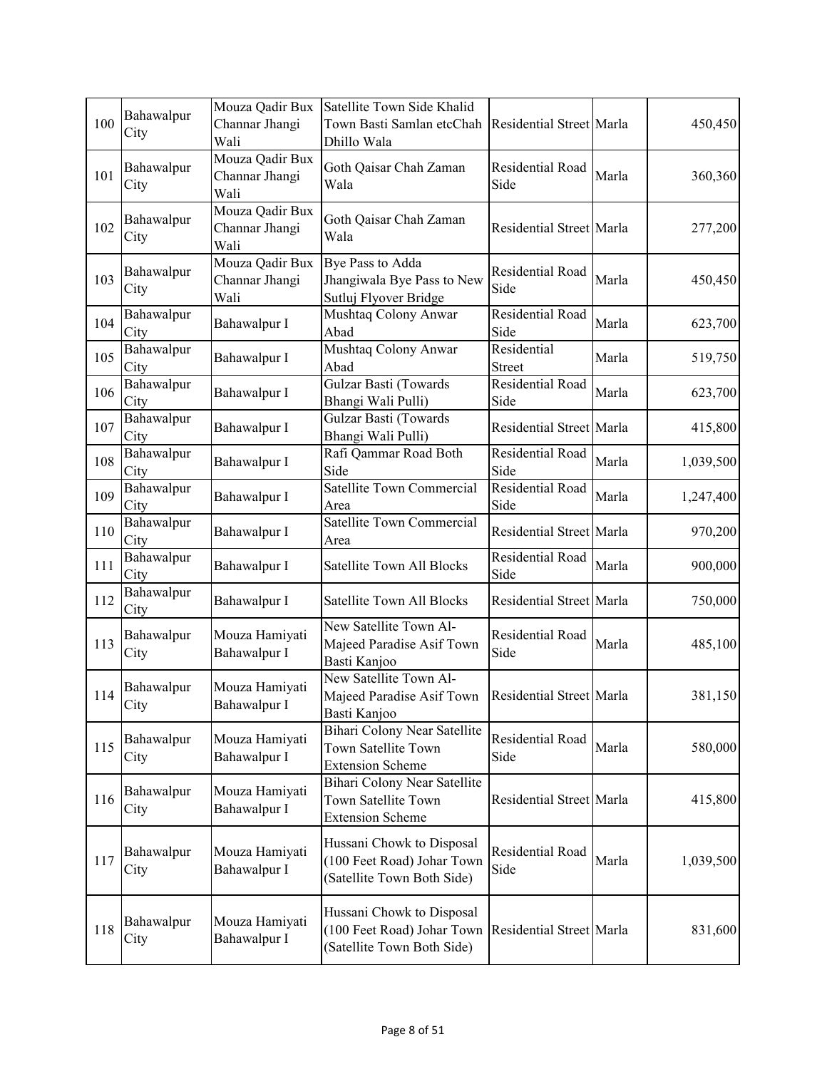| 100 | Bahawalpur City | Mouza Qadir Bux Channar Jhangi Wali | Satellite Town Side Khalid Town Basti Samlan etcChah Dhillo Wala | Residential Street | Marla | 450,450 |
|---|---|---|---|---|---|---|
| 101 | Bahawalpur City | Mouza Qadir Bux Channar Jhangi Wali | Goth Qaisar Chah Zaman Wala | Residential Road Side | Marla | 360,360 |
| 102 | Bahawalpur City | Mouza Qadir Bux Channar Jhangi Wali | Goth Qaisar Chah Zaman Wala | Residential Street | Marla | 277,200 |
| 103 | Bahawalpur City | Mouza Qadir Bux Channar Jhangi Wali | Bye Pass to Adda Jhangiwala Bye Pass to New Sutluj Flyover Bridge | Residential Road Side | Marla | 450,450 |
| 104 | Bahawalpur City | Bahawalpur I | Mushtaq Colony Anwar Abad | Residential Road Side | Marla | 623,700 |
| 105 | Bahawalpur City | Bahawalpur I | Mushtaq Colony Anwar Abad | Residential Street | Marla | 519,750 |
| 106 | Bahawalpur City | Bahawalpur I | Gulzar Basti (Towards Bhangi Wali Pulli) | Residential Road Side | Marla | 623,700 |
| 107 | Bahawalpur City | Bahawalpur I | Gulzar Basti (Towards Bhangi Wali Pulli) | Residential Street | Marla | 415,800 |
| 108 | Bahawalpur City | Bahawalpur I | Rafi Qammar Road Both Side | Residential Road Side | Marla | 1,039,500 |
| 109 | Bahawalpur City | Bahawalpur I | Satellite Town Commercial Area | Residential Road Side | Marla | 1,247,400 |
| 110 | Bahawalpur City | Bahawalpur I | Satellite Town Commercial Area | Residential Street | Marla | 970,200 |
| 111 | Bahawalpur City | Bahawalpur I | Satellite Town All Blocks | Residential Road Side | Marla | 900,000 |
| 112 | Bahawalpur City | Bahawalpur I | Satellite Town All Blocks | Residential Street | Marla | 750,000 |
| 113 | Bahawalpur City | Mouza Hamiyati Bahawalpur I | New Satellite Town Al-Majeed Paradise Asif Town Basti Kanjoo | Residential Road Side | Marla | 485,100 |
| 114 | Bahawalpur City | Mouza Hamiyati Bahawalpur I | New Satellite Town Al-Majeed Paradise Asif Town Basti Kanjoo | Residential Street | Marla | 381,150 |
| 115 | Bahawalpur City | Mouza Hamiyati Bahawalpur I | Bihari Colony Near Satellite Town Satellite Town Extension Scheme | Residential Road Side | Marla | 580,000 |
| 116 | Bahawalpur City | Mouza Hamiyati Bahawalpur I | Bihari Colony Near Satellite Town Satellite Town Extension Scheme | Residential Street | Marla | 415,800 |
| 117 | Bahawalpur City | Mouza Hamiyati Bahawalpur I | Hussani Chowk to Disposal (100 Feet Road) Johar Town (Satellite Town Both Side) | Residential Road Side | Marla | 1,039,500 |
| 118 | Bahawalpur City | Mouza Hamiyati Bahawalpur I | Hussani Chowk to Disposal (100 Feet Road) Johar Town (Satellite Town Both Side) | Residential Street | Marla | 831,600 |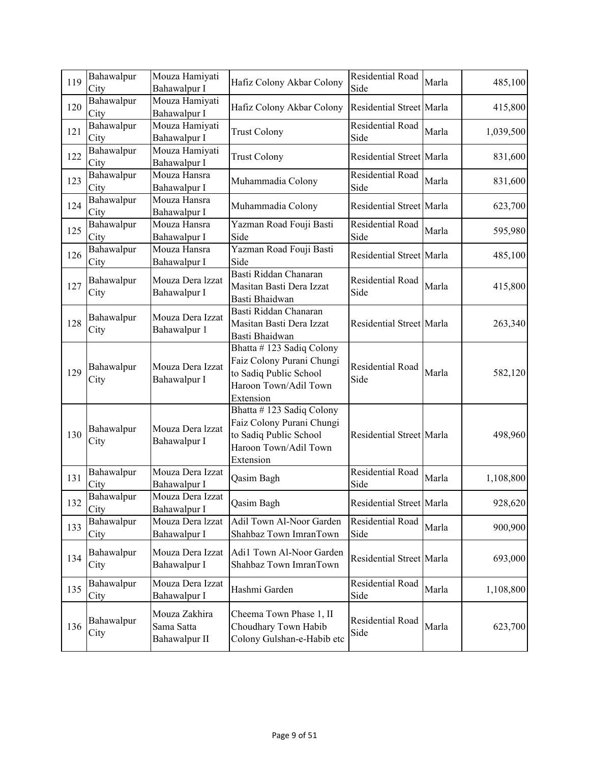| 119 | Bahawalpur City | Mouza Hamiyati Bahawalpur I | Hafiz Colony Akbar Colony | Residential Road Side | Marla | 485,100 |
|---|---|---|---|---|---|---|
| 120 | Bahawalpur City | Mouza Hamiyati Bahawalpur I | Hafiz Colony Akbar Colony | Residential Street | Marla | 415,800 |
| 121 | Bahawalpur City | Mouza Hamiyati Bahawalpur I | Trust Colony | Residential Road Side | Marla | 1,039,500 |
| 122 | Bahawalpur City | Mouza Hamiyati Bahawalpur I | Trust Colony | Residential Street | Marla | 831,600 |
| 123 | Bahawalpur City | Mouza Hansra Bahawalpur I | Muhammadia Colony | Residential Road Side | Marla | 831,600 |
| 124 | Bahawalpur City | Mouza Hansra Bahawalpur I | Muhammadia Colony | Residential Street | Marla | 623,700 |
| 125 | Bahawalpur City | Mouza Hansra Bahawalpur I | Yazman Road Fouji Basti Side | Residential Road Side | Marla | 595,980 |
| 126 | Bahawalpur City | Mouza Hansra Bahawalpur I | Yazman Road Fouji Basti Side | Residential Street | Marla | 485,100 |
| 127 | Bahawalpur City | Mouza Dera lzzat Bahawalpur I | Basti Riddan Chanaran Masitan Basti Dera Izzat Basti Bhaidwan | Residential Road Side | Marla | 415,800 |
| 128 | Bahawalpur City | Mouza Dera Izzat Bahawalpur 1 | Basti Riddan Chanaran Masitan Basti Dera Izzat Basti Bhaidwan | Residential Street | Marla | 263,340 |
| 129 | Bahawalpur City | Mouza Dera Izzat Bahawalpur I | Bhatta # 123 Sadiq Colony Faiz Colony Purani Chungi to Sadiq Public School Haroon Town/Adil Town Extension | Residential Road Side | Marla | 582,120 |
| 130 | Bahawalpur City | Mouza Dera lzzat Bahawalpur I | Bhatta # 123 Sadiq Colony Faiz Colony Purani Chungi to Sadiq Public School Haroon Town/Adil Town Extension | Residential Street | Marla | 498,960 |
| 131 | Bahawalpur City | Mouza Dera Izzat Bahawalpur I | Qasim Bagh | Residential Road Side | Marla | 1,108,800 |
| 132 | Bahawalpur City | Mouza Dera Izzat Bahawalpur I | Qasim Bagh | Residential Street | Marla | 928,620 |
| 133 | Bahawalpur City | Mouza Dera lzzat Bahawalpur I | Adil Town Al-Noor Garden Shahbaz Town ImranTown | Residential Road Side | Marla | 900,900 |
| 134 | Bahawalpur City | Mouza Dera Izzat Bahawalpur I | Adi1 Town Al-Noor Garden Shahbaz Town ImranTown | Residential Street | Marla | 693,000 |
| 135 | Bahawalpur City | Mouza Dera Izzat Bahawalpur I | Hashmi Garden | Residential Road Side | Marla | 1,108,800 |
| 136 | Bahawalpur City | Mouza Zakhira Sama Satta Bahawalpur II | Cheema Town Phase 1, II Choudhary Town Habib Colony Gulshan-e-Habib etc | Residential Road Side | Marla | 623,700 |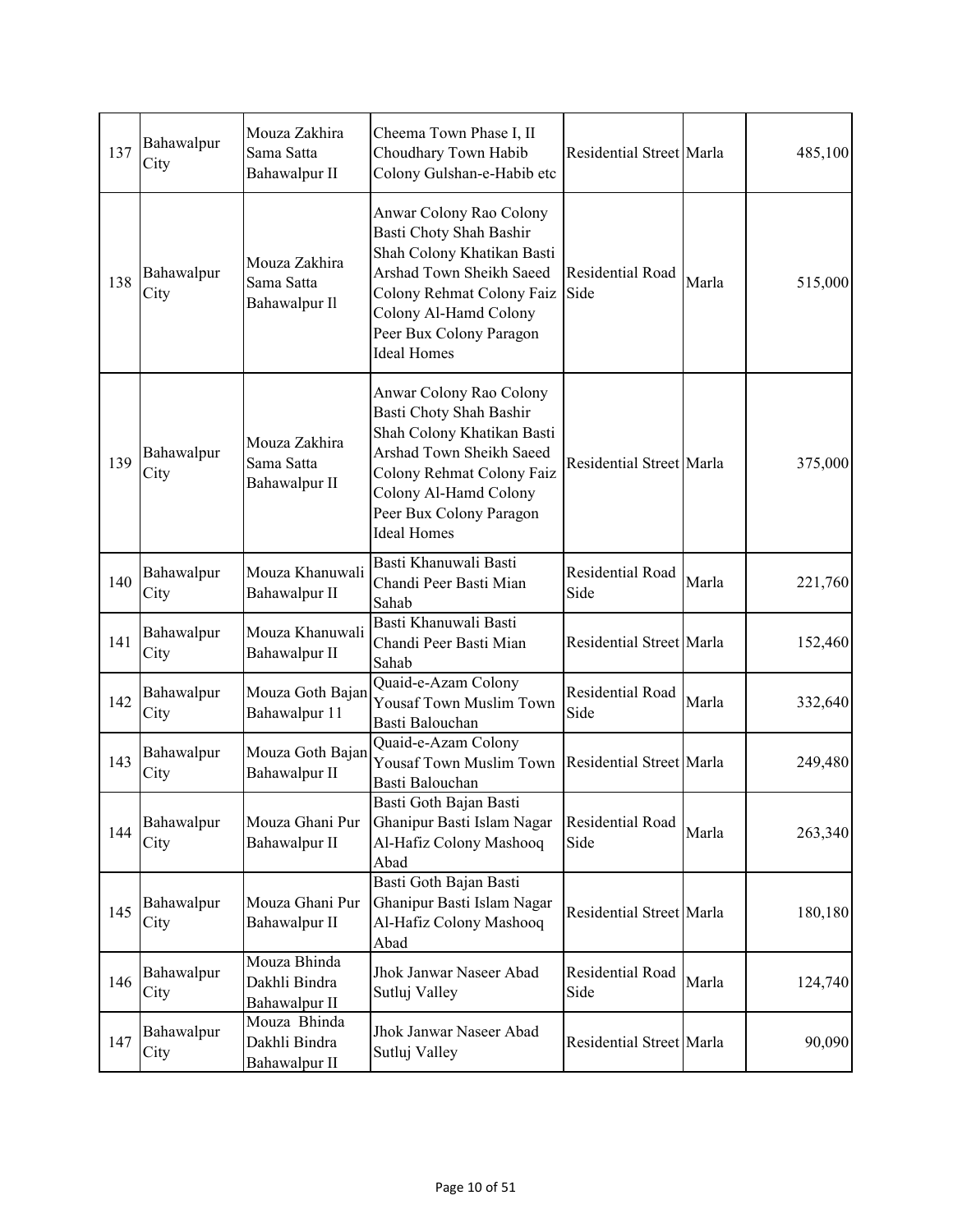| 137 | Bahawalpur City | Mouza Zakhira Sama Satta Bahawalpur II | Cheema Town Phase I, II Choudhary Town Habib Colony Gulshan-e-Habib etc | Residential Street | Marla | 485,100 |
|---|---|---|---|---|---|---|
| 138 | Bahawalpur City | Mouza Zakhira Sama Satta Bahawalpur Il | Anwar Colony Rao Colony Basti Choty Shah Bashir Shah Colony Khatikan Basti Arshad Town Sheikh Saeed Colony Rehmat Colony Faiz Colony Al-Hamd Colony Peer Bux Colony Paragon Ideal Homes | Residential Road Side | Marla | 515,000 |
| 139 | Bahawalpur City | Mouza Zakhira Sama Satta Bahawalpur II | Anwar Colony Rao Colony Basti Choty Shah Bashir Shah Colony Khatikan Basti Arshad Town Sheikh Saeed Colony Rehmat Colony Faiz Colony Al-Hamd Colony Peer Bux Colony Paragon Ideal Homes | Residential Street | Marla | 375,000 |
| 140 | Bahawalpur City | Mouza Khanuwali Bahawalpur II | Basti Khanuwali Basti Chandi Peer Basti Mian Sahab | Residential Road Side | Marla | 221,760 |
| 141 | Bahawalpur City | Mouza Khanuwali Bahawalpur II | Basti Khanuwali Basti Chandi Peer Basti Mian Sahab | Residential Street | Marla | 152,460 |
| 142 | Bahawalpur City | Mouza Goth Bajan Bahawalpur 11 | Quaid-e-Azam Colony Yousaf Town Muslim Town Basti Balouchan | Residential Road Side | Marla | 332,640 |
| 143 | Bahawalpur City | Mouza Goth Bajan Bahawalpur II | Quaid-e-Azam Colony Yousaf Town Muslim Town Basti Balouchan | Residential Street | Marla | 249,480 |
| 144 | Bahawalpur City | Mouza Ghani Pur Bahawalpur II | Basti Goth Bajan Basti Ghanipur Basti Islam Nagar Al-Hafiz Colony Mashooq Abad | Residential Road Side | Marla | 263,340 |
| 145 | Bahawalpur City | Mouza Ghani Pur Bahawalpur II | Basti Goth Bajan Basti Ghanipur Basti Islam Nagar Al-Hafiz Colony Mashooq Abad | Residential Street | Marla | 180,180 |
| 146 | Bahawalpur City | Mouza Bhinda Dakhli Bindra Bahawalpur II | Jhok Janwar Naseer Abad Sutluj Valley | Residential Road Side | Marla | 124,740 |
| 147 | Bahawalpur City | Mouza Bhinda Dakhli Bindra Bahawalpur II | Jhok Janwar Naseer Abad Sutluj Valley | Residential Street | Marla | 90,090 |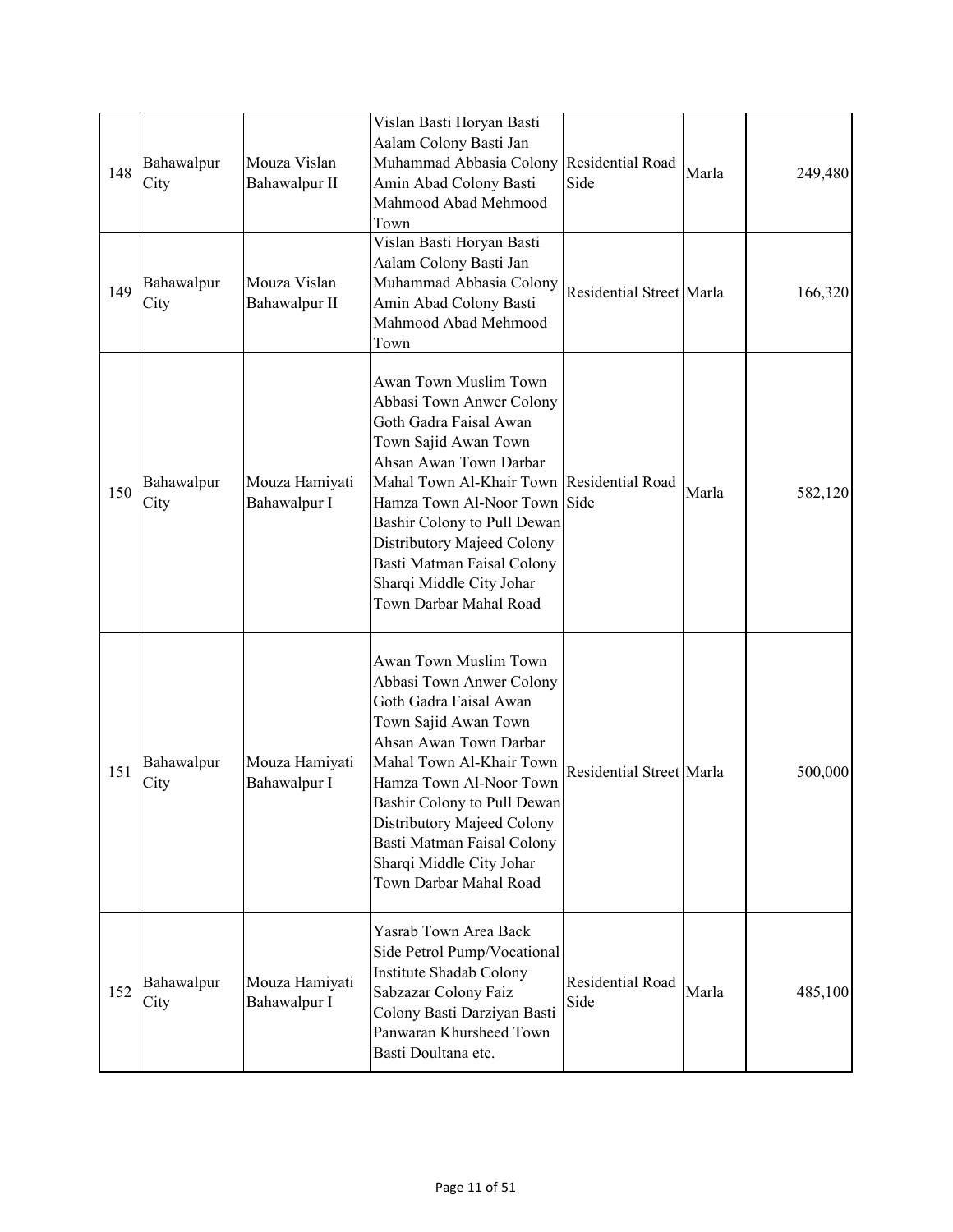| 148 | Bahawalpur City | Mouza Vislan Bahawalpur II | Vislan Basti Horyan Basti Aalam Colony Basti Jan Muhammad Abbasia Colony Amin Abad Colony Basti Mahmood Abad Mehmood Town | Residential Road Side | Marla | 249,480 |
|---|---|---|---|---|---|---|
| 149 | Bahawalpur City | Mouza Vislan Bahawalpur II | Vislan Basti Horyan Basti Aalam Colony Basti Jan Muhammad Abbasia Colony Amin Abad Colony Basti Mahmood Abad Mehmood Town | Residential Street | Marla | 166,320 |
| 150 | Bahawalpur City | Mouza Hamiyati Bahawalpur I | Awan Town Muslim Town Abbasi Town Anwer Colony Goth Gadra Faisal Awan Town Sajid Awan Town Ahsan Awan Town Darbar Mahal Town Al-Khair Town Hamza Town Al-Noor Town Bashir Colony to Pull Dewan Distributory Majeed Colony Basti Matman Faisal Colony Sharqi Middle City Johar Town Darbar Mahal Road | Residential Road Side | Marla | 582,120 |
| 151 | Bahawalpur City | Mouza Hamiyati Bahawalpur I | Awan Town Muslim Town Abbasi Town Anwer Colony Goth Gadra Faisal Awan Town Sajid Awan Town Ahsan Awan Town Darbar Mahal Town Al-Khair Town Hamza Town Al-Noor Town Bashir Colony to Pull Dewan Distributory Majeed Colony Basti Matman Faisal Colony Sharqi Middle City Johar Town Darbar Mahal Road | Residential Street | Marla | 500,000 |
| 152 | Bahawalpur City | Mouza Hamiyati Bahawalpur I | Yasrab Town Area Back Side Petrol Pump/Vocational Institute Shadab Colony Sabzazar Colony Faiz Colony Basti Darziyan Basti Panwaran Khursheed Town Basti Doultana etc. | Residential Road Side | Marla | 485,100 |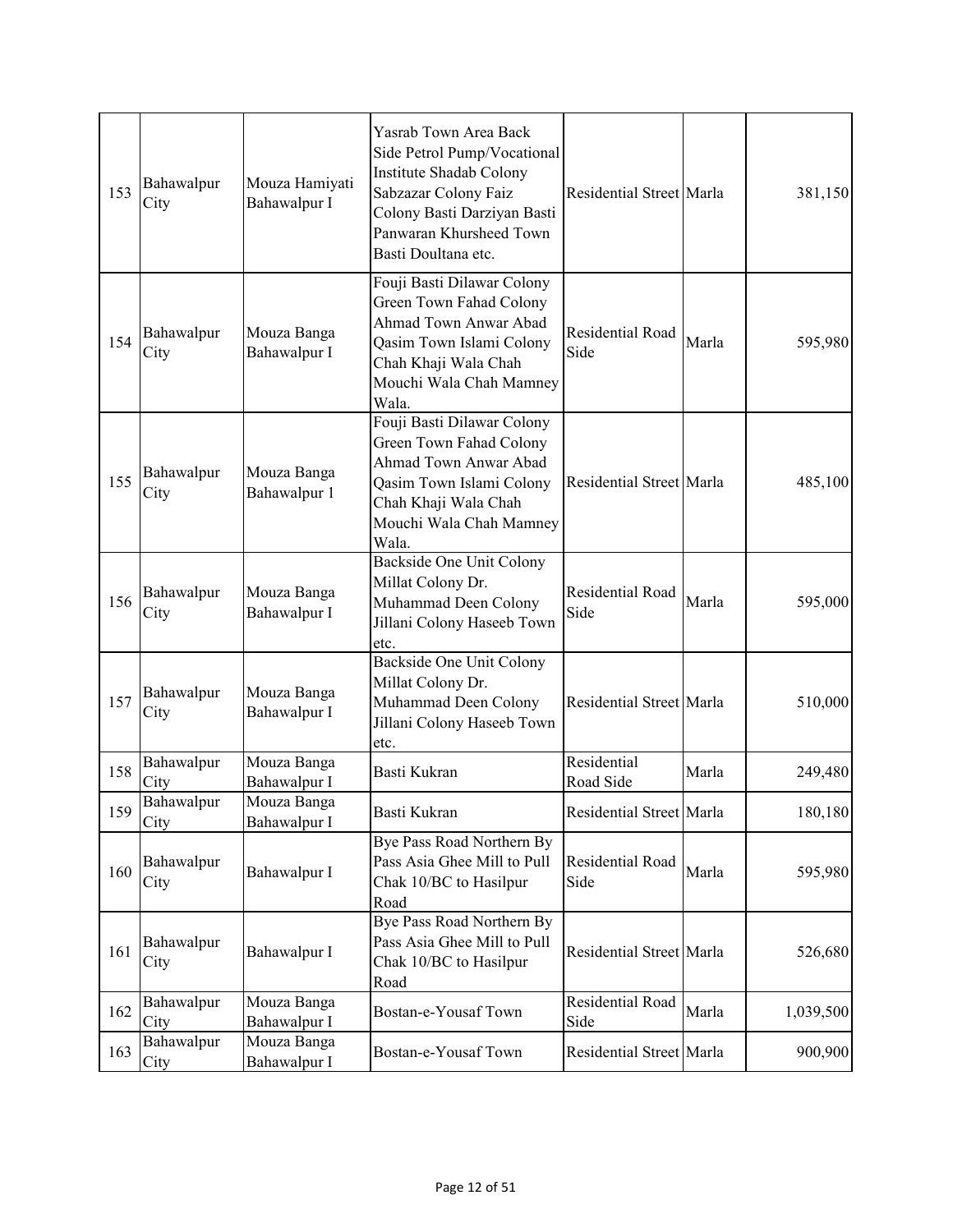| 153 | Bahawalpur City | Mouza Hamiyati Bahawalpur I | Yasrab Town Area Back Side Petrol Pump/Vocational Institute Shadab Colony Sabzazar Colony Faiz Colony Basti Darziyan Basti Panwaran Khursheed Town Basti Doultana etc. | Residential Street | Marla | 381,150 |
|---|---|---|---|---|---|---|
| 154 | Bahawalpur City | Mouza Banga Bahawalpur I | Fouji Basti Dilawar Colony Green Town Fahad Colony Ahmad Town Anwar Abad Qasim Town Islami Colony Chah Khaji Wala Chah Mouchi Wala Chah Mamney Wala. | Residential Road Side | Marla | 595,980 |
| 155 | Bahawalpur City | Mouza Banga Bahawalpur 1 | Fouji Basti Dilawar Colony Green Town Fahad Colony Ahmad Town Anwar Abad Qasim Town Islami Colony Chah Khaji Wala Chah Mouchi Wala Chah Mamney Wala. | Residential Street | Marla | 485,100 |
| 156 | Bahawalpur City | Mouza Banga Bahawalpur I | Backside One Unit Colony Millat Colony Dr. Muhammad Deen Colony Jillani Colony Haseeb Town etc. | Residential Road Side | Marla | 595,000 |
| 157 | Bahawalpur City | Mouza Banga Bahawalpur I | Backside One Unit Colony Millat Colony Dr. Muhammad Deen Colony Jillani Colony Haseeb Town etc. | Residential Street | Marla | 510,000 |
| 158 | Bahawalpur City | Mouza Banga Bahawalpur I | Basti Kukran | Residential Road Side | Marla | 249,480 |
| 159 | Bahawalpur City | Mouza Banga Bahawalpur I | Basti Kukran | Residential Street | Marla | 180,180 |
| 160 | Bahawalpur City | Bahawalpur I | Bye Pass Road Northern By Pass Asia Ghee Mill to Pull Chak 10/BC to Hasilpur Road | Residential Road Side | Marla | 595,980 |
| 161 | Bahawalpur City | Bahawalpur I | Bye Pass Road Northern By Pass Asia Ghee Mill to Pull Chak 10/BC to Hasilpur Road | Residential Street | Marla | 526,680 |
| 162 | Bahawalpur City | Mouza Banga Bahawalpur I | Bostan-e-Yousaf Town | Residential Road Side | Marla | 1,039,500 |
| 163 | Bahawalpur City | Mouza Banga Bahawalpur I | Bostan-e-Yousaf Town | Residential Street | Marla | 900,900 |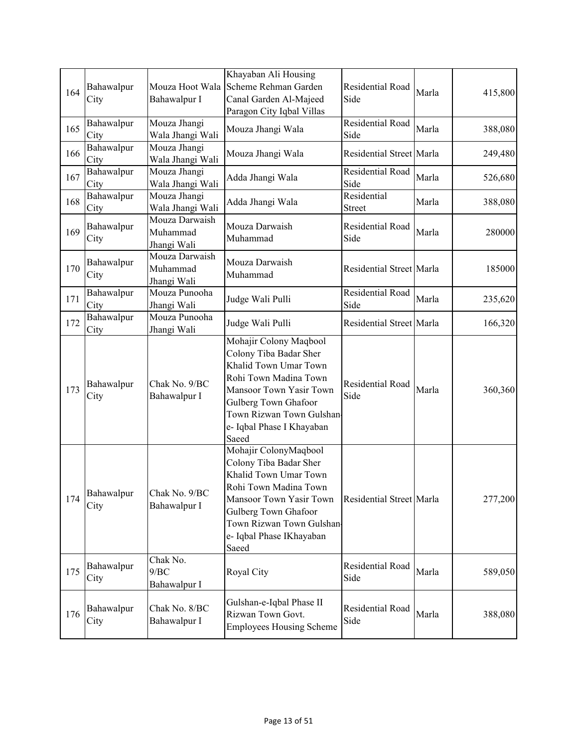| 164 | Bahawalpur City | Mouza Hoot Wala Bahawalpur I | Khayaban Ali Housing Scheme Rehman Garden Canal Garden Al-Majeed Paragon City Iqbal Villas | Residential Road Side | Marla | 415,800 |
|---|---|---|---|---|---|---|
| 165 | Bahawalpur City | Mouza Jhangi Wala Jhangi Wali | Mouza Jhangi Wala | Residential Road Side | Marla | 388,080 |
| 166 | Bahawalpur City | Mouza Jhangi Wala Jhangi Wali | Mouza Jhangi Wala | Residential Street | Marla | 249,480 |
| 167 | Bahawalpur City | Mouza Jhangi Wala Jhangi Wali | Adda Jhangi Wala | Residential Road Side | Marla | 526,680 |
| 168 | Bahawalpur City | Mouza Jhangi Wala Jhangi Wali | Adda Jhangi Wala | Residential Street | Marla | 388,080 |
| 169 | Bahawalpur City | Mouza Darwaish Muhammad Jhangi Wali | Mouza Darwaish Muhammad | Residential Road Side | Marla | 280000 |
| 170 | Bahawalpur City | Mouza Darwaish Muhammad Jhangi Wali | Mouza Darwaish Muhammad | Residential Street | Marla | 185000 |
| 171 | Bahawalpur City | Mouza Punooha Jhangi Wali | Judge Wali Pulli | Residential Road Side | Marla | 235,620 |
| 172 | Bahawalpur City | Mouza Punooha Jhangi Wali | Judge Wali Pulli | Residential Street | Marla | 166,320 |
| 173 | Bahawalpur City | Chak No. 9/BC Bahawalpur I | Mohajir Colony Maqbool Colony Tiba Badar Sher Khalid Town Umar Town Rohi Town Madina Town Mansoor Town Yasir Town Gulberg Town Ghafoor Town Rizwan Town Gulshan-e- Iqbal Phase I Khayaban Saeed | Residential Road Side | Marla | 360,360 |
| 174 | Bahawalpur City | Chak No. 9/BC Bahawalpur I | Mohajir ColonyMaqbool Colony Tiba Badar Sher Khalid Town Umar Town Rohi Town Madina Town Mansoor Town Yasir Town Gulberg Town Ghafoor Town Rizwan Town Gulshan-e- Iqbal Phase IKhayaban Saeed | Residential Street | Marla | 277,200 |
| 175 | Bahawalpur City | Chak No. 9/BC Bahawalpur I | Royal City | Residential Road Side | Marla | 589,050 |
| 176 | Bahawalpur City | Chak No. 8/BC Bahawalpur I | Gulshan-e-Iqbal Phase II Rizwan Town Govt. Employees Housing Scheme | Residential Road Side | Marla | 388,080 |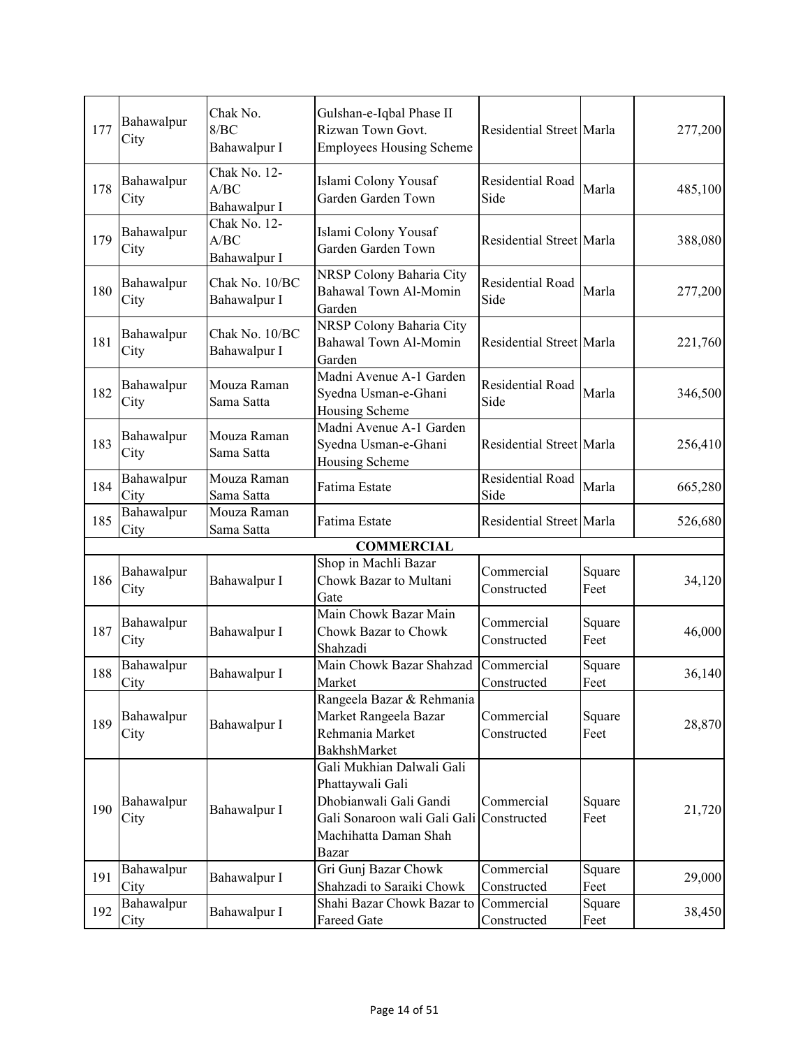| | | | | | | |
|---|---|---|---|---|---|---|
| 177 | Bahawalpur City | Chak No. 8/BC Bahawalpur I | Gulshan-e-Iqbal Phase II Rizwan Town Govt. Employees Housing Scheme | Residential Street | Marla | 277,200 |
| 178 | Bahawalpur City | Chak No. 12-A/BC Bahawalpur I | Islami Colony Yousaf Garden Garden Town | Residential Road Side | Marla | 485,100 |
| 179 | Bahawalpur City | Chak No. 12-A/BC Bahawalpur I | Islami Colony Yousaf Garden Garden Town | Residential Street | Marla | 388,080 |
| 180 | Bahawalpur City | Chak No. 10/BC Bahawalpur I | NRSP Colony Baharia City Bahawal Town Al-Momin Garden | Residential Road Side | Marla | 277,200 |
| 181 | Bahawalpur City | Chak No. 10/BC Bahawalpur I | NRSP Colony Baharia City Bahawal Town Al-Momin Garden | Residential Street | Marla | 221,760 |
| 182 | Bahawalpur City | Mouza Raman Sama Satta | Madni Avenue A-1 Garden Syedna Usman-e-Ghani Housing Scheme | Residential Road Side | Marla | 346,500 |
| 183 | Bahawalpur City | Mouza Raman Sama Satta | Madni Avenue A-1 Garden Syedna Usman-e-Ghani Housing Scheme | Residential Street | Marla | 256,410 |
| 184 | Bahawalpur City | Mouza Raman Sama Satta | Fatima Estate | Residential Road Side | Marla | 665,280 |
| 185 | Bahawalpur City | Mouza Raman Sama Satta | Fatima Estate | Residential Street | Marla | 526,680 |
| | | | **COMMERCIAL** | | | |
| 186 | Bahawalpur City | Bahawalpur I | Shop in Machli Bazar Chowk Bazar to Multani Gate | Commercial Constructed | Square Feet | 34,120 |
| 187 | Bahawalpur City | Bahawalpur I | Main Chowk Bazar Main Chowk Bazar to Chowk Shahzadi | Commercial Constructed | Square Feet | 46,000 |
| 188 | Bahawalpur City | Bahawalpur I | Main Chowk Bazar Shahzad Market | Commercial Constructed | Square Feet | 36,140 |
| 189 | Bahawalpur City | Bahawalpur I | Rangeela Bazar & Rehmania Market Rangeela Bazar Rehmania Market BakhshMarket | Commercial Constructed | Square Feet | 28,870 |
| 190 | Bahawalpur City | Bahawalpur I | Gali Mukhian Dalwali Gali Phattaywali Gali Dhobianwali Gali Gandi Gali Sonaroon wali Gali Gali Machihatta Daman Shah Bazar | Commercial Constructed | Square Feet | 21,720 |
| 191 | Bahawalpur City | Bahawalpur I | Gri Gunj Bazar Chowk Shahzadi to Saraiki Chowk | Commercial Constructed | Square Feet | 29,000 |
| 192 | Bahawalpur City | Bahawalpur I | Shahi Bazar Chowk Bazar to Fareed Gate | Commercial Constructed | Square Feet | 38,450 |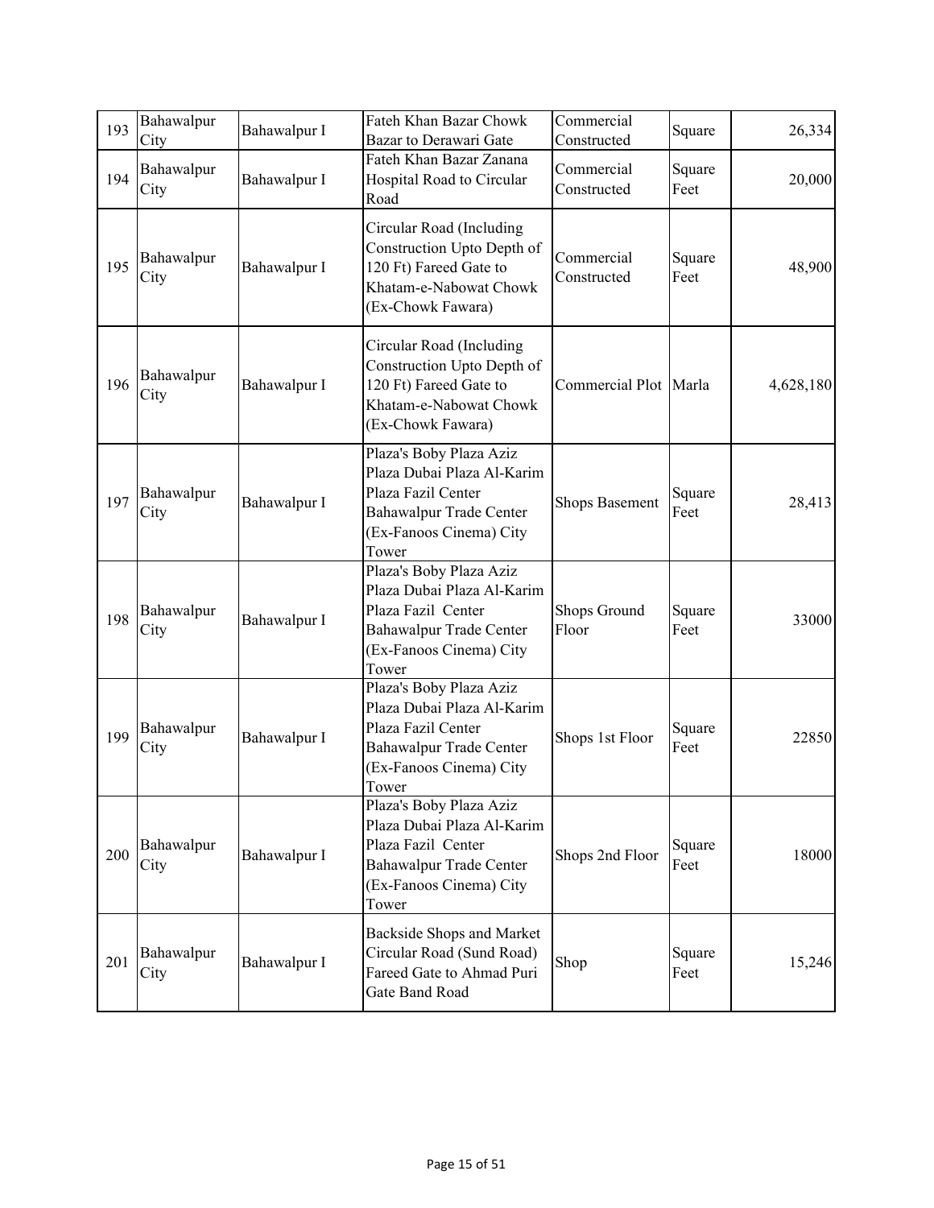| 193 | Bahawalpur City | Bahawalpur I | Fateh Khan Bazar Chowk Bazar to Derawari Gate | Commercial Constructed | Square | 26,334 |
|---|---|---|---|---|---|---|
| 194 | Bahawalpur City | Bahawalpur I | Fateh Khan Bazar Zanana Hospital Road to Circular Road | Commercial Constructed | Square Feet | 20,000 |
| 195 | Bahawalpur City | Bahawalpur I | Circular Road (Including Construction Upto Depth of 120 Ft) Fareed Gate to Khatam-e-Nabowat Chowk (Ex-Chowk Fawara) | Commercial Constructed | Square Feet | 48,900 |
| 196 | Bahawalpur City | Bahawalpur I | Circular Road (Including Construction Upto Depth of 120 Ft) Fareed Gate to Khatam-e-Nabowat Chowk (Ex-Chowk Fawara) | Commercial Plot | Marla | 4,628,180 |
| 197 | Bahawalpur City | Bahawalpur I | Plaza's Boby Plaza Aziz Plaza Dubai Plaza Al-Karim Plaza Fazil Center Bahawalpur Trade Center (Ex-Fanoos Cinema) City Tower | Shops Basement | Square Feet | 28,413 |
| 198 | Bahawalpur City | Bahawalpur I | Plaza's Boby Plaza Aziz Plaza Dubai Plaza Al-Karim Plaza Fazil Center Bahawalpur Trade Center (Ex-Fanoos Cinema) City Tower | Shops Ground Floor | Square Feet | 33000 |
| 199 | Bahawalpur City | Bahawalpur I | Plaza's Boby Plaza Aziz Plaza Dubai Plaza Al-Karim Plaza Fazil Center Bahawalpur Trade Center (Ex-Fanoos Cinema) City Tower | Shops 1st Floor | Square Feet | 22850 |
| 200 | Bahawalpur City | Bahawalpur I | Plaza's Boby Plaza Aziz Plaza Dubai Plaza Al-Karim Plaza Fazil Center Bahawalpur Trade Center (Ex-Fanoos Cinema) City Tower | Shops 2nd Floor | Square Feet | 18000 |
| 201 | Bahawalpur City | Bahawalpur I | Backside Shops and Market Circular Road (Sund Road) Fareed Gate to Ahmad Puri Gate Band Road | Shop | Square Feet | 15,246 |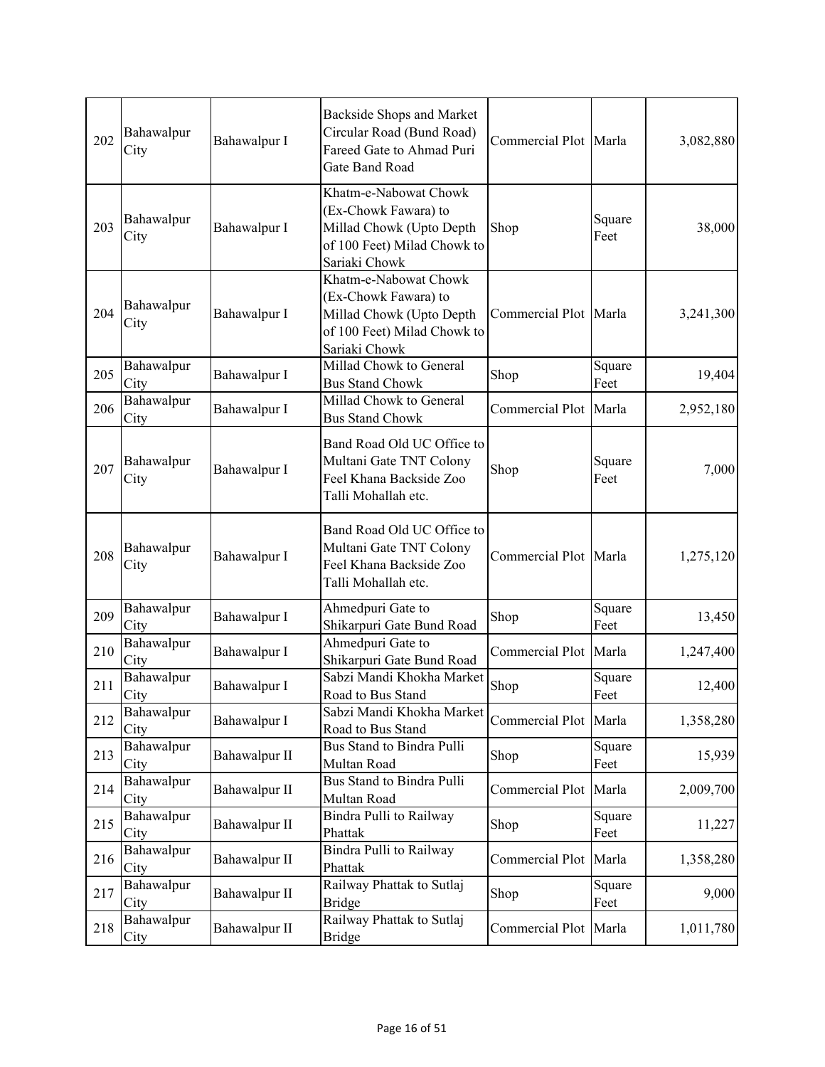| 202 | Bahawalpur City | Bahawalpur I | Backside Shops and Market Circular Road (Bund Road) Fareed Gate to Ahmad Puri Gate Band Road | Commercial Plot | Marla | 3,082,880 |
|---|---|---|---|---|---|---|
| 203 | Bahawalpur City | Bahawalpur I | Khatm-e-Nabowat Chowk (Ex-Chowk Fawara) to Millad Chowk (Upto Depth of 100 Feet) Milad Chowk to Sariaki Chowk | Shop | Square Feet | 38,000 |
| 204 | Bahawalpur City | Bahawalpur I | Khatm-e-Nabowat Chowk (Ex-Chowk Fawara) to Millad Chowk (Upto Depth of 100 Feet) Milad Chowk to Sariaki Chowk | Commercial Plot | Marla | 3,241,300 |
| 205 | Bahawalpur City | Bahawalpur I | Millad Chowk to General Bus Stand Chowk | Shop | Square Feet | 19,404 |
| 206 | Bahawalpur City | Bahawalpur I | Millad Chowk to General Bus Stand Chowk | Commercial Plot | Marla | 2,952,180 |
| 207 | Bahawalpur City | Bahawalpur I | Band Road Old UC Office to Multani Gate TNT Colony Feel Khana Backside Zoo Talli Mohallah etc. | Shop | Square Feet | 7,000 |
| 208 | Bahawalpur City | Bahawalpur I | Band Road Old UC Office to Multani Gate TNT Colony Feel Khana Backside Zoo Talli Mohallah etc. | Commercial Plot | Marla | 1,275,120 |
| 209 | Bahawalpur City | Bahawalpur I | Ahmedpuri Gate to Shikarpuri Gate Bund Road | Shop | Square Feet | 13,450 |
| 210 | Bahawalpur City | Bahawalpur I | Ahmedpuri Gate to Shikarpuri Gate Bund Road | Commercial Plot | Marla | 1,247,400 |
| 211 | Bahawalpur City | Bahawalpur I | Sabzi Mandi Khokha Market Road to Bus Stand | Shop | Square Feet | 12,400 |
| 212 | Bahawalpur City | Bahawalpur I | Sabzi Mandi Khokha Market Road to Bus Stand | Commercial Plot | Marla | 1,358,280 |
| 213 | Bahawalpur City | Bahawalpur II | Bus Stand to Bindra Pulli Multan Road | Shop | Square Feet | 15,939 |
| 214 | Bahawalpur City | Bahawalpur II | Bus Stand to Bindra Pulli Multan Road | Commercial Plot | Marla | 2,009,700 |
| 215 | Bahawalpur City | Bahawalpur II | Bindra Pulli to Railway Phattak | Shop | Square Feet | 11,227 |
| 216 | Bahawalpur City | Bahawalpur II | Bindra Pulli to Railway Phattak | Commercial Plot | Marla | 1,358,280 |
| 217 | Bahawalpur City | Bahawalpur II | Railway Phattak to Sutlaj Bridge | Shop | Square Feet | 9,000 |
| 218 | Bahawalpur City | Bahawalpur II | Railway Phattak to Sutlaj Bridge | Commercial Plot | Marla | 1,011,780 |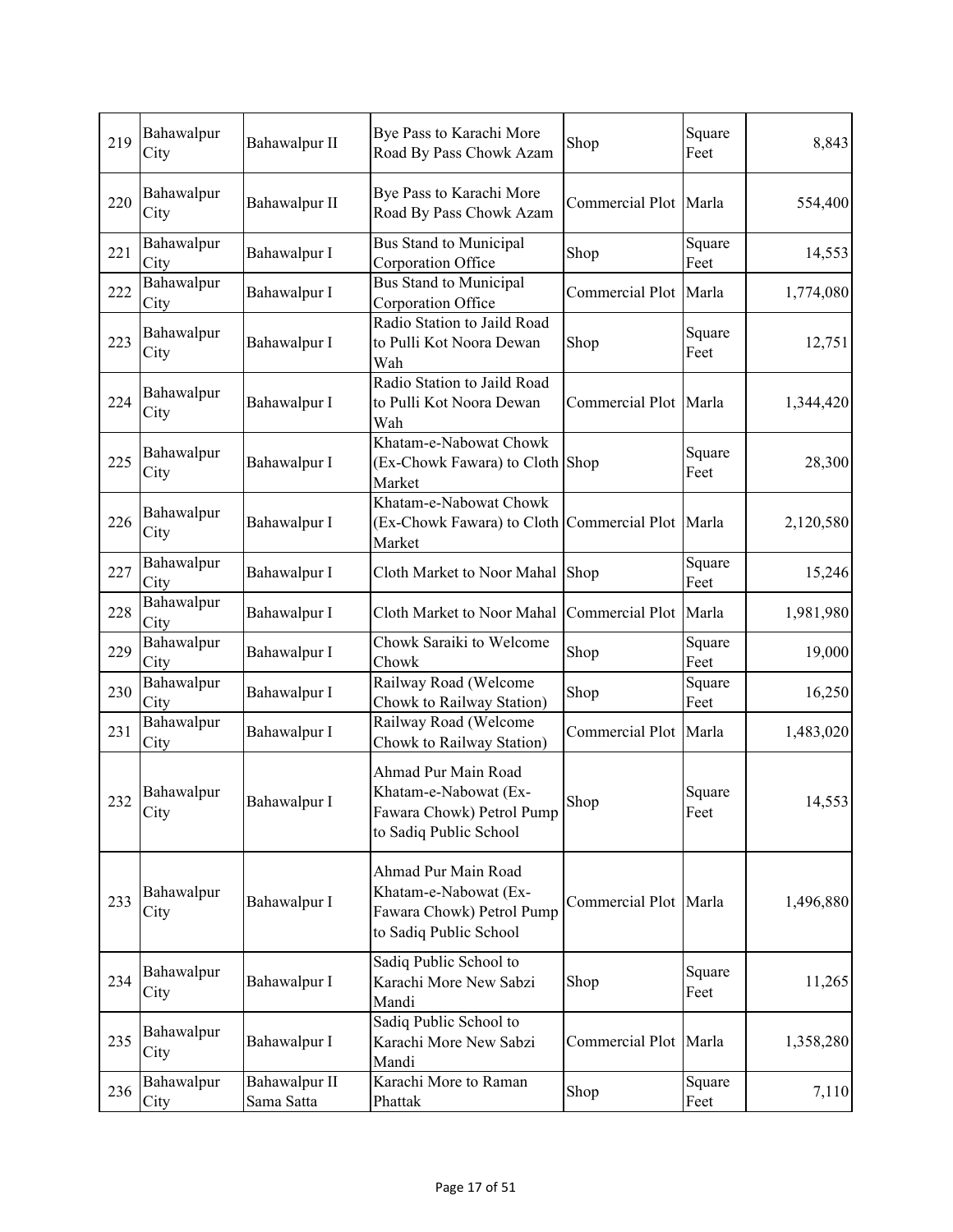| | | | | | | |
|---|---|---|---|---|---|---|
| 219 | Bahawalpur City | Bahawalpur II | Bye Pass to Karachi More Road By Pass Chowk Azam | Shop | Square Feet | 8,843 |
| 220 | Bahawalpur City | Bahawalpur II | Bye Pass to Karachi More Road By Pass Chowk Azam | Commercial Plot | Marla | 554,400 |
| 221 | Bahawalpur City | Bahawalpur I | Bus Stand to Municipal Corporation Office | Shop | Square Feet | 14,553 |
| 222 | Bahawalpur City | Bahawalpur I | Bus Stand to Municipal Corporation Office | Commercial Plot | Marla | 1,774,080 |
| 223 | Bahawalpur City | Bahawalpur I | Radio Station to Jaild Road to Pulli Kot Noora Dewan Wah | Shop | Square Feet | 12,751 |
| 224 | Bahawalpur City | Bahawalpur I | Radio Station to Jaild Road to Pulli Kot Noora Dewan Wah | Commercial Plot | Marla | 1,344,420 |
| 225 | Bahawalpur City | Bahawalpur I | Khatam-e-Nabowat Chowk (Ex-Chowk Fawara) to Cloth Market | Shop | Square Feet | 28,300 |
| 226 | Bahawalpur City | Bahawalpur I | Khatam-e-Nabowat Chowk (Ex-Chowk Fawara) to Cloth Market | Commercial Plot | Marla | 2,120,580 |
| 227 | Bahawalpur City | Bahawalpur I | Cloth Market to Noor Mahal | Shop | Square Feet | 15,246 |
| 228 | Bahawalpur City | Bahawalpur I | Cloth Market to Noor Mahal | Commercial Plot | Marla | 1,981,980 |
| 229 | Bahawalpur City | Bahawalpur I | Chowk Saraiki to Welcome Chowk | Shop | Square Feet | 19,000 |
| 230 | Bahawalpur City | Bahawalpur I | Railway Road (Welcome Chowk to Railway Station) | Shop | Square Feet | 16,250 |
| 231 | Bahawalpur City | Bahawalpur I | Railway Road (Welcome Chowk to Railway Station) | Commercial Plot | Marla | 1,483,020 |
| 232 | Bahawalpur City | Bahawalpur I | Ahmad Pur Main Road Khatam-e-Nabowat (Ex-Fawara Chowk) Petrol Pump to Sadiq Public School | Shop | Square Feet | 14,553 |
| 233 | Bahawalpur City | Bahawalpur I | Ahmad Pur Main Road Khatam-e-Nabowat (Ex-Fawara Chowk) Petrol Pump to Sadiq Public School | Commercial Plot | Marla | 1,496,880 |
| 234 | Bahawalpur City | Bahawalpur I | Sadiq Public School to Karachi More New Sabzi Mandi | Shop | Square Feet | 11,265 |
| 235 | Bahawalpur City | Bahawalpur I | Sadiq Public School to Karachi More New Sabzi Mandi | Commercial Plot | Marla | 1,358,280 |
| 236 | Bahawalpur City | Bahawalpur II Sama Satta | Karachi More to Raman Phattak | Shop | Square Feet | 7,110 |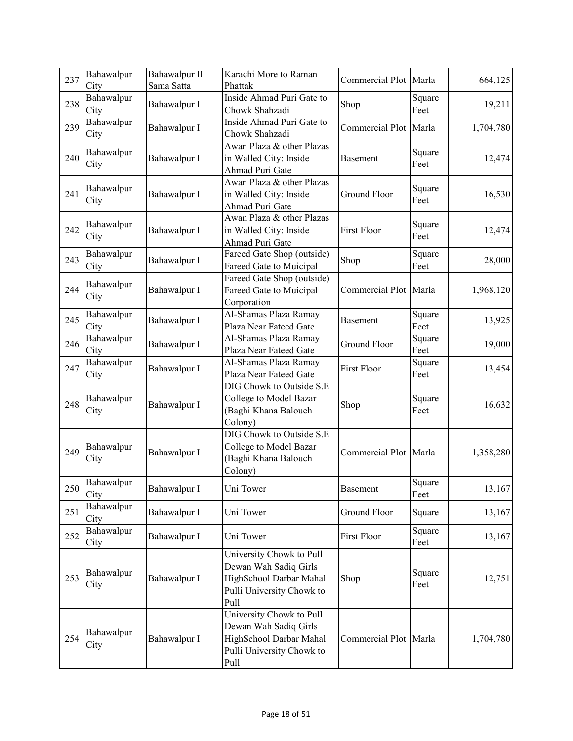| 237 | Bahawalpur City | Bahawalpur II Sama Satta | Karachi More to Raman Phattak | Commercial Plot | Marla | 664,125 |
|---|---|---|---|---|---|---|
| 238 | Bahawalpur City | Bahawalpur I | Inside Ahmad Puri Gate to Chowk Shahzadi | Shop | Square Feet | 19,211 |
| 239 | Bahawalpur City | Bahawalpur I | Inside Ahmad Puri Gate to Chowk Shahzadi | Commercial Plot | Marla | 1,704,780 |
| 240 | Bahawalpur City | Bahawalpur I | Awan Plaza & other Plazas in Walled City: Inside Ahmad Puri Gate | Basement | Square Feet | 12,474 |
| 241 | Bahawalpur City | Bahawalpur I | Awan Plaza & other Plazas in Walled City: Inside Ahmad Puri Gate | Ground Floor | Square Feet | 16,530 |
| 242 | Bahawalpur City | Bahawalpur I | Awan Plaza & other Plazas in Walled City: Inside Ahmad Puri Gate | First Floor | Square Feet | 12,474 |
| 243 | Bahawalpur City | Bahawalpur I | Fareed Gate Shop (outside) Fareed Gate to Muicipal | Shop | Square Feet | 28,000 |
| 244 | Bahawalpur City | Bahawalpur I | Fareed Gate Shop (outside) Fareed Gate to Muicipal Corporation | Commercial Plot | Marla | 1,968,120 |
| 245 | Bahawalpur City | Bahawalpur I | Al-Shamas Plaza Ramay Plaza Near Fateed Gate | Basement | Square Feet | 13,925 |
| 246 | Bahawalpur City | Bahawalpur I | Al-Shamas Plaza Ramay Plaza Near Fateed Gate | Ground Floor | Square Feet | 19,000 |
| 247 | Bahawalpur City | Bahawalpur I | Al-Shamas Plaza Ramay Plaza Near Fateed Gate | First Floor | Square Feet | 13,454 |
| 248 | Bahawalpur City | Bahawalpur I | DIG Chowk to Outside S.E College to Model Bazar (Baghi Khana Balouch Colony) | Shop | Square Feet | 16,632 |
| 249 | Bahawalpur City | Bahawalpur I | DIG Chowk to Outside S.E College to Model Bazar (Baghi Khana Balouch Colony) | Commercial Plot | Marla | 1,358,280 |
| 250 | Bahawalpur City | Bahawalpur I | Uni Tower | Basement | Square Feet | 13,167 |
| 251 | Bahawalpur City | Bahawalpur I | Uni Tower | Ground Floor | Square | 13,167 |
| 252 | Bahawalpur City | Bahawalpur I | Uni Tower | First Floor | Square Feet | 13,167 |
| 253 | Bahawalpur City | Bahawalpur I | University Chowk to Pull Dewan Wah Sadiq Girls HighSchool Darbar Mahal Pulli University Chowk to Pull | Shop | Square Feet | 12,751 |
| 254 | Bahawalpur City | Bahawalpur I | University Chowk to Pull Dewan Wah Sadiq Girls HighSchool Darbar Mahal Pulli University Chowk to Pull | Commercial Plot | Marla | 1,704,780 |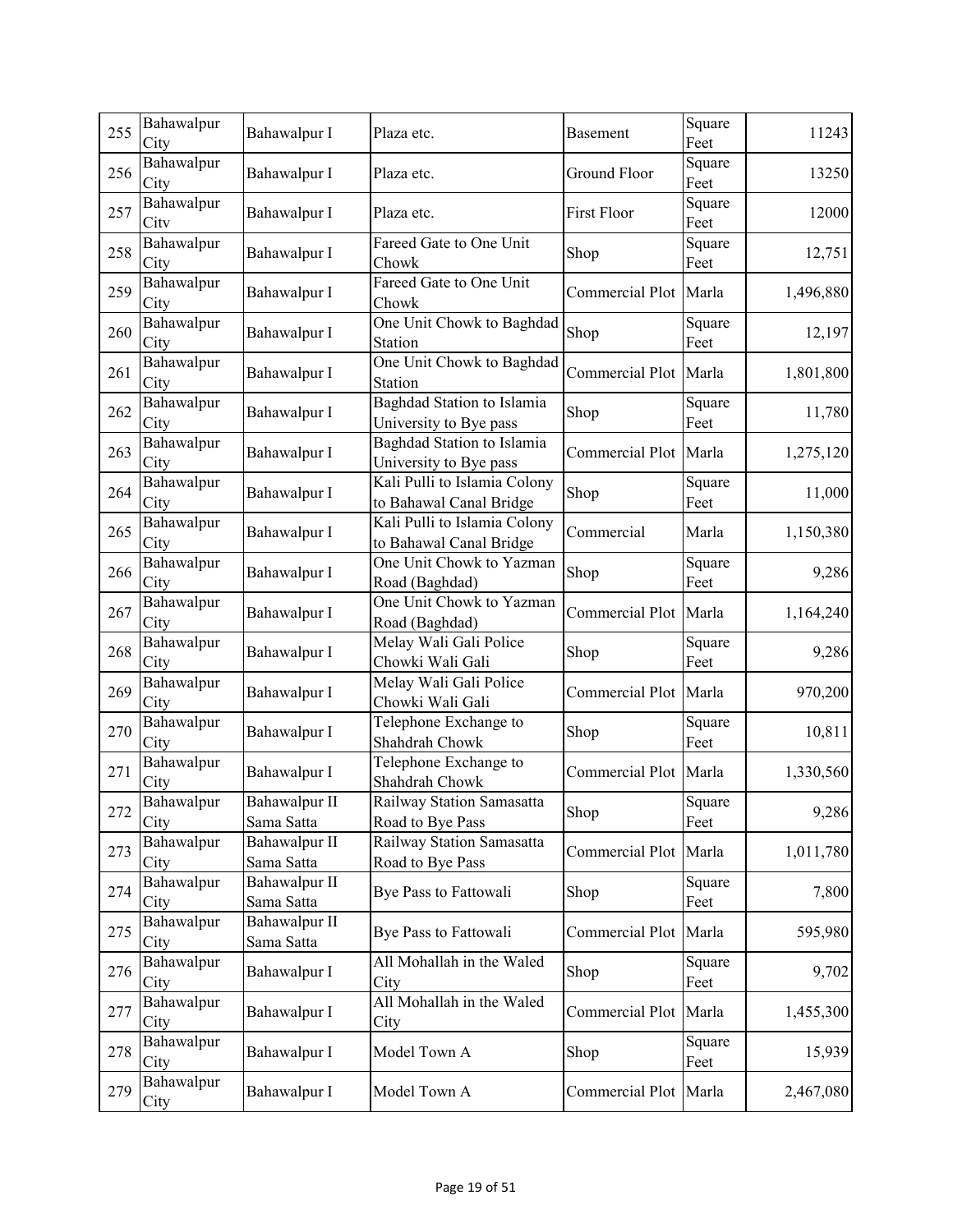| 255 | Bahawalpur City | Bahawalpur I | Plaza etc. | Basement | Square Feet | 11243 |
|---|---|---|---|---|---|---|
| 256 | Bahawalpur City | Bahawalpur I | Plaza etc. | Ground Floor | Square Feet | 13250 |
| 257 | Bahawalpur City | Bahawalpur I | Plaza etc. | First Floor | Square Feet | 12000 |
| 258 | Bahawalpur City | Bahawalpur I | Fareed Gate to One Unit Chowk | Shop | Square Feet | 12,751 |
| 259 | Bahawalpur City | Bahawalpur I | Fareed Gate to One Unit Chowk | Commercial Plot | Marla | 1,496,880 |
| 260 | Bahawalpur City | Bahawalpur I | One Unit Chowk to Baghdad Station | Shop | Square Feet | 12,197 |
| 261 | Bahawalpur City | Bahawalpur I | One Unit Chowk to Baghdad Station | Commercial Plot | Marla | 1,801,800 |
| 262 | Bahawalpur City | Bahawalpur I | Baghdad Station to Islamia University to Bye pass | Shop | Square Feet | 11,780 |
| 263 | Bahawalpur City | Bahawalpur I | Baghdad Station to Islamia University to Bye pass | Commercial Plot | Marla | 1,275,120 |
| 264 | Bahawalpur City | Bahawalpur I | Kali Pulli to Islamia Colony to Bahawal Canal Bridge | Shop | Square Feet | 11,000 |
| 265 | Bahawalpur City | Bahawalpur I | Kali Pulli to Islamia Colony to Bahawal Canal Bridge | Commercial | Marla | 1,150,380 |
| 266 | Bahawalpur City | Bahawalpur I | One Unit Chowk to Yazman Road (Baghdad) | Shop | Square Feet | 9,286 |
| 267 | Bahawalpur City | Bahawalpur I | One Unit Chowk to Yazman Road (Baghdad) | Commercial Plot | Marla | 1,164,240 |
| 268 | Bahawalpur City | Bahawalpur I | Melay Wali Gali Police Chowki Wali Gali | Shop | Square Feet | 9,286 |
| 269 | Bahawalpur City | Bahawalpur I | Melay Wali Gali Police Chowki Wali Gali | Commercial Plot | Marla | 970,200 |
| 270 | Bahawalpur City | Bahawalpur I | Telephone Exchange to Shahdrah Chowk | Shop | Square Feet | 10,811 |
| 271 | Bahawalpur City | Bahawalpur I | Telephone Exchange to Shahdrah Chowk | Commercial Plot | Marla | 1,330,560 |
| 272 | Bahawalpur City | Bahawalpur II Sama Satta | Railway Station Samasatta Road to Bye Pass | Shop | Square Feet | 9,286 |
| 273 | Bahawalpur City | Bahawalpur II Sama Satta | Railway Station Samasatta Road to Bye Pass | Commercial Plot | Marla | 1,011,780 |
| 274 | Bahawalpur City | Bahawalpur II Sama Satta | Bye Pass to Fattowali | Shop | Square Feet | 7,800 |
| 275 | Bahawalpur City | Bahawalpur II Sama Satta | Bye Pass to Fattowali | Commercial Plot | Marla | 595,980 |
| 276 | Bahawalpur City | Bahawalpur I | All Mohallah in the Waled City | Shop | Square Feet | 9,702 |
| 277 | Bahawalpur City | Bahawalpur I | All Mohallah in the Waled City | Commercial Plot | Marla | 1,455,300 |
| 278 | Bahawalpur City | Bahawalpur I | Model Town A | Shop | Square Feet | 15,939 |
| 279 | Bahawalpur City | Bahawalpur I | Model Town A | Commercial Plot | Marla | 2,467,080 |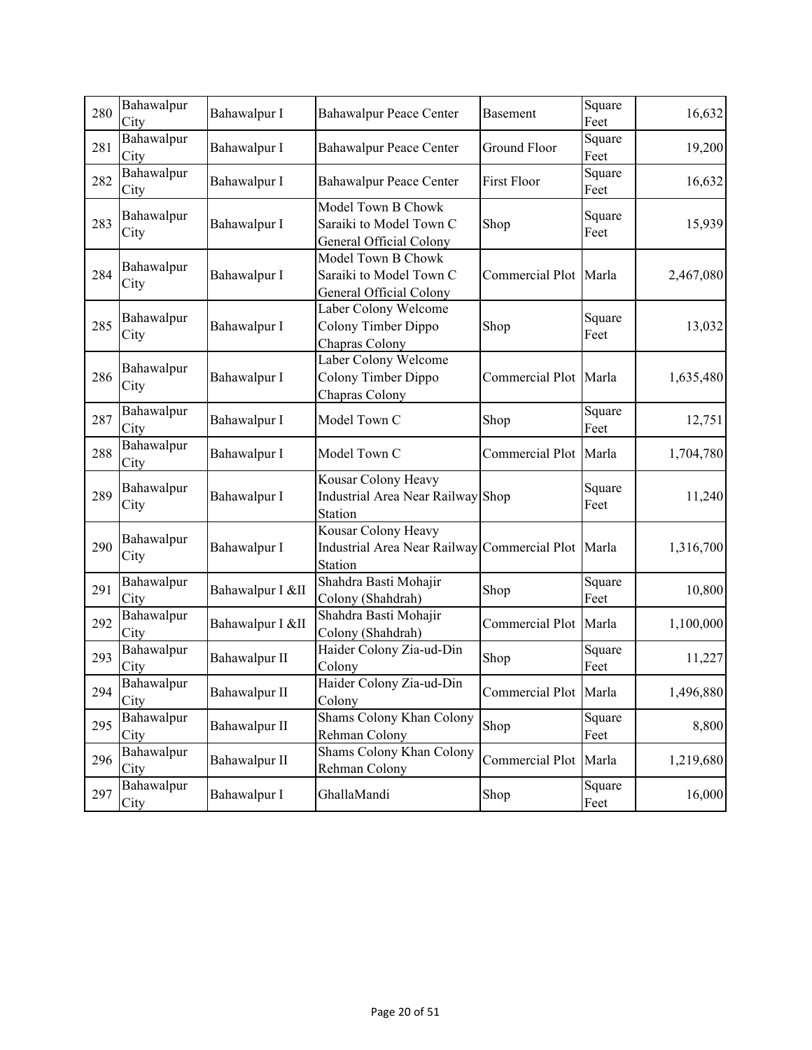| 280 | Bahawalpur City | Bahawalpur I | Bahawalpur Peace Center | Basement | Square Feet | 16,632 |
|---|---|---|---|---|---|---|
| 281 | Bahawalpur City | Bahawalpur I | Bahawalpur Peace Center | Ground Floor | Square Feet | 19,200 |
| 282 | Bahawalpur City | Bahawalpur I | Bahawalpur Peace Center | First Floor | Square Feet | 16,632 |
| 283 | Bahawalpur City | Bahawalpur I | Model Town B Chowk Saraiki to Model Town C General Official Colony | Shop | Square Feet | 15,939 |
| 284 | Bahawalpur City | Bahawalpur I | Model Town B Chowk Saraiki to Model Town C General Official Colony | Commercial Plot | Marla | 2,467,080 |
| 285 | Bahawalpur City | Bahawalpur I | Laber Colony Welcome Colony Timber Dippo Chapras Colony | Shop | Square Feet | 13,032 |
| 286 | Bahawalpur City | Bahawalpur I | Laber Colony Welcome Colony Timber Dippo Chapras Colony | Commercial Plot | Marla | 1,635,480 |
| 287 | Bahawalpur City | Bahawalpur I | Model Town C | Shop | Square Feet | 12,751 |
| 288 | Bahawalpur City | Bahawalpur I | Model Town C | Commercial Plot | Marla | 1,704,780 |
| 289 | Bahawalpur City | Bahawalpur I | Kousar Colony Heavy Industrial Area Near Railway Station | Shop | Square Feet | 11,240 |
| 290 | Bahawalpur City | Bahawalpur I | Kousar Colony Heavy Industrial Area Near Railway Station | Commercial Plot | Marla | 1,316,700 |
| 291 | Bahawalpur City | Bahawalpur I &II | Shahdra Basti Mohajir Colony (Shahdrah) | Shop | Square Feet | 10,800 |
| 292 | Bahawalpur City | Bahawalpur I &II | Shahdra Basti Mohajir Colony (Shahdrah) | Commercial Plot | Marla | 1,100,000 |
| 293 | Bahawalpur City | Bahawalpur II | Haider Colony Zia-ud-Din Colony | Shop | Square Feet | 11,227 |
| 294 | Bahawalpur City | Bahawalpur II | Haider Colony Zia-ud-Din Colony | Commercial Plot | Marla | 1,496,880 |
| 295 | Bahawalpur City | Bahawalpur II | Shams Colony Khan Colony Rehman Colony | Shop | Square Feet | 8,800 |
| 296 | Bahawalpur City | Bahawalpur II | Shams Colony Khan Colony Rehman Colony | Commercial Plot | Marla | 1,219,680 |
| 297 | Bahawalpur City | Bahawalpur I | GhallaMandi | Shop | Square Feet | 16,000 |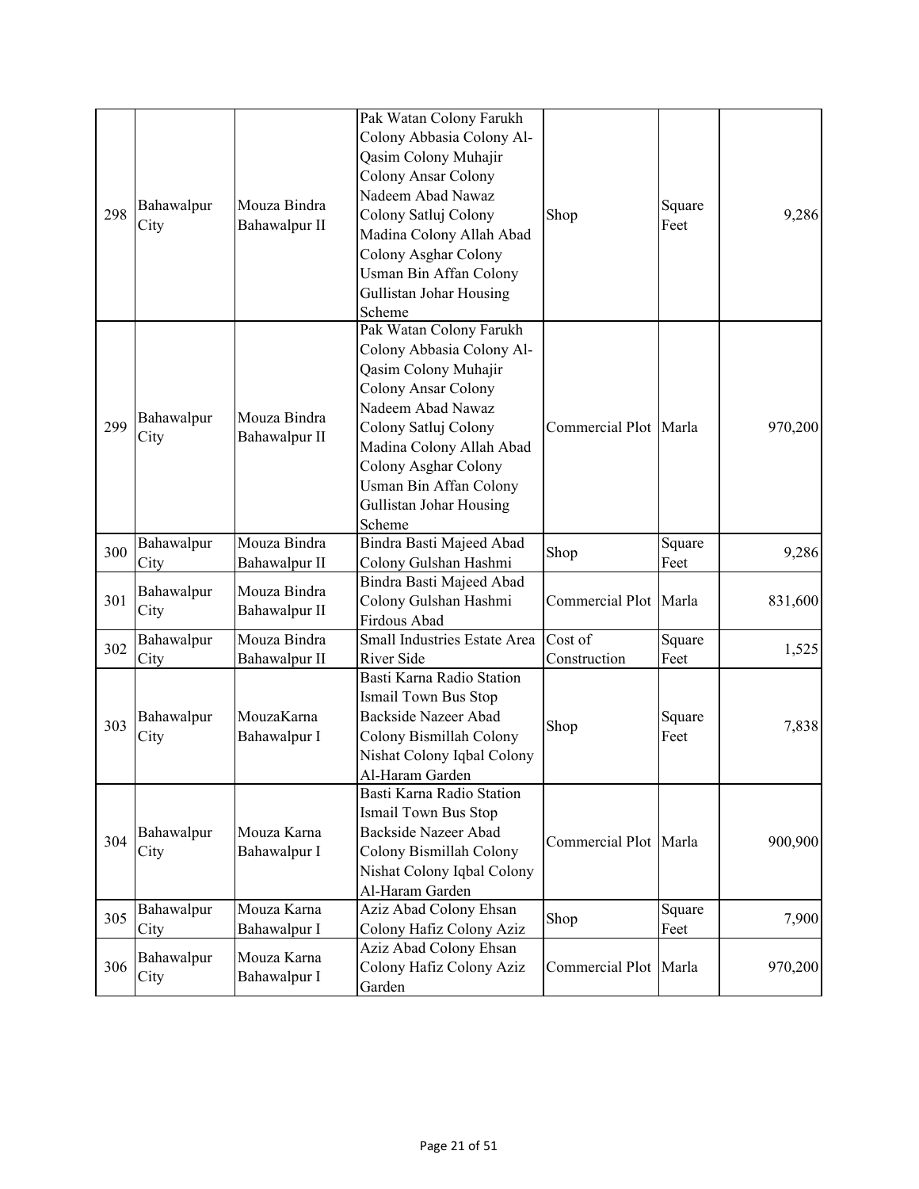| 298 | Bahawalpur City | Mouza Bindra Bahawalpur II | Pak Watan Colony Farukh Colony Abbasia Colony Al-Qasim Colony Muhajir Colony Ansar Colony Nadeem Abad Nawaz Colony Satluj Colony Madina Colony Allah Abad Colony Asghar Colony Usman Bin Affan Colony Gullistan Johar Housing Scheme | Shop | Square Feet | 9,286 |
|---|---|---|---|---|---|---|
| 299 | Bahawalpur City | Mouza Bindra Bahawalpur II | Pak Watan Colony Farukh Colony Abbasia Colony Al-Qasim Colony Muhajir Colony Ansar Colony Nadeem Abad Nawaz Colony Satluj Colony Madina Colony Allah Abad Colony Asghar Colony Usman Bin Affan Colony Gullistan Johar Housing Scheme | Commercial Plot | Marla | 970,200 |
| 300 | Bahawalpur City | Mouza Bindra Bahawalpur II | Bindra Basti Majeed Abad Colony Gulshan Hashmi | Shop | Square Feet | 9,286 |
| 301 | Bahawalpur City | Mouza Bindra Bahawalpur II | Bindra Basti Majeed Abad Colony Gulshan Hashmi Firdous Abad | Commercial Plot | Marla | 831,600 |
| 302 | Bahawalpur City | Mouza Bindra Bahawalpur II | Small Industries Estate Area River Side | Cost of Construction | Square Feet | 1,525 |
| 303 | Bahawalpur City | MouzaKarna Bahawalpur I | Basti Karna Radio Station Ismail Town Bus Stop Backside Nazeer Abad Colony Bismillah Colony Nishat Colony Iqbal Colony Al-Haram Garden | Shop | Square Feet | 7,838 |
| 304 | Bahawalpur City | Mouza Karna Bahawalpur I | Basti Karna Radio Station Ismail Town Bus Stop Backside Nazeer Abad Colony Bismillah Colony Nishat Colony Iqbal Colony Al-Haram Garden | Commercial Plot | Marla | 900,900 |
| 305 | Bahawalpur City | Mouza Karna Bahawalpur I | Aziz Abad Colony Ehsan Colony Hafiz Colony Aziz | Shop | Square Feet | 7,900 |
| 306 | Bahawalpur City | Mouza Karna Bahawalpur I | Aziz Abad Colony Ehsan Colony Hafiz Colony Aziz Garden | Commercial Plot | Marla | 970,200 |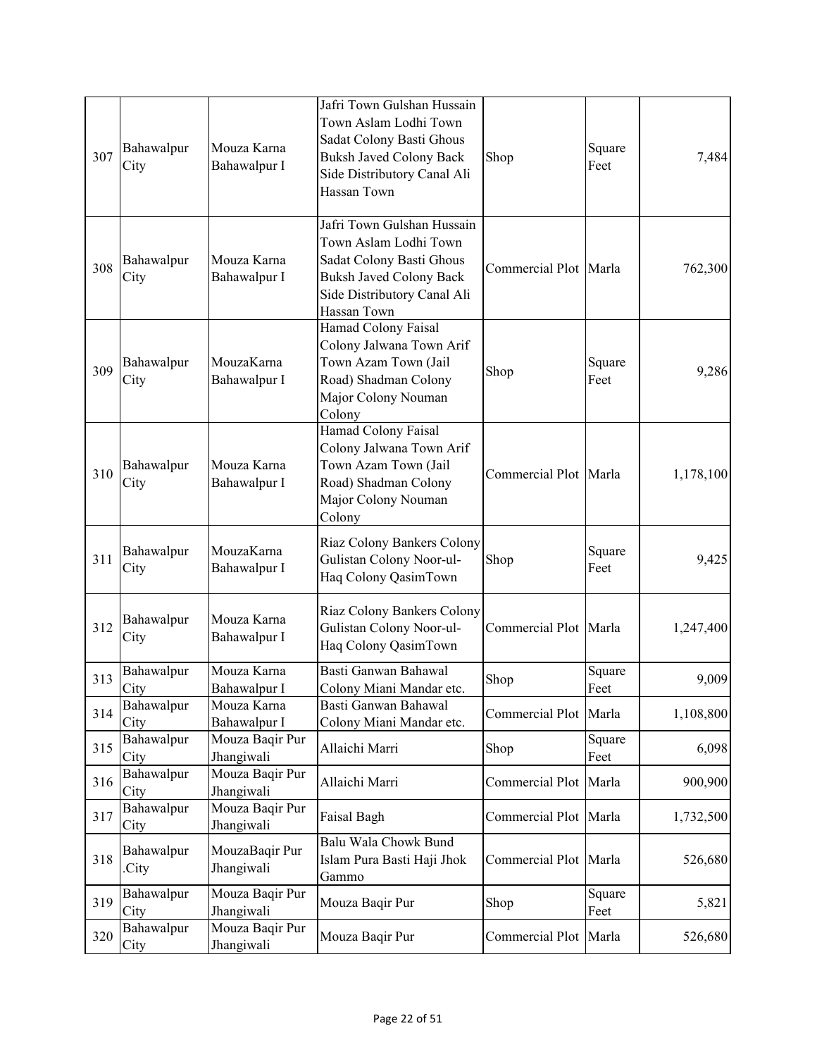| | | | | | | |
|---|---|---|---|---|---|---|
| 307 | Bahawalpur City | Mouza Karna Bahawalpur I | Jafri Town Gulshan Hussain Town Aslam Lodhi Town Sadat Colony Basti Ghous Buksh Javed Colony Back Side Distributory Canal Ali Hassan Town | Shop | Square Feet | 7,484 |
| 308 | Bahawalpur City | Mouza Karna Bahawalpur I | Jafri Town Gulshan Hussain Town Aslam Lodhi Town Sadat Colony Basti Ghous Buksh Javed Colony Back Side Distributory Canal Ali Hassan Town | Commercial Plot | Marla | 762,300 |
| 309 | Bahawalpur City | MouzaKarna Bahawalpur I | Hamad Colony Faisal Colony Jalwana Town Arif Town Azam Town (Jail Road) Shadman Colony Major Colony Nouman Colony | Shop | Square Feet | 9,286 |
| 310 | Bahawalpur City | Mouza Karna Bahawalpur I | Hamad Colony Faisal Colony Jalwana Town Arif Town Azam Town (Jail Road) Shadman Colony Major Colony Nouman Colony | Commercial Plot | Marla | 1,178,100 |
| 311 | Bahawalpur City | MouzaKarna Bahawalpur I | Riaz Colony Bankers Colony Gulistan Colony Noor-ul-Haq Colony QasimTown | Shop | Square Feet | 9,425 |
| 312 | Bahawalpur City | Mouza Karna Bahawalpur I | Riaz Colony Bankers Colony Gulistan Colony Noor-ul-Haq Colony QasimTown | Commercial Plot | Marla | 1,247,400 |
| 313 | Bahawalpur City | Mouza Karna Bahawalpur I | Basti Ganwan Bahawal Colony Miani Mandar etc. | Shop | Square Feet | 9,009 |
| 314 | Bahawalpur City | Mouza Karna Bahawalpur I | Basti Ganwan Bahawal Colony Miani Mandar etc. | Commercial Plot | Marla | 1,108,800 |
| 315 | Bahawalpur City | Mouza Baqir Pur Jhangiwali | Allaichi Marri | Shop | Square Feet | 6,098 |
| 316 | Bahawalpur City | Mouza Baqir Pur Jhangiwali | Allaichi Marri | Commercial Plot | Marla | 900,900 |
| 317 | Bahawalpur City | Mouza Baqir Pur Jhangiwali | Faisal Bagh | Commercial Plot | Marla | 1,732,500 |
| 318 | Bahawalpur .City | MouzaBaqir Pur Jhangiwali | Balu Wala Chowk Bund Islam Pura Basti Haji Jhok Gammo | Commercial Plot | Marla | 526,680 |
| 319 | Bahawalpur City | Mouza Baqir Pur Jhangiwali | Mouza Baqir Pur | Shop | Square Feet | 5,821 |
| 320 | Bahawalpur City | Mouza Baqir Pur Jhangiwali | Mouza Baqir Pur | Commercial Plot | Marla | 526,680 |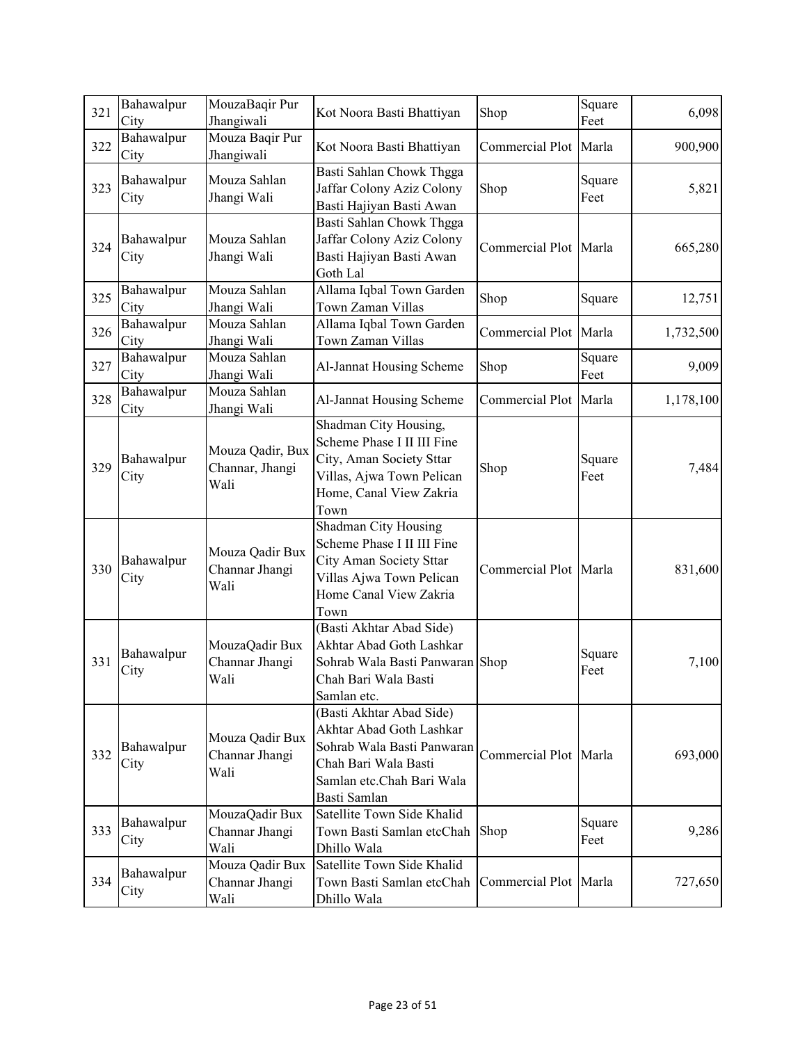| 321 | Bahawalpur City | MouzaBaqir Pur Jhangiwali | Kot Noora Basti Bhattiyan | Shop | Square Feet | 6,098 |
|---|---|---|---|---|---|---|
| 322 | Bahawalpur City | Mouza Baqir Pur Jhangiwali | Kot Noora Basti Bhattiyan | Commercial Plot | Marla | 900,900 |
| 323 | Bahawalpur City | Mouza Sahlan Jhangi Wali | Basti Sahlan Chowk Thgga Jaffar Colony Aziz Colony Basti Hajiyan Basti Awan | Shop | Square Feet | 5,821 |
| 324 | Bahawalpur City | Mouza Sahlan Jhangi Wali | Basti Sahlan Chowk Thgga Jaffar Colony Aziz Colony Basti Hajiyan Basti Awan Goth Lal | Commercial Plot | Marla | 665,280 |
| 325 | Bahawalpur City | Mouza Sahlan Jhangi Wali | Allama Iqbal Town Garden Town Zaman Villas | Shop | Square | 12,751 |
| 326 | Bahawalpur City | Mouza Sahlan Jhangi Wali | Allama Iqbal Town Garden Town Zaman Villas | Commercial Plot | Marla | 1,732,500 |
| 327 | Bahawalpur City | Mouza Sahlan Jhangi Wali | Al-Jannat Housing Scheme | Shop | Square Feet | 9,009 |
| 328 | Bahawalpur City | Mouza Sahlan Jhangi Wali | Al-Jannat Housing Scheme | Commercial Plot | Marla | 1,178,100 |
| 329 | Bahawalpur City | Mouza Qadir, Bux Channar, Jhangi Wali | Shadman City Housing, Scheme Phase I II III Fine City, Aman Society Sttar Villas, Ajwa Town Pelican Home, Canal View Zakria Town | Shop | Square Feet | 7,484 |
| 330 | Bahawalpur City | Mouza Qadir Bux Channar Jhangi Wali | Shadman City Housing Scheme Phase I II III Fine City Aman Society Sttar Villas Ajwa Town Pelican Home Canal View Zakria Town | Commercial Plot | Marla | 831,600 |
| 331 | Bahawalpur City | MouzaQadir Bux Channar Jhangi Wali | (Basti Akhtar Abad Side) Akhtar Abad Goth Lashkar Sohrab Wala Basti Panwaran Chah Bari Wala Basti Samlan etc. | Shop | Square Feet | 7,100 |
| 332 | Bahawalpur City | Mouza Qadir Bux Channar Jhangi Wali | (Basti Akhtar Abad Side) Akhtar Abad Goth Lashkar Sohrab Wala Basti Panwaran Chah Bari Wala Basti Samlan etc.Chah Bari Wala Basti Samlan | Commercial Plot | Marla | 693,000 |
| 333 | Bahawalpur City | MouzaQadir Bux Channar Jhangi Wali | Satellite Town Side Khalid Town Basti Samlan etcChah Dhillo Wala | Shop | Square Feet | 9,286 |
| 334 | Bahawalpur City | Mouza Qadir Bux Channar Jhangi Wali | Satellite Town Side Khalid Town Basti Samlan etcChah Dhillo Wala | Commercial Plot | Marla | 727,650 |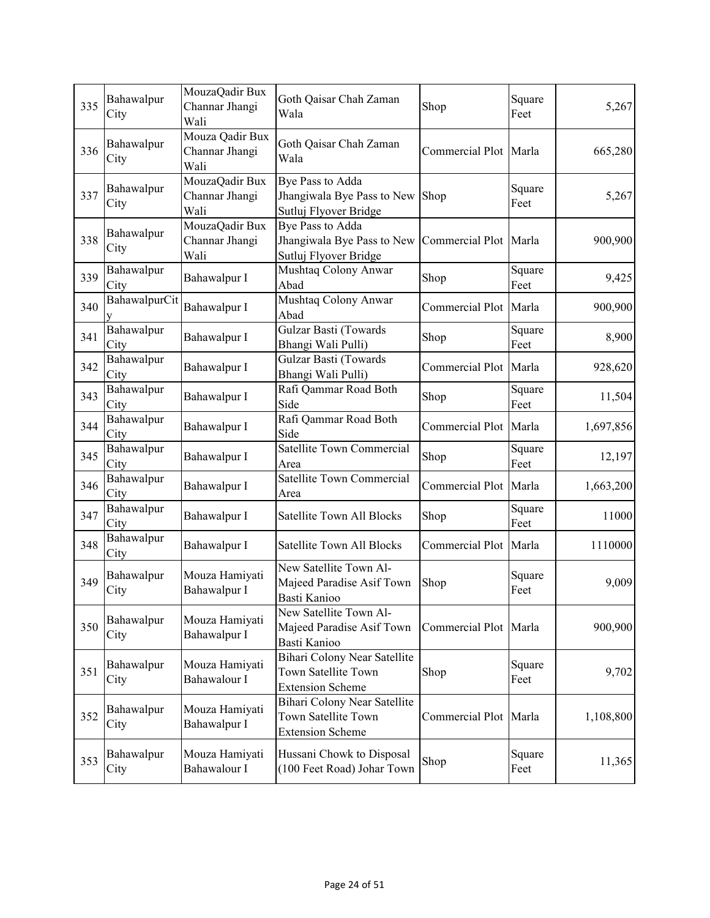| 335 | Bahawalpur City | MouzaQadir Bux Channar Jhangi Wali | Goth Qaisar Chah Zaman Wala | Shop | Square Feet | 5,267 |
|---|---|---|---|---|---|---|
| 336 | Bahawalpur City | Mouza Qadir Bux Channar Jhangi Wali | Goth Qaisar Chah Zaman Wala | Commercial Plot | Marla | 665,280 |
| 337 | Bahawalpur City | MouzaQadir Bux Channar Jhangi Wali | Bye Pass to Adda Jhangiwala Bye Pass to New Sutluj Flyover Bridge | Shop | Square Feet | 5,267 |
| 338 | Bahawalpur City | MouzaQadir Bux Channar Jhangi Wali | Bye Pass to Adda Jhangiwala Bye Pass to New Sutluj Flyover Bridge | Commercial Plot | Marla | 900,900 |
| 339 | Bahawalpur City | Bahawalpur I | Mushtaq Colony Anwar Abad | Shop | Square Feet | 9,425 |
| 340 | BahawalpurCity | Bahawalpur I | Mushtaq Colony Anwar Abad | Commercial Plot | Marla | 900,900 |
| 341 | Bahawalpur City | Bahawalpur I | Gulzar Basti (Towards Bhangi Wali Pulli) | Shop | Square Feet | 8,900 |
| 342 | Bahawalpur City | Bahawalpur I | Gulzar Basti (Towards Bhangi Wali Pulli) | Commercial Plot | Marla | 928,620 |
| 343 | Bahawalpur City | Bahawalpur I | Rafi Qammar Road Both Side | Shop | Square Feet | 11,504 |
| 344 | Bahawalpur City | Bahawalpur I | Rafi Qammar Road Both Side | Commercial Plot | Marla | 1,697,856 |
| 345 | Bahawalpur City | Bahawalpur I | Satellite Town Commercial Area | Shop | Square Feet | 12,197 |
| 346 | Bahawalpur City | Bahawalpur I | Satellite Town Commercial Area | Commercial Plot | Marla | 1,663,200 |
| 347 | Bahawalpur City | Bahawalpur I | Satellite Town All Blocks | Shop | Square Feet | 11000 |
| 348 | Bahawalpur City | Bahawalpur I | Satellite Town All Blocks | Commercial Plot | Marla | 1110000 |
| 349 | Bahawalpur City | Mouza Hamiyati Bahawalpur I | New Satellite Town Al-Majeed Paradise Asif Town Basti Kanioo | Shop | Square Feet | 9,009 |
| 350 | Bahawalpur City | Mouza Hamiyati Bahawalpur I | New Satellite Town Al-Majeed Paradise Asif Town Basti Kanioo | Commercial Plot | Marla | 900,900 |
| 351 | Bahawalpur City | Mouza Hamiyati Bahawalour I | Bihari Colony Near Satellite Town Satellite Town Extension Scheme | Shop | Square Feet | 9,702 |
| 352 | Bahawalpur City | Mouza Hamiyati Bahawalpur I | Bihari Colony Near Satellite Town Satellite Town Extension Scheme | Commercial Plot | Marla | 1,108,800 |
| 353 | Bahawalpur City | Mouza Hamiyati Bahawalour I | Hussani Chowk to Disposal (100 Feet Road) Johar Town | Shop | Square Feet | 11,365 |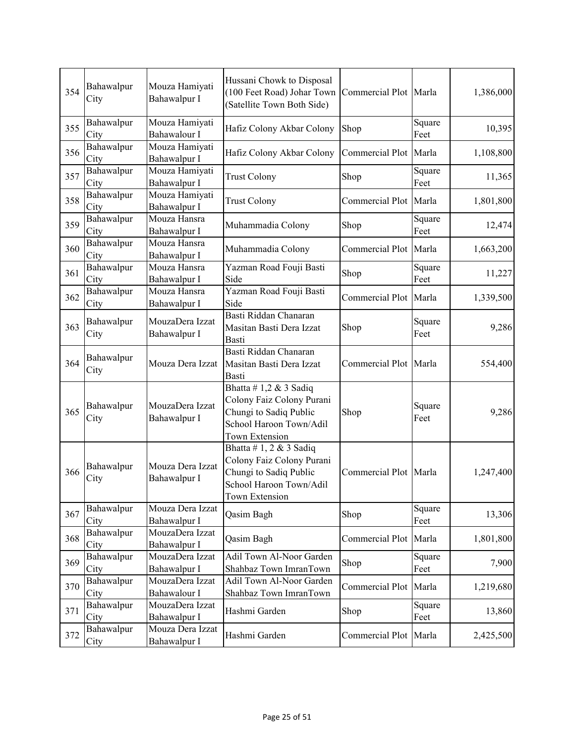| 354 | Bahawalpur City | Mouza Hamiyati Bahawalpur I | Hussani Chowk to Disposal (100 Feet Road) Johar Town (Satellite Town Both Side) | Commercial Plot | Marla | 1,386,000 |
|---|---|---|---|---|---|---|
| 355 | Bahawalpur City | Mouza Hamiyati Bahawalour I | Hafiz Colony Akbar Colony | Shop | Square Feet | 10,395 |
| 356 | Bahawalpur City | Mouza Hamiyati Bahawalpur I | Hafiz Colony Akbar Colony | Commercial Plot | Marla | 1,108,800 |
| 357 | Bahawalpur City | Mouza Hamiyati Bahawalpur I | Trust Colony | Shop | Square Feet | 11,365 |
| 358 | Bahawalpur City | Mouza Hamiyati Bahawalpur I | Trust Colony | Commercial Plot | Marla | 1,801,800 |
| 359 | Bahawalpur City | Mouza Hansra Bahawalpur I | Muhammadia Colony | Shop | Square Feet | 12,474 |
| 360 | Bahawalpur City | Mouza Hansra Bahawalpur I | Muhammadia Colony | Commercial Plot | Marla | 1,663,200 |
| 361 | Bahawalpur City | Mouza Hansra Bahawalpur I | Yazman Road Fouji Basti Side | Shop | Square Feet | 11,227 |
| 362 | Bahawalpur City | Mouza Hansra Bahawalpur I | Yazman Road Fouji Basti Side | Commercial Plot | Marla | 1,339,500 |
| 363 | Bahawalpur City | MouzaDera Izzat Bahawalpur I | Basti Riddan Chanaran Masitan Basti Dera Izzat Basti | Shop | Square Feet | 9,286 |
| 364 | Bahawalpur City | Mouza Dera Izzat | Basti Riddan Chanaran Masitan Basti Dera Izzat Basti | Commercial Plot | Marla | 554,400 |
| 365 | Bahawalpur City | MouzaDera Izzat Bahawalpur I | Bhatta # 1,2 & 3 Sadiq Colony Faiz Colony Purani Chungi to Sadiq Public School Haroon Town/Adil Town Extension | Shop | Square Feet | 9,286 |
| 366 | Bahawalpur City | Mouza Dera Izzat Bahawalpur I | Bhatta # 1, 2 & 3 Sadiq Colony Faiz Colony Purani Chungi to Sadiq Public School Haroon Town/Adil Town Extension | Commercial Plot | Marla | 1,247,400 |
| 367 | Bahawalpur City | Mouza Dera Izzat Bahawalpur I | Qasim Bagh | Shop | Square Feet | 13,306 |
| 368 | Bahawalpur City | MouzaDera Izzat Bahawalpur I | Qasim Bagh | Commercial Plot | Marla | 1,801,800 |
| 369 | Bahawalpur City | MouzaDera Izzat Bahawalpur I | Adil Town Al-Noor Garden Shahbaz Town ImranTown | Shop | Square Feet | 7,900 |
| 370 | Bahawalpur City | MouzaDera Izzat Bahawalour I | Adil Town Al-Noor Garden Shahbaz Town ImranTown | Commercial Plot | Marla | 1,219,680 |
| 371 | Bahawalpur City | MouzaDera Izzat Bahawalpur I | Hashmi Garden | Shop | Square Feet | 13,860 |
| 372 | Bahawalpur City | Mouza Dera Izzat Bahawalpur I | Hashmi Garden | Commercial Plot | Marla | 2,425,500 |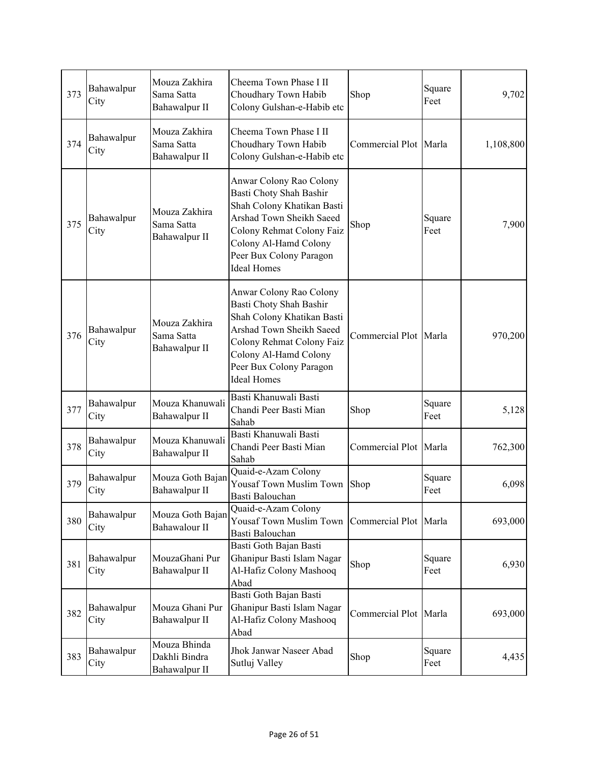| 373 | Bahawalpur City | Mouza Zakhira Sama Satta Bahawalpur II | Cheema Town Phase I II Choudhary Town Habib Colony Gulshan-e-Habib etc | Shop | Square Feet | 9,702 |
|---|---|---|---|---|---|---|
| 374 | Bahawalpur City | Mouza Zakhira Sama Satta Bahawalpur II | Cheema Town Phase I II Choudhary Town Habib Colony Gulshan-e-Habib etc | Commercial Plot | Marla | 1,108,800 |
| 375 | Bahawalpur City | Mouza Zakhira Sama Satta Bahawalpur II | Anwar Colony Rao Colony Basti Choty Shah Bashir Shah Colony Khatikan Basti Arshad Town Sheikh Saeed Colony Rehmat Colony Faiz Colony Al-Hamd Colony Peer Bux Colony Paragon Ideal Homes | Shop | Square Feet | 7,900 |
| 376 | Bahawalpur City | Mouza Zakhira Sama Satta Bahawalpur II | Anwar Colony Rao Colony Basti Choty Shah Bashir Shah Colony Khatikan Basti Arshad Town Sheikh Saeed Colony Rehmat Colony Faiz Colony Al-Hamd Colony Peer Bux Colony Paragon Ideal Homes | Commercial Plot | Marla | 970,200 |
| 377 | Bahawalpur City | Mouza Khanuwali Bahawalpur II | Basti Khanuwali Basti Chandi Peer Basti Mian Sahab | Shop | Square Feet | 5,128 |
| 378 | Bahawalpur City | Mouza Khanuwali Bahawalpur II | Basti Khanuwali Basti Chandi Peer Basti Mian Sahab | Commercial Plot | Marla | 762,300 |
| 379 | Bahawalpur City | Mouza Goth Bajan Bahawalpur II | Quaid-e-Azam Colony Yousaf Town Muslim Town Basti Balouchan | Shop | Square Feet | 6,098 |
| 380 | Bahawalpur City | Mouza Goth Bajan Bahawalour II | Quaid-e-Azam Colony Yousaf Town Muslim Town Basti Balouchan | Commercial Plot | Marla | 693,000 |
| 381 | Bahawalpur City | MouzaGhani Pur Bahawalpur II | Basti Goth Bajan Basti Ghanipur Basti Islam Nagar Al-Hafiz Colony Mashooq Abad | Shop | Square Feet | 6,930 |
| 382 | Bahawalpur City | Mouza Ghani Pur Bahawalpur II | Basti Goth Bajan Basti Ghanipur Basti Islam Nagar Al-Hafiz Colony Mashooq Abad | Commercial Plot | Marla | 693,000 |
| 383 | Bahawalpur City | Mouza Bhinda Dakhli Bindra Bahawalpur II | Jhok Janwar Naseer Abad Sutluj Valley | Shop | Square Feet | 4,435 |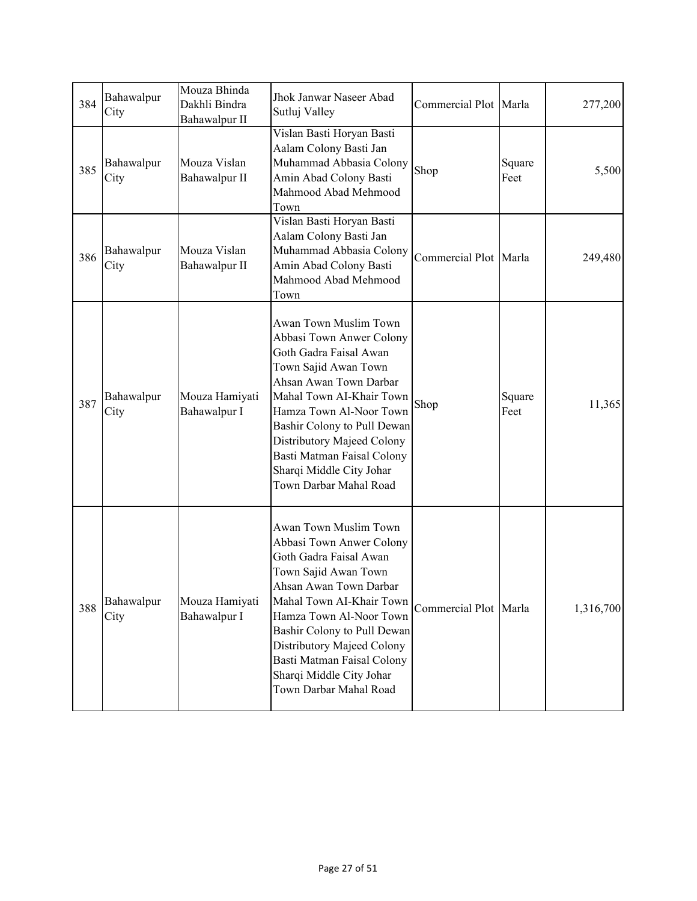| 384 | Bahawalpur City | Mouza Bhinda Dakhli Bindra Bahawalpur II | Jhok Janwar Naseer Abad Sutluj Valley | Commercial Plot | Marla | 277,200 |
|---|---|---|---|---|---|---|
| 385 | Bahawalpur City | Mouza Vislan Bahawalpur II | Vislan Basti Horyan Basti Aalam Colony Basti Jan Muhammad Abbasia Colony Amin Abad Colony Basti Mahmood Abad Mehmood Town | Shop | Square Feet | 5,500 |
| 386 | Bahawalpur City | Mouza Vislan Bahawalpur II | Vislan Basti Horyan Basti Aalam Colony Basti Jan Muhammad Abbasia Colony Amin Abad Colony Basti Mahmood Abad Mehmood Town | Commercial Plot | Marla | 249,480 |
| 387 | Bahawalpur City | Mouza Hamiyati Bahawalpur I | Awan Town Muslim Town Abbasi Town Anwer Colony Goth Gadra Faisal Awan Town Sajid Awan Town Ahsan Awan Town Darbar Mahal Town AI-Khair Town Hamza Town Al-Noor Town Bashir Colony to Pull Dewan Distributory Majeed Colony Basti Matman Faisal Colony Sharqi Middle City Johar Town Darbar Mahal Road | Shop | Square Feet | 11,365 |
| 388 | Bahawalpur City | Mouza Hamiyati Bahawalpur I | Awan Town Muslim Town Abbasi Town Anwer Colony Goth Gadra Faisal Awan Town Sajid Awan Town Ahsan Awan Town Darbar Mahal Town AI-Khair Town Hamza Town Al-Noor Town Bashir Colony to Pull Dewan Distributory Majeed Colony Basti Matman Faisal Colony Sharqi Middle City Johar Town Darbar Mahal Road | Commercial Plot | Marla | 1,316,700 |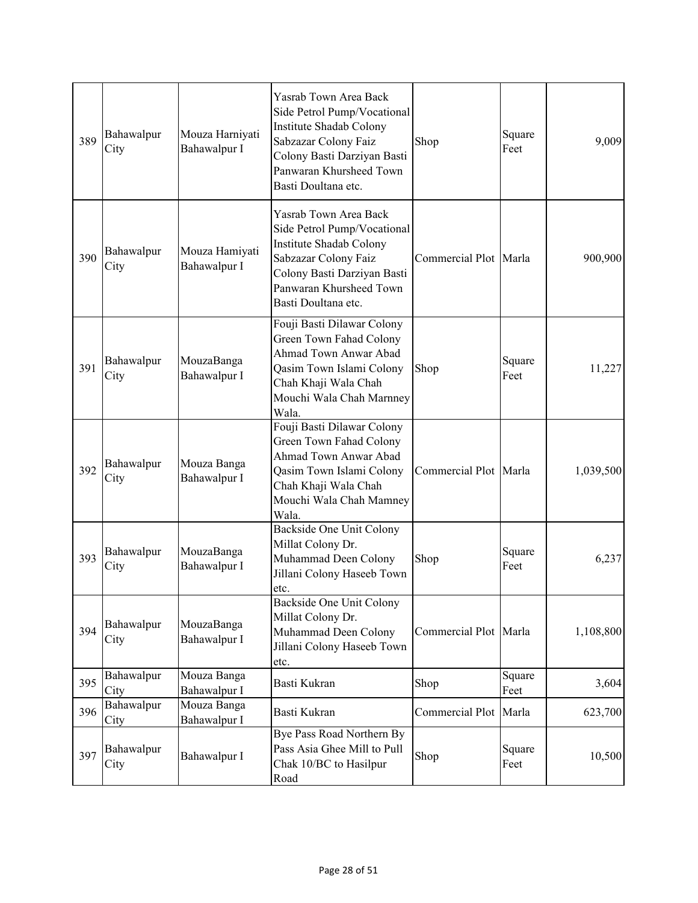| 389 | Bahawalpur City | Mouza Harniyati Bahawalpur I | Yasrab Town Area Back Side Petrol Pump/Vocational Institute Shadab Colony Sabzazar Colony Faiz Colony Basti Darziyan Basti Panwaran Khursheed Town Basti Doultana etc. | Shop | Square Feet | 9,009 |
|---|---|---|---|---|---|---|
| 390 | Bahawalpur City | Mouza Hamiyati Bahawalpur I | Yasrab Town Area Back Side Petrol Pump/Vocational Institute Shadab Colony Sabzazar Colony Faiz Colony Basti Darziyan Basti Panwaran Khursheed Town Basti Doultana etc. | Commercial Plot | Marla | 900,900 |
| 391 | Bahawalpur City | MouzaBanga Bahawalpur I | Fouji Basti Dilawar Colony Green Town Fahad Colony Ahmad Town Anwar Abad Qasim Town Islami Colony Chah Khaji Wala Chah Mouchi Wala Chah Marnney Wala. | Shop | Square Feet | 11,227 |
| 392 | Bahawalpur City | Mouza Banga Bahawalpur I | Fouji Basti Dilawar Colony Green Town Fahad Colony Ahmad Town Anwar Abad Qasim Town Islami Colony Chah Khaji Wala Chah Mouchi Wala Chah Mamney Wala. | Commercial Plot | Marla | 1,039,500 |
| 393 | Bahawalpur City | MouzaBanga Bahawalpur I | Backside One Unit Colony Millat Colony Dr. Muhammad Deen Colony Jillani Colony Haseeb Town etc. | Shop | Square Feet | 6,237 |
| 394 | Bahawalpur City | MouzaBanga Bahawalpur I | Backside One Unit Colony Millat Colony Dr. Muhammad Deen Colony Jillani Colony Haseeb Town etc. | Commercial Plot | Marla | 1,108,800 |
| 395 | Bahawalpur City | Mouza Banga Bahawalpur I | Basti Kukran | Shop | Square Feet | 3,604 |
| 396 | Bahawalpur City | Mouza Banga Bahawalpur I | Basti Kukran | Commercial Plot | Marla | 623,700 |
| 397 | Bahawalpur City | Bahawalpur I | Bye Pass Road Northern By Pass Asia Ghee Mill to Pull Chak 10/BC to Hasilpur Road | Shop | Square Feet | 10,500 |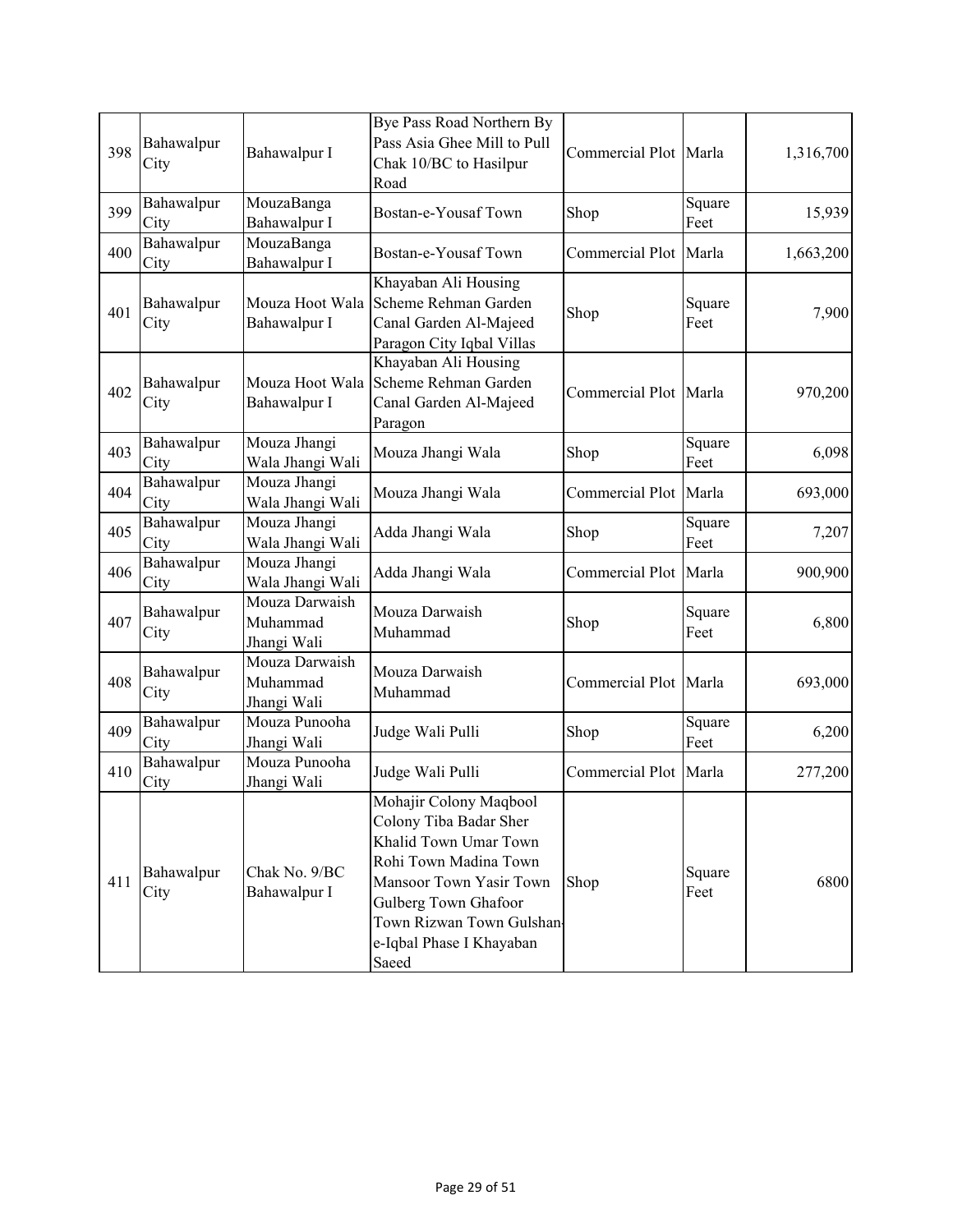| 398 | Bahawalpur City | Bahawalpur I | Bye Pass Road Northern By Pass Asia Ghee Mill to Pull Chak 10/BC to Hasilpur Road | Commercial Plot | Marla | 1,316,700 |
|---|---|---|---|---|---|---|
| 399 | Bahawalpur City | MouzaBanga Bahawalpur I | Bostan-e-Yousaf Town | Shop | Square Feet | 15,939 |
| 400 | Bahawalpur City | MouzaBanga Bahawalpur I | Bostan-e-Yousaf Town | Commercial Plot | Marla | 1,663,200 |
| 401 | Bahawalpur City | Mouza Hoot Wala Bahawalpur I | Khayaban Ali Housing Scheme Rehman Garden Canal Garden Al-Majeed Paragon City Iqbal Villas | Shop | Square Feet | 7,900 |
| 402 | Bahawalpur City | Mouza Hoot Wala Bahawalpur I | Khayaban Ali Housing Scheme Rehman Garden Canal Garden Al-Majeed Paragon | Commercial Plot | Marla | 970,200 |
| 403 | Bahawalpur City | Mouza Jhangi Wala Jhangi Wali | Mouza Jhangi Wala | Shop | Square Feet | 6,098 |
| 404 | Bahawalpur City | Mouza Jhangi Wala Jhangi Wali | Mouza Jhangi Wala | Commercial Plot | Marla | 693,000 |
| 405 | Bahawalpur City | Mouza Jhangi Wala Jhangi Wali | Adda Jhangi Wala | Shop | Square Feet | 7,207 |
| 406 | Bahawalpur City | Mouza Jhangi Wala Jhangi Wali | Adda Jhangi Wala | Commercial Plot | Marla | 900,900 |
| 407 | Bahawalpur City | Mouza Darwaish Muhammad Jhangi Wali | Mouza Darwaish Muhammad | Shop | Square Feet | 6,800 |
| 408 | Bahawalpur City | Mouza Darwaish Muhammad Jhangi Wali | Mouza Darwaish Muhammad | Commercial Plot | Marla | 693,000 |
| 409 | Bahawalpur City | Mouza Punooha Jhangi Wali | Judge Wali Pulli | Shop | Square Feet | 6,200 |
| 410 | Bahawalpur City | Mouza Punooha Jhangi Wali | Judge Wali Pulli | Commercial Plot | Marla | 277,200 |
| 411 | Bahawalpur City | Chak No. 9/BC Bahawalpur I | Mohajir Colony Maqbool Colony Tiba Badar Sher Khalid Town Umar Town Rohi Town Madina Town Mansoor Town Yasir Town Gulberg Town Ghafoor Town Rizwan Town Gulshan-e-Iqbal Phase I Khayaban Saeed | Shop | Square Feet | 6800 |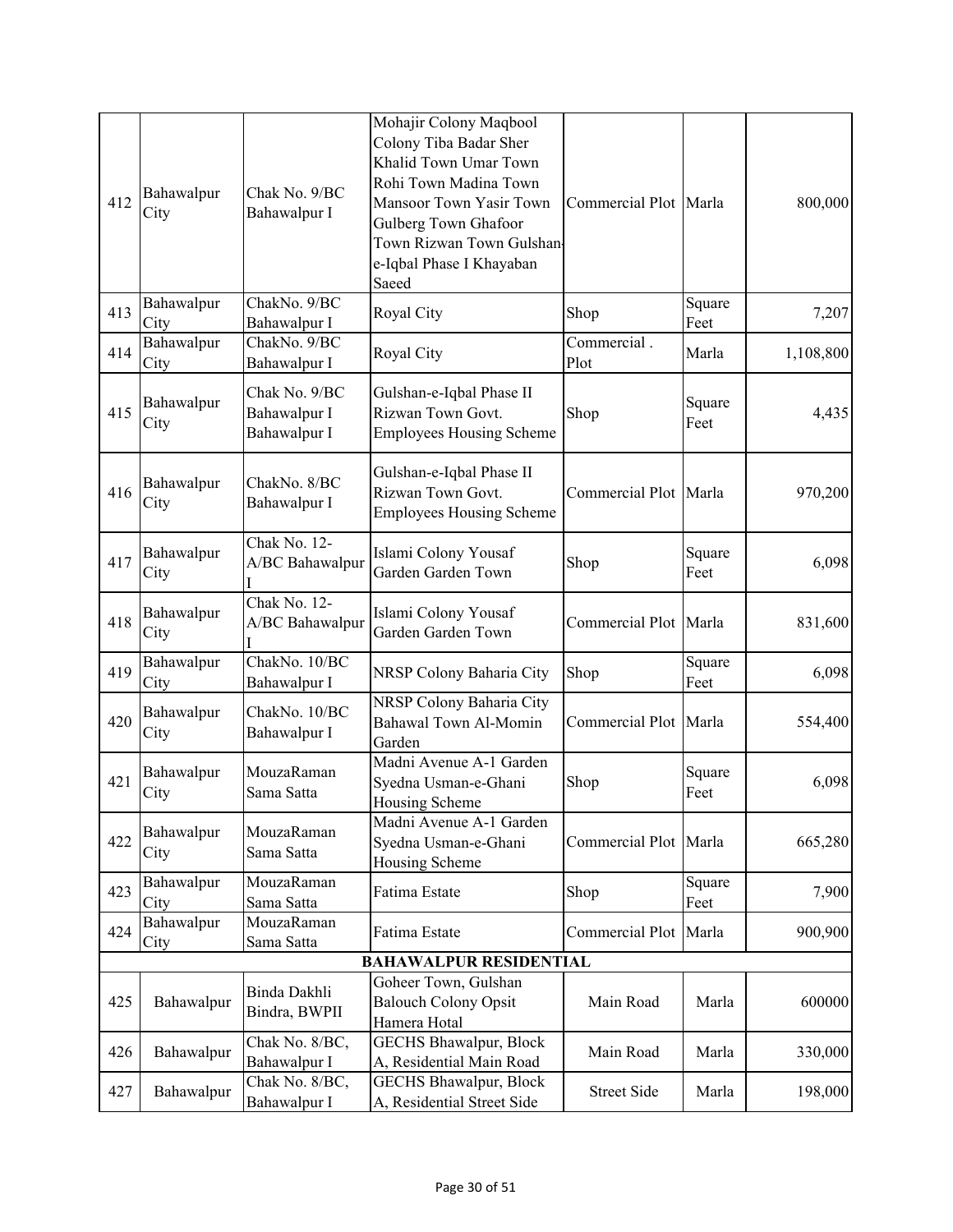| 412 | Bahawalpur City | Chak No. 9/BC Bahawalpur I | Mohajir Colony Maqbool Colony Tiba Badar Sher Khalid Town Umar Town Rohi Town Madina Town Mansoor Town Yasir Town Gulberg Town Ghafoor Town Rizwan Town Gulshan-e-Iqbal Phase I Khayaban Saeed | Commercial Plot | Marla | 800,000 |
|---|---|---|---|---|---|---|
| 413 | Bahawalpur City | ChakNo. 9/BC Bahawalpur I | Royal City | Shop | Square Feet | 7,207 |
| 414 | Bahawalpur City | ChakNo. 9/BC Bahawalpur I | Royal City | Commercial . Plot | Marla | 1,108,800 |
| 415 | Bahawalpur City | Chak No. 9/BC Bahawalpur I Bahawalpur I | Gulshan-e-Iqbal Phase II Rizwan Town Govt. Employees Housing Scheme | Shop | Square Feet | 4,435 |
| 416 | Bahawalpur City | ChakNo. 8/BC Bahawalpur I | Gulshan-e-Iqbal Phase II Rizwan Town Govt. Employees Housing Scheme | Commercial Plot | Marla | 970,200 |
| 417 | Bahawalpur City | Chak No. 12-A/BC Bahawalpur I | Islami Colony Yousaf Garden Garden Town | Shop | Square Feet | 6,098 |
| 418 | Bahawalpur City | Chak No. 12-A/BC Bahawalpur I | Islami Colony Yousaf Garden Garden Town | Commercial Plot | Marla | 831,600 |
| 419 | Bahawalpur City | ChakNo. 10/BC Bahawalpur I | NRSP Colony Baharia City | Shop | Square Feet | 6,098 |
| 420 | Bahawalpur City | ChakNo. 10/BC Bahawalpur I | NRSP Colony Baharia City Bahawal Town Al-Momin Garden | Commercial Plot | Marla | 554,400 |
| 421 | Bahawalpur City | MouzaRaman Sama Satta | Madni Avenue A-1 Garden Syedna Usman-e-Ghani Housing Scheme | Shop | Square Feet | 6,098 |
| 422 | Bahawalpur City | MouzaRaman Sama Satta | Madni Avenue A-1 Garden Syedna Usman-e-Ghani Housing Scheme | Commercial Plot | Marla | 665,280 |
| 423 | Bahawalpur City | MouzaRaman Sama Satta | Fatima Estate | Shop | Square Feet | 7,900 |
| 424 | Bahawalpur City | MouzaRaman Sama Satta | Fatima Estate | Commercial Plot | Marla | 900,900 |
| | | | **BAHAWALPUR RESIDENTIAL** | | | |
| 425 | Bahawalpur | Binda Dakhli Bindra, BWPII | Goheer Town, Gulshan Balouch Colony Opsit Hamera Hotal | Main Road | Marla | 600000 |
| 426 | Bahawalpur | Chak No. 8/BC, Bahawalpur I | GECHS Bhawalpur, Block A, Residential Main Road | Main Road | Marla | 330,000 |
| 427 | Bahawalpur | Chak No. 8/BC, Bahawalpur I | GECHS Bhawalpur, Block A, Residential Street Side | Street Side | Marla | 198,000 |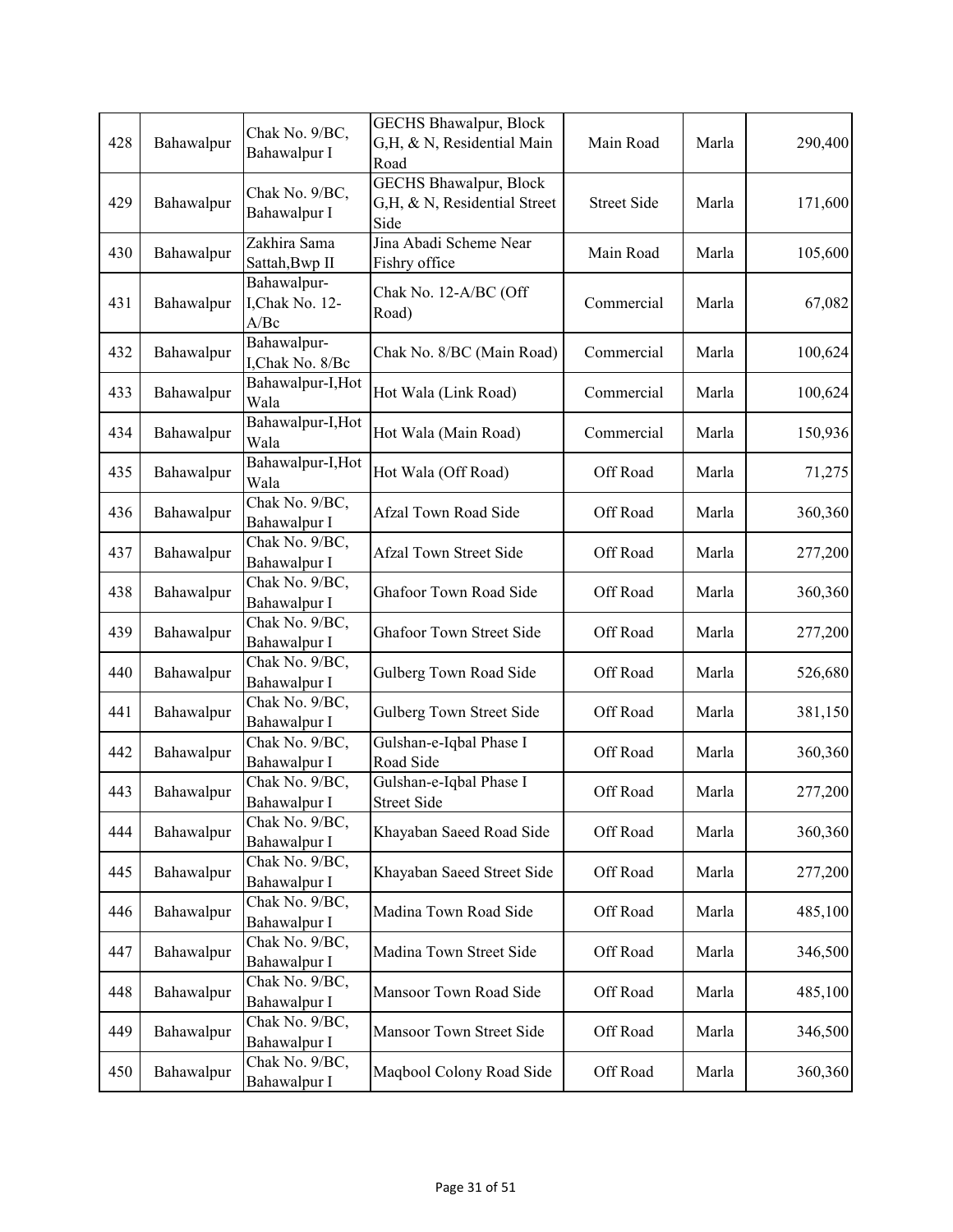| 428 | Bahawalpur | Chak No. 9/BC, Bahawalpur I | GECHS Bhawalpur, Block G,H, & N, Residential Main Road | Main Road | Marla | 290,400 |
|---|---|---|---|---|---|---|
| 429 | Bahawalpur | Chak No. 9/BC, Bahawalpur I | GECHS Bhawalpur, Block G,H, & N, Residential Street Side | Street Side | Marla | 171,600 |
| 430 | Bahawalpur | Zakhira Sama Sattah,Bwp II | Jina Abadi Scheme Near Fishry office | Main Road | Marla | 105,600 |
| 431 | Bahawalpur | Bahawalpur-I,Chak No. 12-A/Bc | Chak No. 12-A/BC (Off Road) | Commercial | Marla | 67,082 |
| 432 | Bahawalpur | Bahawalpur-I,Chak No. 8/Bc | Chak No. 8/BC (Main Road) | Commercial | Marla | 100,624 |
| 433 | Bahawalpur | Bahawalpur-I,Hot Wala | Hot Wala (Link Road) | Commercial | Marla | 100,624 |
| 434 | Bahawalpur | Bahawalpur-I,Hot Wala | Hot Wala (Main Road) | Commercial | Marla | 150,936 |
| 435 | Bahawalpur | Bahawalpur-I,Hot Wala | Hot Wala (Off Road) | Off Road | Marla | 71,275 |
| 436 | Bahawalpur | Chak No. 9/BC, Bahawalpur I | Afzal Town Road Side | Off Road | Marla | 360,360 |
| 437 | Bahawalpur | Chak No. 9/BC, Bahawalpur I | Afzal Town Street Side | Off Road | Marla | 277,200 |
| 438 | Bahawalpur | Chak No. 9/BC, Bahawalpur I | Ghafoor Town Road Side | Off Road | Marla | 360,360 |
| 439 | Bahawalpur | Chak No. 9/BC, Bahawalpur I | Ghafoor Town Street Side | Off Road | Marla | 277,200 |
| 440 | Bahawalpur | Chak No. 9/BC, Bahawalpur I | Gulberg Town Road Side | Off Road | Marla | 526,680 |
| 441 | Bahawalpur | Chak No. 9/BC, Bahawalpur I | Gulberg Town Street Side | Off Road | Marla | 381,150 |
| 442 | Bahawalpur | Chak No. 9/BC, Bahawalpur I | Gulshan-e-Iqbal Phase I Road Side | Off Road | Marla | 360,360 |
| 443 | Bahawalpur | Chak No. 9/BC, Bahawalpur I | Gulshan-e-Iqbal Phase I Street Side | Off Road | Marla | 277,200 |
| 444 | Bahawalpur | Chak No. 9/BC, Bahawalpur I | Khayaban Saeed Road Side | Off Road | Marla | 360,360 |
| 445 | Bahawalpur | Chak No. 9/BC, Bahawalpur I | Khayaban Saeed Street Side | Off Road | Marla | 277,200 |
| 446 | Bahawalpur | Chak No. 9/BC, Bahawalpur I | Madina Town Road Side | Off Road | Marla | 485,100 |
| 447 | Bahawalpur | Chak No. 9/BC, Bahawalpur I | Madina Town Street Side | Off Road | Marla | 346,500 |
| 448 | Bahawalpur | Chak No. 9/BC, Bahawalpur I | Mansoor Town Road Side | Off Road | Marla | 485,100 |
| 449 | Bahawalpur | Chak No. 9/BC, Bahawalpur I | Mansoor Town Street Side | Off Road | Marla | 346,500 |
| 450 | Bahawalpur | Chak No. 9/BC, Bahawalpur I | Maqbool Colony Road Side | Off Road | Marla | 360,360 |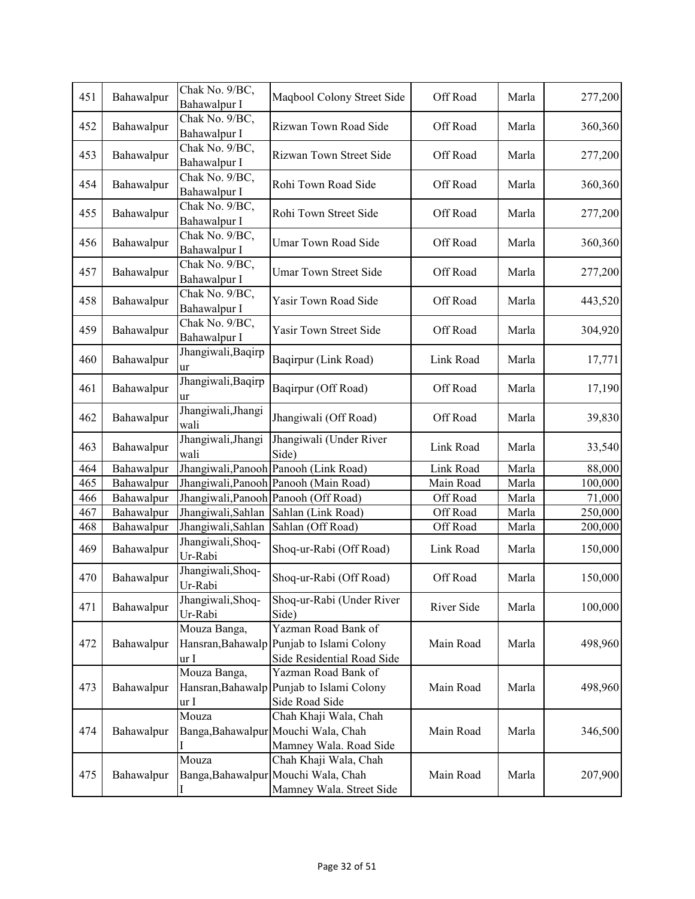| 451 | Bahawalpur | Chak No. 9/BC, Bahawalpur I | Maqbool Colony Street Side | Off Road | Marla | 277,200 |
|---|---|---|---|---|---|---|
| 452 | Bahawalpur | Chak No. 9/BC, Bahawalpur I | Rizwan Town Road Side | Off Road | Marla | 360,360 |
| 453 | Bahawalpur | Chak No. 9/BC, Bahawalpur I | Rizwan Town Street Side | Off Road | Marla | 277,200 |
| 454 | Bahawalpur | Chak No. 9/BC, Bahawalpur I | Rohi Town Road Side | Off Road | Marla | 360,360 |
| 455 | Bahawalpur | Chak No. 9/BC, Bahawalpur I | Rohi Town Street Side | Off Road | Marla | 277,200 |
| 456 | Bahawalpur | Chak No. 9/BC, Bahawalpur I | Umar Town Road Side | Off Road | Marla | 360,360 |
| 457 | Bahawalpur | Chak No. 9/BC, Bahawalpur I | Umar Town Street Side | Off Road | Marla | 277,200 |
| 458 | Bahawalpur | Chak No. 9/BC, Bahawalpur I | Yasir Town Road Side | Off Road | Marla | 443,520 |
| 459 | Bahawalpur | Chak No. 9/BC, Bahawalpur I | Yasir Town Street Side | Off Road | Marla | 304,920 |
| 460 | Bahawalpur | Jhangiwali,Baqirpur | Baqirpur (Link Road) | Link Road | Marla | 17,771 |
| 461 | Bahawalpur | Jhangiwali,Baqirpur | Baqirpur (Off Road) | Off Road | Marla | 17,190 |
| 462 | Bahawalpur | Jhangiwali,Jhangiwali | Jhangiwali (Off Road) | Off Road | Marla | 39,830 |
| 463 | Bahawalpur | Jhangiwali,Jhangiwali | Jhangiwali (Under River Side) | Link Road | Marla | 33,540 |
| 464 | Bahawalpur | Jhangiwali,Panooh | Panooh (Link Road) | Link Road | Marla | 88,000 |
| 465 | Bahawalpur | Jhangiwali,Panooh | Panooh (Main Road) | Main Road | Marla | 100,000 |
| 466 | Bahawalpur | Jhangiwali,Panooh | Panooh (Off Road) | Off Road | Marla | 71,000 |
| 467 | Bahawalpur | Jhangiwali,Sahlan | Sahlan (Link Road) | Off Road | Marla | 250,000 |
| 468 | Bahawalpur | Jhangiwali,Sahlan | Sahlan (Off Road) | Off Road | Marla | 200,000 |
| 469 | Bahawalpur | Jhangiwali,Shoq-Ur-Rabi | Shoq-ur-Rabi (Off Road) | Link Road | Marla | 150,000 |
| 470 | Bahawalpur | Jhangiwali,Shoq-Ur-Rabi | Shoq-ur-Rabi (Off Road) | Off Road | Marla | 150,000 |
| 471 | Bahawalpur | Jhangiwali,Shoq-Ur-Rabi | Shoq-ur-Rabi (Under River Side) | River Side | Marla | 100,000 |
| 472 | Bahawalpur | Mouza Banga, Hansran,Bahawalpur I | Yazman Road Bank of Punjab to Islami Colony Side Residential Road Side | Main Road | Marla | 498,960 |
| 473 | Bahawalpur | Mouza Banga, Hansran,Bahawalpur I | Yazman Road Bank of Punjab to Islami Colony Side Road Side | Main Road | Marla | 498,960 |
| 474 | Bahawalpur | Mouza Banga,Bahawalpur I | Chah Khaji Wala, Chah Mouchi Wala, Chah Mamney Wala. Road Side | Main Road | Marla | 346,500 |
| 475 | Bahawalpur | Mouza Banga,Bahawalpur I | Chah Khaji Wala, Chah Mouchi Wala, Chah Mamney Wala. Street Side | Main Road | Marla | 207,900 |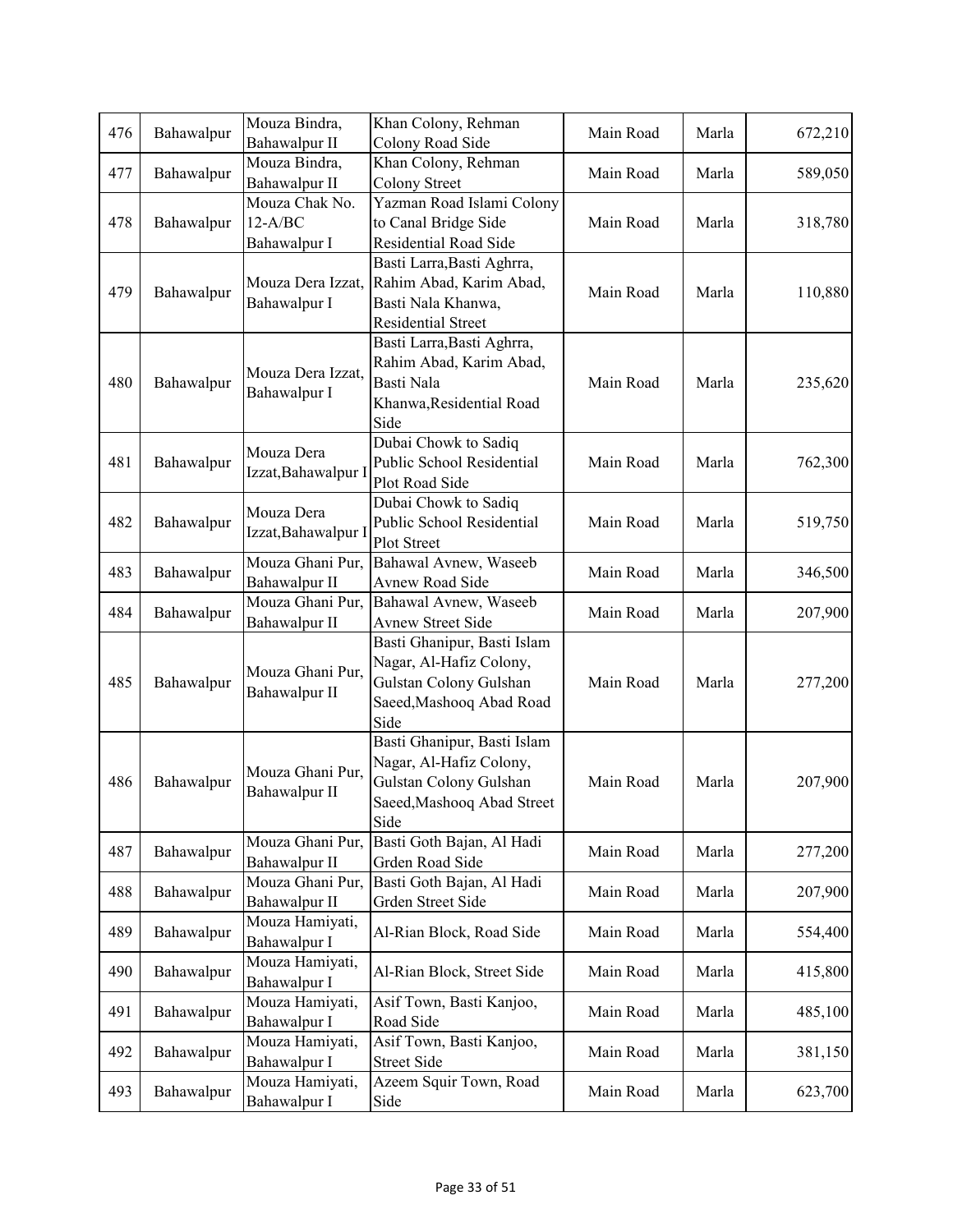| 476 | Bahawalpur | Mouza Bindra, Bahawalpur II | Khan Colony, Rehman Colony Road Side | Main Road | Marla | 672,210 |
|---|---|---|---|---|---|---|
| 477 | Bahawalpur | Mouza Bindra, Bahawalpur II | Khan Colony, Rehman Colony Street | Main Road | Marla | 589,050 |
| 478 | Bahawalpur | Mouza Chak No. 12-A/BC Bahawalpur I | Yazman Road Islami Colony to Canal Bridge Side Residential Road Side | Main Road | Marla | 318,780 |
| 479 | Bahawalpur | Mouza Dera Izzat, Bahawalpur I | Basti Larra,Basti Aghrra, Rahim Abad, Karim Abad, Basti Nala Khanwa, Residential Street | Main Road | Marla | 110,880 |
| 480 | Bahawalpur | Mouza Dera Izzat, Bahawalpur I | Basti Larra,Basti Aghrra, Rahim Abad, Karim Abad, Basti Nala Khanwa,Residential Road Side | Main Road | Marla | 235,620 |
| 481 | Bahawalpur | Mouza Dera Izzat,Bahawalpur I | Dubai Chowk to Sadiq Public School Residential Plot Road Side | Main Road | Marla | 762,300 |
| 482 | Bahawalpur | Mouza Dera Izzat,Bahawalpur I | Dubai Chowk to Sadiq Public School Residential Plot Street | Main Road | Marla | 519,750 |
| 483 | Bahawalpur | Mouza Ghani Pur, Bahawalpur II | Bahawal Avnew, Waseeb Avnew Road Side | Main Road | Marla | 346,500 |
| 484 | Bahawalpur | Mouza Ghani Pur, Bahawalpur II | Bahawal Avnew, Waseeb Avnew Street Side | Main Road | Marla | 207,900 |
| 485 | Bahawalpur | Mouza Ghani Pur, Bahawalpur II | Basti Ghanipur, Basti Islam Nagar, Al-Hafiz Colony, Gulstan Colony Gulshan Saeed,Mashooq Abad Road Side | Main Road | Marla | 277,200 |
| 486 | Bahawalpur | Mouza Ghani Pur, Bahawalpur II | Basti Ghanipur, Basti Islam Nagar, Al-Hafiz Colony, Gulstan Colony Gulshan Saeed,Mashooq Abad Street Side | Main Road | Marla | 207,900 |
| 487 | Bahawalpur | Mouza Ghani Pur, Bahawalpur II | Basti Goth Bajan, Al Hadi Grden Road Side | Main Road | Marla | 277,200 |
| 488 | Bahawalpur | Mouza Ghani Pur, Bahawalpur II | Basti Goth Bajan, Al Hadi Grden Street Side | Main Road | Marla | 207,900 |
| 489 | Bahawalpur | Mouza Hamiyati, Bahawalpur I | Al-Rian Block, Road Side | Main Road | Marla | 554,400 |
| 490 | Bahawalpur | Mouza Hamiyati, Bahawalpur I | Al-Rian Block, Street Side | Main Road | Marla | 415,800 |
| 491 | Bahawalpur | Mouza Hamiyati, Bahawalpur I | Asif Town, Basti Kanjoo, Road Side | Main Road | Marla | 485,100 |
| 492 | Bahawalpur | Mouza Hamiyati, Bahawalpur I | Asif Town, Basti Kanjoo, Street Side | Main Road | Marla | 381,150 |
| 493 | Bahawalpur | Mouza Hamiyati, Bahawalpur I | Azeem Squir Town, Road Side | Main Road | Marla | 623,700 |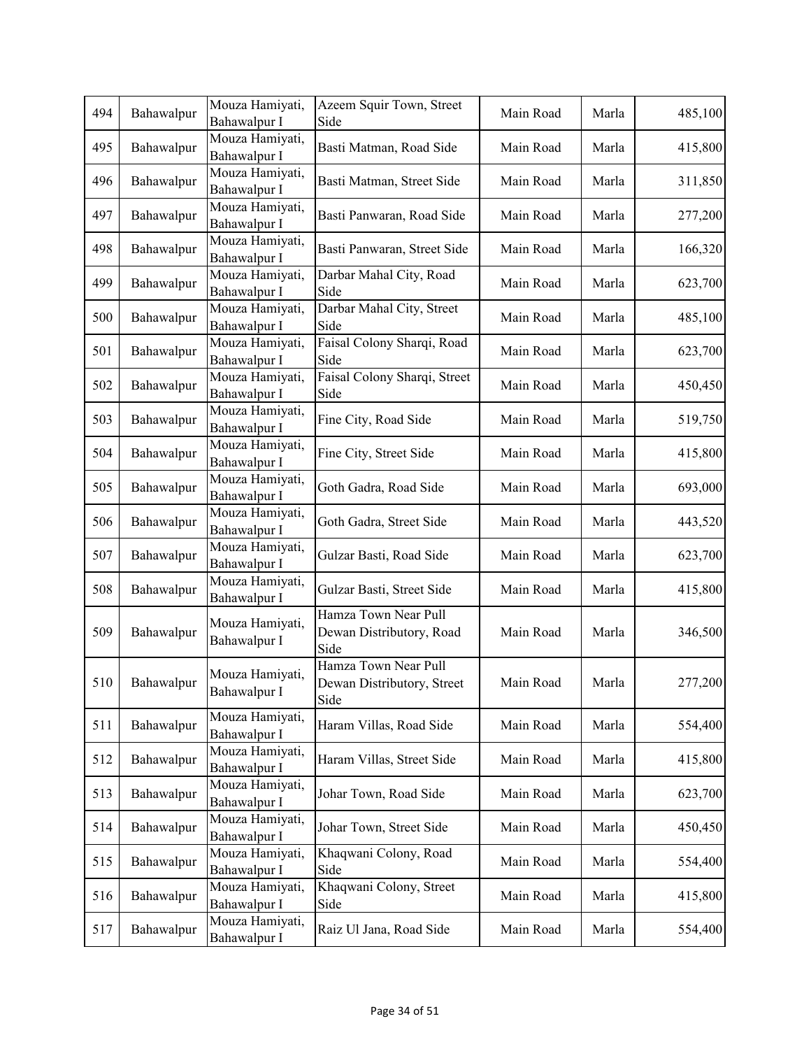| 494 | Bahawalpur | Mouza Hamiyati, Bahawalpur I | Azeem Squir Town, Street Side | Main Road | Marla | 485,100 |
|---|---|---|---|---|---|---|
| 495 | Bahawalpur | Mouza Hamiyati, Bahawalpur I | Basti Matman, Road Side | Main Road | Marla | 415,800 |
| 496 | Bahawalpur | Mouza Hamiyati, Bahawalpur I | Basti Matman, Street Side | Main Road | Marla | 311,850 |
| 497 | Bahawalpur | Mouza Hamiyati, Bahawalpur I | Basti Panwaran, Road Side | Main Road | Marla | 277,200 |
| 498 | Bahawalpur | Mouza Hamiyati, Bahawalpur I | Basti Panwaran, Street Side | Main Road | Marla | 166,320 |
| 499 | Bahawalpur | Mouza Hamiyati, Bahawalpur I | Darbar Mahal City, Road Side | Main Road | Marla | 623,700 |
| 500 | Bahawalpur | Mouza Hamiyati, Bahawalpur I | Darbar Mahal City, Street Side | Main Road | Marla | 485,100 |
| 501 | Bahawalpur | Mouza Hamiyati, Bahawalpur I | Faisal Colony Sharqi, Road Side | Main Road | Marla | 623,700 |
| 502 | Bahawalpur | Mouza Hamiyati, Bahawalpur I | Faisal Colony Sharqi, Street Side | Main Road | Marla | 450,450 |
| 503 | Bahawalpur | Mouza Hamiyati, Bahawalpur I | Fine City, Road Side | Main Road | Marla | 519,750 |
| 504 | Bahawalpur | Mouza Hamiyati, Bahawalpur I | Fine City, Street Side | Main Road | Marla | 415,800 |
| 505 | Bahawalpur | Mouza Hamiyati, Bahawalpur I | Goth Gadra, Road Side | Main Road | Marla | 693,000 |
| 506 | Bahawalpur | Mouza Hamiyati, Bahawalpur I | Goth Gadra, Street Side | Main Road | Marla | 443,520 |
| 507 | Bahawalpur | Mouza Hamiyati, Bahawalpur I | Gulzar Basti, Road Side | Main Road | Marla | 623,700 |
| 508 | Bahawalpur | Mouza Hamiyati, Bahawalpur I | Gulzar Basti, Street Side | Main Road | Marla | 415,800 |
| 509 | Bahawalpur | Mouza Hamiyati, Bahawalpur I | Hamza Town Near Pull Dewan Distributory, Road Side | Main Road | Marla | 346,500 |
| 510 | Bahawalpur | Mouza Hamiyati, Bahawalpur I | Hamza Town Near Pull Dewan Distributory, Street Side | Main Road | Marla | 277,200 |
| 511 | Bahawalpur | Mouza Hamiyati, Bahawalpur I | Haram Villas, Road Side | Main Road | Marla | 554,400 |
| 512 | Bahawalpur | Mouza Hamiyati, Bahawalpur I | Haram Villas, Street Side | Main Road | Marla | 415,800 |
| 513 | Bahawalpur | Mouza Hamiyati, Bahawalpur I | Johar Town, Road Side | Main Road | Marla | 623,700 |
| 514 | Bahawalpur | Mouza Hamiyati, Bahawalpur I | Johar Town, Street Side | Main Road | Marla | 450,450 |
| 515 | Bahawalpur | Mouza Hamiyati, Bahawalpur I | Khaqwani Colony, Road Side | Main Road | Marla | 554,400 |
| 516 | Bahawalpur | Mouza Hamiyati, Bahawalpur I | Khaqwani Colony, Street Side | Main Road | Marla | 415,800 |
| 517 | Bahawalpur | Mouza Hamiyati, Bahawalpur I | Raiz Ul Jana, Road Side | Main Road | Marla | 554,400 |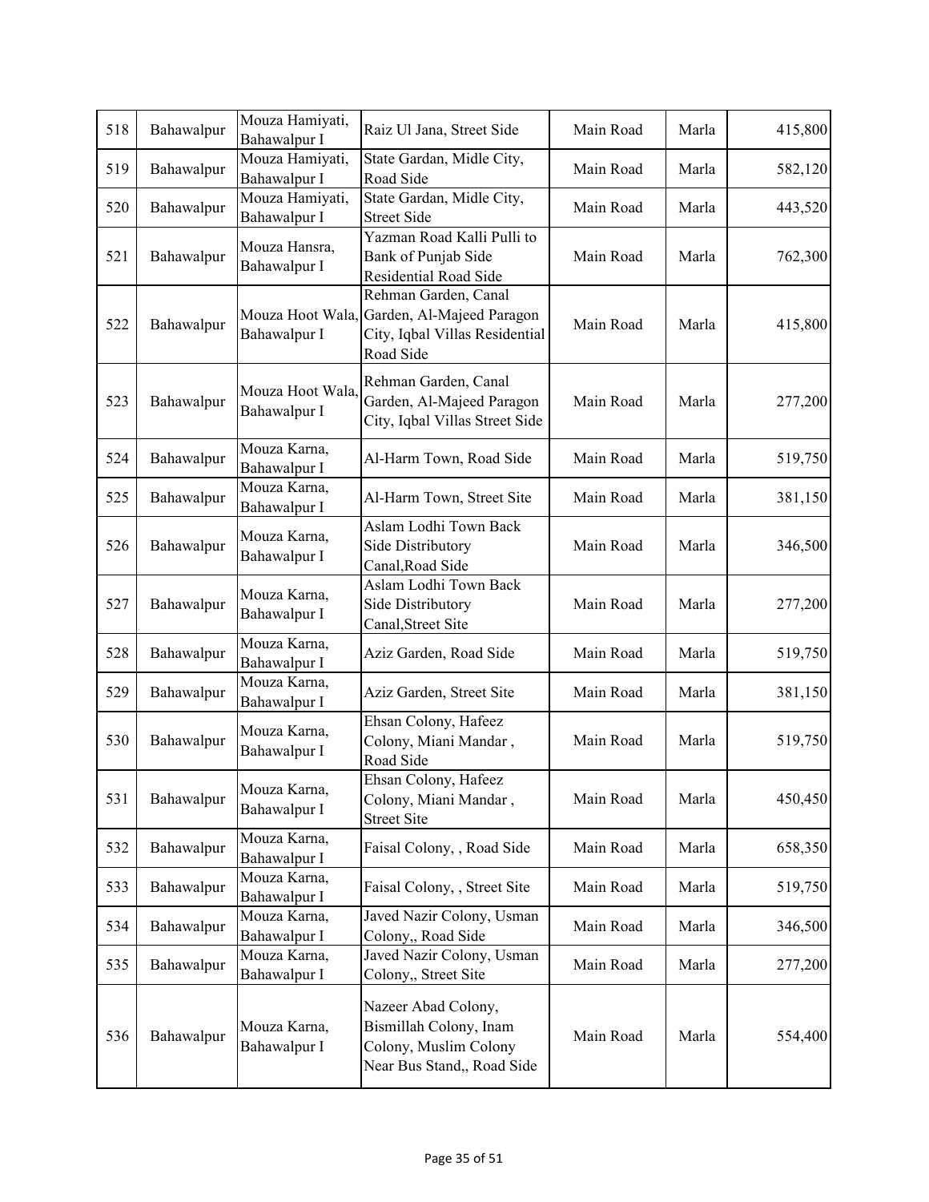| 518 | Bahawalpur | Mouza Hamiyati, Bahawalpur I | Raiz Ul Jana, Street Side | Main Road | Marla | 415,800 |
|---|---|---|---|---|---|---|
| 519 | Bahawalpur | Mouza Hamiyati, Bahawalpur I | State Gardan, Midle City, Road Side | Main Road | Marla | 582,120 |
| 520 | Bahawalpur | Mouza Hamiyati, Bahawalpur I | State Gardan, Midle City, Street Side | Main Road | Marla | 443,520 |
| 521 | Bahawalpur | Mouza Hansra, Bahawalpur I | Yazman Road Kalli Pulli to Bank of Punjab Side Residential Road Side | Main Road | Marla | 762,300 |
| 522 | Bahawalpur | Mouza Hoot Wala, Bahawalpur I | Rehman Garden, Canal Garden, Al-Majeed Paragon City, Iqbal Villas Residential Road Side | Main Road | Marla | 415,800 |
| 523 | Bahawalpur | Mouza Hoot Wala, Bahawalpur I | Rehman Garden, Canal Garden, Al-Majeed Paragon City, Iqbal Villas Street Side | Main Road | Marla | 277,200 |
| 524 | Bahawalpur | Mouza Karna, Bahawalpur I | Al-Harm Town, Road Side | Main Road | Marla | 519,750 |
| 525 | Bahawalpur | Mouza Karna, Bahawalpur I | Al-Harm Town, Street Site | Main Road | Marla | 381,150 |
| 526 | Bahawalpur | Mouza Karna, Bahawalpur I | Aslam Lodhi Town Back Side Distributory Canal,Road Side | Main Road | Marla | 346,500 |
| 527 | Bahawalpur | Mouza Karna, Bahawalpur I | Aslam Lodhi Town Back Side Distributory Canal,Street Site | Main Road | Marla | 277,200 |
| 528 | Bahawalpur | Mouza Karna, Bahawalpur I | Aziz Garden, Road Side | Main Road | Marla | 519,750 |
| 529 | Bahawalpur | Mouza Karna, Bahawalpur I | Aziz Garden, Street Site | Main Road | Marla | 381,150 |
| 530 | Bahawalpur | Mouza Karna, Bahawalpur I | Ehsan Colony, Hafeez Colony, Miani Mandar , Road Side | Main Road | Marla | 519,750 |
| 531 | Bahawalpur | Mouza Karna, Bahawalpur I | Ehsan Colony, Hafeez Colony, Miani Mandar , Street Site | Main Road | Marla | 450,450 |
| 532 | Bahawalpur | Mouza Karna, Bahawalpur I | Faisal Colony, , Road Side | Main Road | Marla | 658,350 |
| 533 | Bahawalpur | Mouza Karna, Bahawalpur I | Faisal Colony, , Street Site | Main Road | Marla | 519,750 |
| 534 | Bahawalpur | Mouza Karna, Bahawalpur I | Javed Nazir Colony, Usman Colony,, Road Side | Main Road | Marla | 346,500 |
| 535 | Bahawalpur | Mouza Karna, Bahawalpur I | Javed Nazir Colony, Usman Colony,, Street Site | Main Road | Marla | 277,200 |
| 536 | Bahawalpur | Mouza Karna, Bahawalpur I | Nazeer Abad Colony, Bismillah Colony, Inam Colony, Muslim Colony Near Bus Stand,, Road Side | Main Road | Marla | 554,400 |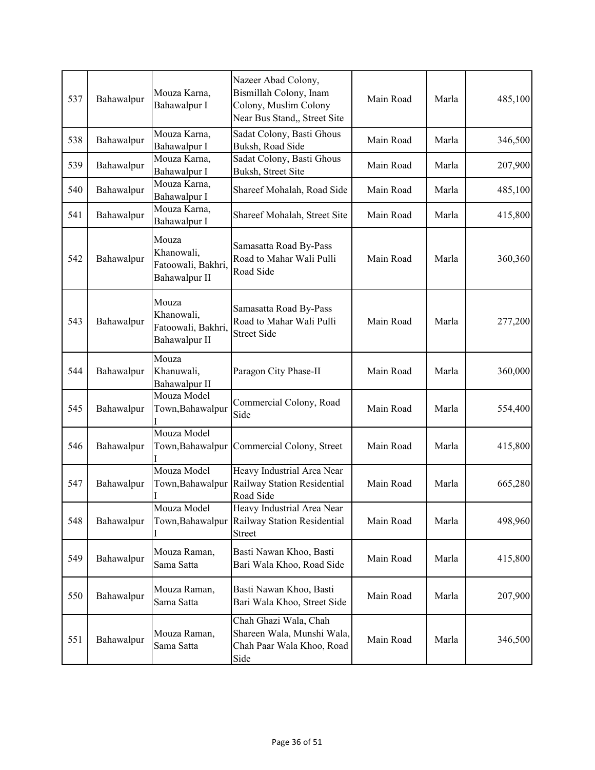| 537 | Bahawalpur | Mouza Karna, Bahawalpur I | Nazeer Abad Colony, Bismillah Colony, Inam Colony, Muslim Colony Near Bus Stand,, Street Site | Main Road | Marla | 485,100 |
|---|---|---|---|---|---|---|
| 538 | Bahawalpur | Mouza Karna, Bahawalpur I | Sadat Colony, Basti Ghous Buksh, Road Side | Main Road | Marla | 346,500 |
| 539 | Bahawalpur | Mouza Karna, Bahawalpur I | Sadat Colony, Basti Ghous Buksh, Street Site | Main Road | Marla | 207,900 |
| 540 | Bahawalpur | Mouza Karna, Bahawalpur I | Shareef Mohalah, Road Side | Main Road | Marla | 485,100 |
| 541 | Bahawalpur | Mouza Karna, Bahawalpur I | Shareef Mohalah, Street Site | Main Road | Marla | 415,800 |
| 542 | Bahawalpur | Mouza Khanowali, Fatoowali, Bakhri, Bahawalpur II | Samasatta Road By-Pass Road to Mahar Wali Pulli Road Side | Main Road | Marla | 360,360 |
| 543 | Bahawalpur | Mouza Khanowali, Fatoowali, Bakhri, Bahawalpur II | Samasatta Road By-Pass Road to Mahar Wali Pulli Street Side | Main Road | Marla | 277,200 |
| 544 | Bahawalpur | Mouza Khanuwali, Bahawalpur II | Paragon City Phase-II | Main Road | Marla | 360,000 |
| 545 | Bahawalpur | Mouza Model Town,Bahawalpur I | Commercial Colony, Road Side | Main Road | Marla | 554,400 |
| 546 | Bahawalpur | Mouza Model Town,Bahawalpur I | Commercial Colony, Street | Main Road | Marla | 415,800 |
| 547 | Bahawalpur | Mouza Model Town,Bahawalpur I | Heavy Industrial Area Near Railway Station Residential Road Side | Main Road | Marla | 665,280 |
| 548 | Bahawalpur | Mouza Model Town,Bahawalpur I | Heavy Industrial Area Near Railway Station Residential Street | Main Road | Marla | 498,960 |
| 549 | Bahawalpur | Mouza Raman, Sama Satta | Basti Nawan Khoo, Basti Bari Wala Khoo, Road Side | Main Road | Marla | 415,800 |
| 550 | Bahawalpur | Mouza Raman, Sama Satta | Basti Nawan Khoo, Basti Bari Wala Khoo, Street Side | Main Road | Marla | 207,900 |
| 551 | Bahawalpur | Mouza Raman, Sama Satta | Chah Ghazi Wala, Chah Shareen Wala, Munshi Wala, Chah Paar Wala Khoo, Road Side | Main Road | Marla | 346,500 |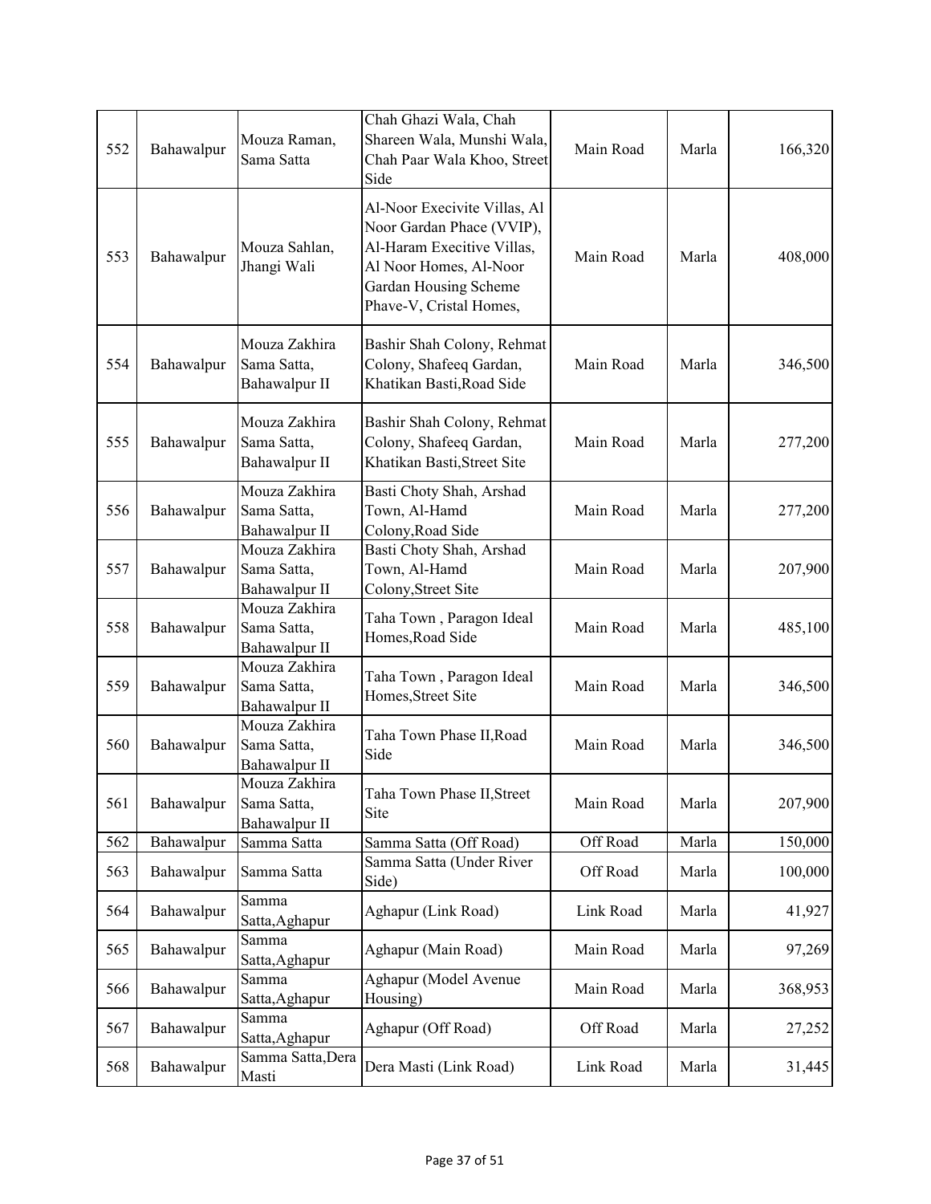| 552 | Bahawalpur | Mouza Raman, Sama Satta | Chah Ghazi Wala, Chah Shareen Wala, Munshi Wala, Chah Paar Wala Khoo, Street Side | Main Road | Marla | 166,320 |
|---|---|---|---|---|---|---|
| 553 | Bahawalpur | Mouza Sahlan, Jhangi Wali | Al-Noor Execivite Villas, Al Noor Gardan Phace (VVIP), Al-Haram Execitive Villas, Al Noor Homes, Al-Noor Gardan Housing Scheme Phave-V, Cristal Homes, | Main Road | Marla | 408,000 |
| 554 | Bahawalpur | Mouza Zakhira Sama Satta, Bahawalpur II | Bashir Shah Colony, Rehmat Colony, Shafeeq Gardan, Khatikan Basti,Road Side | Main Road | Marla | 346,500 |
| 555 | Bahawalpur | Mouza Zakhira Sama Satta, Bahawalpur II | Bashir Shah Colony, Rehmat Colony, Shafeeq Gardan, Khatikan Basti,Street Site | Main Road | Marla | 277,200 |
| 556 | Bahawalpur | Mouza Zakhira Sama Satta, Bahawalpur II | Basti Choty Shah, Arshad Town, Al-Hamd Colony,Road Side | Main Road | Marla | 277,200 |
| 557 | Bahawalpur | Mouza Zakhira Sama Satta, Bahawalpur II | Basti Choty Shah, Arshad Town, Al-Hamd Colony,Street Site | Main Road | Marla | 207,900 |
| 558 | Bahawalpur | Mouza Zakhira Sama Satta, Bahawalpur II | Taha Town , Paragon Ideal Homes,Road Side | Main Road | Marla | 485,100 |
| 559 | Bahawalpur | Mouza Zakhira Sama Satta, Bahawalpur II | Taha Town , Paragon Ideal Homes,Street Site | Main Road | Marla | 346,500 |
| 560 | Bahawalpur | Mouza Zakhira Sama Satta, Bahawalpur II | Taha Town Phase II,Road Side | Main Road | Marla | 346,500 |
| 561 | Bahawalpur | Mouza Zakhira Sama Satta, Bahawalpur II | Taha Town Phase II,Street Site | Main Road | Marla | 207,900 |
| 562 | Bahawalpur | Samma Satta | Samma Satta (Off Road) | Off Road | Marla | 150,000 |
| 563 | Bahawalpur | Samma Satta | Samma Satta (Under River Side) | Off Road | Marla | 100,000 |
| 564 | Bahawalpur | Samma Satta,Aghapur | Aghapur (Link Road) | Link Road | Marla | 41,927 |
| 565 | Bahawalpur | Samma Satta,Aghapur | Aghapur (Main Road) | Main Road | Marla | 97,269 |
| 566 | Bahawalpur | Samma Satta,Aghapur | Aghapur (Model Avenue Housing) | Main Road | Marla | 368,953 |
| 567 | Bahawalpur | Samma Satta,Aghapur | Aghapur (Off Road) | Off Road | Marla | 27,252 |
| 568 | Bahawalpur | Samma Satta,Dera Masti | Dera Masti (Link Road) | Link Road | Marla | 31,445 |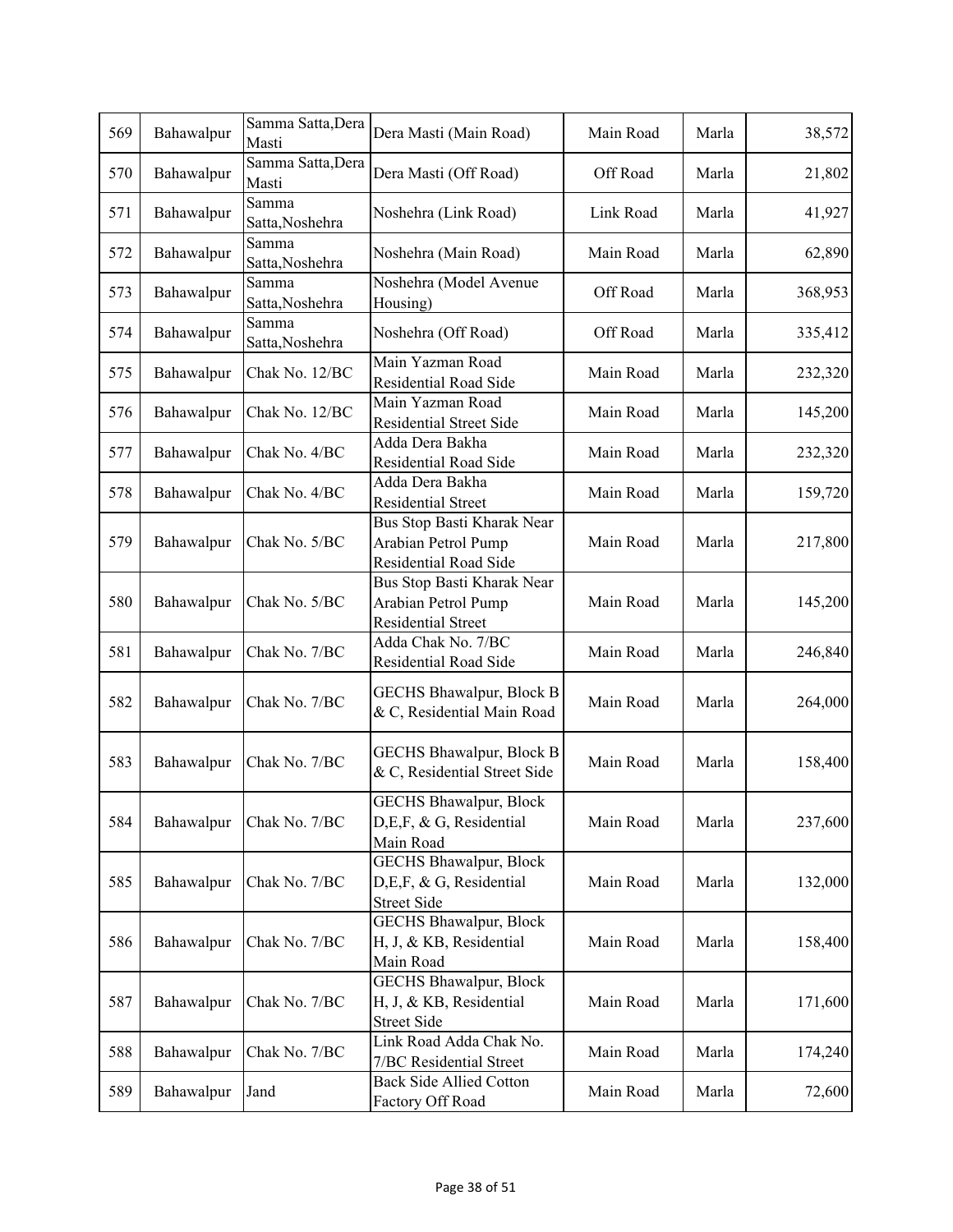| 569 | Bahawalpur | Samma Satta,Dera Masti | Dera Masti (Main Road) | Main Road | Marla | 38,572 |
|---|---|---|---|---|---|---|
| 570 | Bahawalpur | Samma Satta,Dera Masti | Dera Masti (Off Road) | Off Road | Marla | 21,802 |
| 571 | Bahawalpur | Samma Satta,Noshehra | Noshehra (Link Road) | Link Road | Marla | 41,927 |
| 572 | Bahawalpur | Samma Satta,Noshehra | Noshehra (Main Road) | Main Road | Marla | 62,890 |
| 573 | Bahawalpur | Samma Satta,Noshehra | Noshehra (Model Avenue Housing) | Off Road | Marla | 368,953 |
| 574 | Bahawalpur | Samma Satta,Noshehra | Noshehra (Off Road) | Off Road | Marla | 335,412 |
| 575 | Bahawalpur | Chak No. 12/BC | Main Yazman Road Residential Road Side | Main Road | Marla | 232,320 |
| 576 | Bahawalpur | Chak No. 12/BC | Main Yazman Road Residential Street Side | Main Road | Marla | 145,200 |
| 577 | Bahawalpur | Chak No. 4/BC | Adda Dera Bakha Residential Road Side | Main Road | Marla | 232,320 |
| 578 | Bahawalpur | Chak No. 4/BC | Adda Dera Bakha Residential Street | Main Road | Marla | 159,720 |
| 579 | Bahawalpur | Chak No. 5/BC | Bus Stop Basti Kharak Near Arabian Petrol Pump Residential Road Side | Main Road | Marla | 217,800 |
| 580 | Bahawalpur | Chak No. 5/BC | Bus Stop Basti Kharak Near Arabian Petrol Pump Residential Street | Main Road | Marla | 145,200 |
| 581 | Bahawalpur | Chak No. 7/BC | Adda Chak No. 7/BC Residential Road Side | Main Road | Marla | 246,840 |
| 582 | Bahawalpur | Chak No. 7/BC | GECHS Bhawalpur, Block B & C, Residential Main Road | Main Road | Marla | 264,000 |
| 583 | Bahawalpur | Chak No. 7/BC | GECHS Bhawalpur, Block B & C, Residential Street Side | Main Road | Marla | 158,400 |
| 584 | Bahawalpur | Chak No. 7/BC | GECHS Bhawalpur, Block D,E,F, & G, Residential Main Road | Main Road | Marla | 237,600 |
| 585 | Bahawalpur | Chak No. 7/BC | GECHS Bhawalpur, Block D,E,F, & G, Residential Street Side | Main Road | Marla | 132,000 |
| 586 | Bahawalpur | Chak No. 7/BC | GECHS Bhawalpur, Block H, J, & KB, Residential Main Road | Main Road | Marla | 158,400 |
| 587 | Bahawalpur | Chak No. 7/BC | GECHS Bhawalpur, Block H, J, & KB, Residential Street Side | Main Road | Marla | 171,600 |
| 588 | Bahawalpur | Chak No. 7/BC | Link Road Adda Chak No. 7/BC Residential Street | Main Road | Marla | 174,240 |
| 589 | Bahawalpur | Jand | Back Side Allied Cotton Factory Off Road | Main Road | Marla | 72,600 |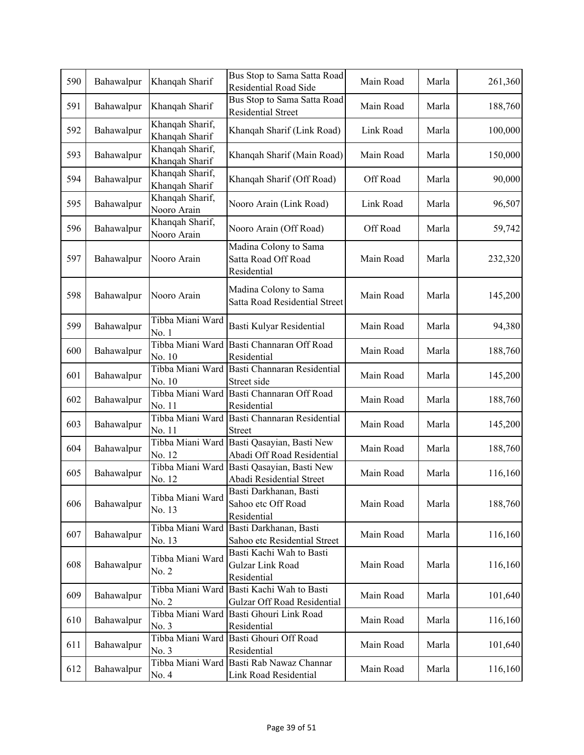| 590 | Bahawalpur | Khanqah Sharif | Bus Stop to Sama Satta Road Residential Road Side | Main Road | Marla | 261,360 |
|---|---|---|---|---|---|---|
| 591 | Bahawalpur | Khanqah Sharif | Bus Stop to Sama Satta Road Residential Street | Main Road | Marla | 188,760 |
| 592 | Bahawalpur | Khanqah Sharif, Khanqah Sharif | Khanqah Sharif (Link Road) | Link Road | Marla | 100,000 |
| 593 | Bahawalpur | Khanqah Sharif, Khanqah Sharif | Khanqah Sharif (Main Road) | Main Road | Marla | 150,000 |
| 594 | Bahawalpur | Khanqah Sharif, Khanqah Sharif | Khanqah Sharif (Off Road) | Off Road | Marla | 90,000 |
| 595 | Bahawalpur | Khanqah Sharif, Nooro Arain | Nooro Arain (Link Road) | Link Road | Marla | 96,507 |
| 596 | Bahawalpur | Khanqah Sharif, Nooro Arain | Nooro Arain (Off Road) | Off Road | Marla | 59,742 |
| 597 | Bahawalpur | Nooro Arain | Madina Colony to Sama Satta Road Off Road Residential | Main Road | Marla | 232,320 |
| 598 | Bahawalpur | Nooro Arain | Madina Colony to Sama Satta Road Residential Street | Main Road | Marla | 145,200 |
| 599 | Bahawalpur | Tibba Miani Ward No. 1 | Basti Kulyar Residential | Main Road | Marla | 94,380 |
| 600 | Bahawalpur | Tibba Miani Ward No. 10 | Basti Channaran Off Road Residential | Main Road | Marla | 188,760 |
| 601 | Bahawalpur | Tibba Miani Ward No. 10 | Basti Channaran Residential Street side | Main Road | Marla | 145,200 |
| 602 | Bahawalpur | Tibba Miani Ward No. 11 | Basti Channaran Off Road Residential | Main Road | Marla | 188,760 |
| 603 | Bahawalpur | Tibba Miani Ward No. 11 | Basti Channaran Residential Street | Main Road | Marla | 145,200 |
| 604 | Bahawalpur | Tibba Miani Ward No. 12 | Basti Qasayian, Basti New Abadi Off Road Residential | Main Road | Marla | 188,760 |
| 605 | Bahawalpur | Tibba Miani Ward No. 12 | Basti Qasayian, Basti New Abadi Residential Street | Main Road | Marla | 116,160 |
| 606 | Bahawalpur | Tibba Miani Ward No. 13 | Basti Darkhanan, Basti Sahoo etc Off Road Residential | Main Road | Marla | 188,760 |
| 607 | Bahawalpur | Tibba Miani Ward No. 13 | Basti Darkhanan, Basti Sahoo etc Residential Street | Main Road | Marla | 116,160 |
| 608 | Bahawalpur | Tibba Miani Ward No. 2 | Basti Kachi Wah to Basti Gulzar Link Road Residential | Main Road | Marla | 116,160 |
| 609 | Bahawalpur | Tibba Miani Ward No. 2 | Basti Kachi Wah to Basti Gulzar Off Road Residential | Main Road | Marla | 101,640 |
| 610 | Bahawalpur | Tibba Miani Ward No. 3 | Basti Ghouri Link Road Residential | Main Road | Marla | 116,160 |
| 611 | Bahawalpur | Tibba Miani Ward No. 3 | Basti Ghouri Off Road Residential | Main Road | Marla | 101,640 |
| 612 | Bahawalpur | Tibba Miani Ward No. 4 | Basti Rab Nawaz Channar Link Road Residential | Main Road | Marla | 116,160 |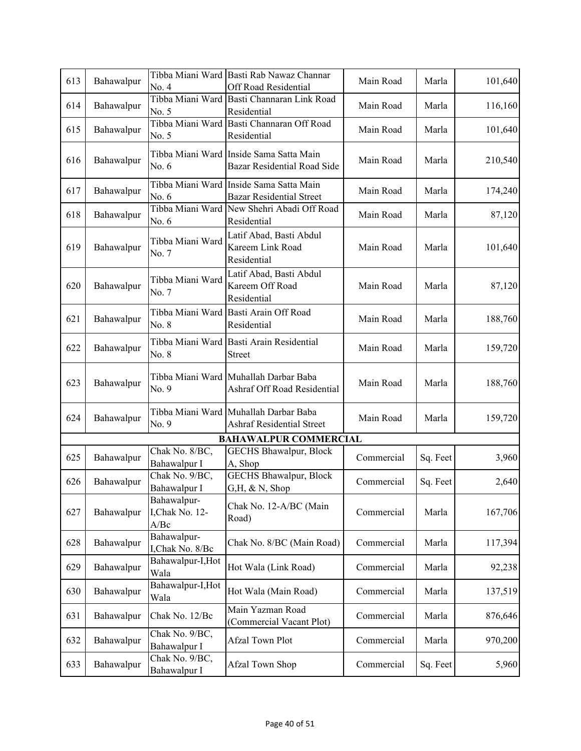| | | | | | | |
|---|---|---|---|---|---|---|
| 613 | Bahawalpur | Tibba Miani Ward No. 4 | Basti Rab Nawaz Channar Off Road Residential | Main Road | Marla | 101,640 |
| 614 | Bahawalpur | Tibba Miani Ward No. 5 | Basti Channaran Link Road Residential | Main Road | Marla | 116,160 |
| 615 | Bahawalpur | Tibba Miani Ward No. 5 | Basti Channaran Off Road Residential | Main Road | Marla | 101,640 |
| 616 | Bahawalpur | Tibba Miani Ward No. 6 | Inside Sama Satta Main Bazar Residential Road Side | Main Road | Marla | 210,540 |
| 617 | Bahawalpur | Tibba Miani Ward No. 6 | Inside Sama Satta Main Bazar Residential Street | Main Road | Marla | 174,240 |
| 618 | Bahawalpur | Tibba Miani Ward No. 6 | New Shehri Abadi Off Road Residential | Main Road | Marla | 87,120 |
| 619 | Bahawalpur | Tibba Miani Ward No. 7 | Latif Abad, Basti Abdul Kareem Link Road Residential | Main Road | Marla | 101,640 |
| 620 | Bahawalpur | Tibba Miani Ward No. 7 | Latif Abad, Basti Abdul Kareem Off Road Residential | Main Road | Marla | 87,120 |
| 621 | Bahawalpur | Tibba Miani Ward No. 8 | Basti Arain Off Road Residential | Main Road | Marla | 188,760 |
| 622 | Bahawalpur | Tibba Miani Ward No. 8 | Basti Arain Residential Street | Main Road | Marla | 159,720 |
| 623 | Bahawalpur | Tibba Miani Ward No. 9 | Muhallah Darbar Baba Ashraf Off Road Residential | Main Road | Marla | 188,760 |
| 624 | Bahawalpur | Tibba Miani Ward No. 9 | Muhallah Darbar Baba Ashraf Residential Street | Main Road | Marla | 159,720 |
| | | | **BAHAWALPUR COMMERCIAL** | | | |
| 625 | Bahawalpur | Chak No. 8/BC, Bahawalpur I | GECHS Bhawalpur, Block A, Shop | Commercial | Sq. Feet | 3,960 |
| 626 | Bahawalpur | Chak No. 9/BC, Bahawalpur I | GECHS Bhawalpur, Block G,H, & N, Shop | Commercial | Sq. Feet | 2,640 |
| 627 | Bahawalpur | Bahawalpur-I,Chak No. 12-A/Bc | Chak No. 12-A/BC (Main Road) | Commercial | Marla | 167,706 |
| 628 | Bahawalpur | Bahawalpur-I,Chak No. 8/Bc | Chak No. 8/BC (Main Road) | Commercial | Marla | 117,394 |
| 629 | Bahawalpur | Bahawalpur-I,Hot Wala | Hot Wala (Link Road) | Commercial | Marla | 92,238 |
| 630 | Bahawalpur | Bahawalpur-I,Hot Wala | Hot Wala (Main Road) | Commercial | Marla | 137,519 |
| 631 | Bahawalpur | Chak No. 12/Bc | Main Yazman Road (Commercial Vacant Plot) | Commercial | Marla | 876,646 |
| 632 | Bahawalpur | Chak No. 9/BC, Bahawalpur I | Afzal Town Plot | Commercial | Marla | 970,200 |
| 633 | Bahawalpur | Chak No. 9/BC, Bahawalpur I | Afzal Town Shop | Commercial | Sq. Feet | 5,960 |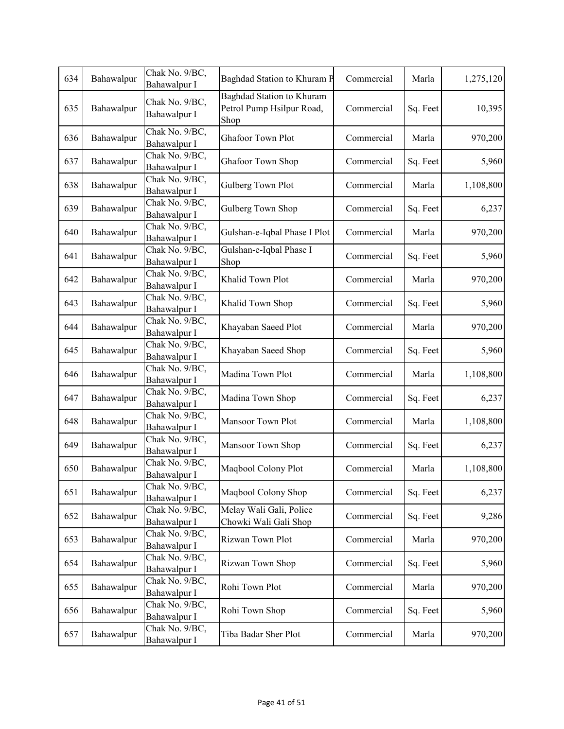| 634 | Bahawalpur | Chak No. 9/BC, Bahawalpur I | Baghdad Station to Khuram P | Commercial | Marla | 1,275,120 |
|---|---|---|---|---|---|---|
| 635 | Bahawalpur | Chak No. 9/BC, Bahawalpur I | Baghdad Station to Khuram Petrol Pump Hsilpur Road, Shop | Commercial | Sq. Feet | 10,395 |
| 636 | Bahawalpur | Chak No. 9/BC, Bahawalpur I | Ghafoor Town Plot | Commercial | Marla | 970,200 |
| 637 | Bahawalpur | Chak No. 9/BC, Bahawalpur I | Ghafoor Town Shop | Commercial | Sq. Feet | 5,960 |
| 638 | Bahawalpur | Chak No. 9/BC, Bahawalpur I | Gulberg Town Plot | Commercial | Marla | 1,108,800 |
| 639 | Bahawalpur | Chak No. 9/BC, Bahawalpur I | Gulberg Town Shop | Commercial | Sq. Feet | 6,237 |
| 640 | Bahawalpur | Chak No. 9/BC, Bahawalpur I | Gulshan-e-Iqbal Phase I Plot | Commercial | Marla | 970,200 |
| 641 | Bahawalpur | Chak No. 9/BC, Bahawalpur I | Gulshan-e-Iqbal Phase I Shop | Commercial | Sq. Feet | 5,960 |
| 642 | Bahawalpur | Chak No. 9/BC, Bahawalpur I | Khalid Town Plot | Commercial | Marla | 970,200 |
| 643 | Bahawalpur | Chak No. 9/BC, Bahawalpur I | Khalid Town Shop | Commercial | Sq. Feet | 5,960 |
| 644 | Bahawalpur | Chak No. 9/BC, Bahawalpur I | Khayaban Saeed Plot | Commercial | Marla | 970,200 |
| 645 | Bahawalpur | Chak No. 9/BC, Bahawalpur I | Khayaban Saeed Shop | Commercial | Sq. Feet | 5,960 |
| 646 | Bahawalpur | Chak No. 9/BC, Bahawalpur I | Madina Town Plot | Commercial | Marla | 1,108,800 |
| 647 | Bahawalpur | Chak No. 9/BC, Bahawalpur I | Madina Town Shop | Commercial | Sq. Feet | 6,237 |
| 648 | Bahawalpur | Chak No. 9/BC, Bahawalpur I | Mansoor Town Plot | Commercial | Marla | 1,108,800 |
| 649 | Bahawalpur | Chak No. 9/BC, Bahawalpur I | Mansoor Town Shop | Commercial | Sq. Feet | 6,237 |
| 650 | Bahawalpur | Chak No. 9/BC, Bahawalpur I | Maqbool Colony Plot | Commercial | Marla | 1,108,800 |
| 651 | Bahawalpur | Chak No. 9/BC, Bahawalpur I | Maqbool Colony Shop | Commercial | Sq. Feet | 6,237 |
| 652 | Bahawalpur | Chak No. 9/BC, Bahawalpur I | Melay Wali Gali, Police Chowki Wali Gali Shop | Commercial | Sq. Feet | 9,286 |
| 653 | Bahawalpur | Chak No. 9/BC, Bahawalpur I | Rizwan Town Plot | Commercial | Marla | 970,200 |
| 654 | Bahawalpur | Chak No. 9/BC, Bahawalpur I | Rizwan Town Shop | Commercial | Sq. Feet | 5,960 |
| 655 | Bahawalpur | Chak No. 9/BC, Bahawalpur I | Rohi Town Plot | Commercial | Marla | 970,200 |
| 656 | Bahawalpur | Chak No. 9/BC, Bahawalpur I | Rohi Town Shop | Commercial | Sq. Feet | 5,960 |
| 657 | Bahawalpur | Chak No. 9/BC, Bahawalpur I | Tiba Badar Sher Plot | Commercial | Marla | 970,200 |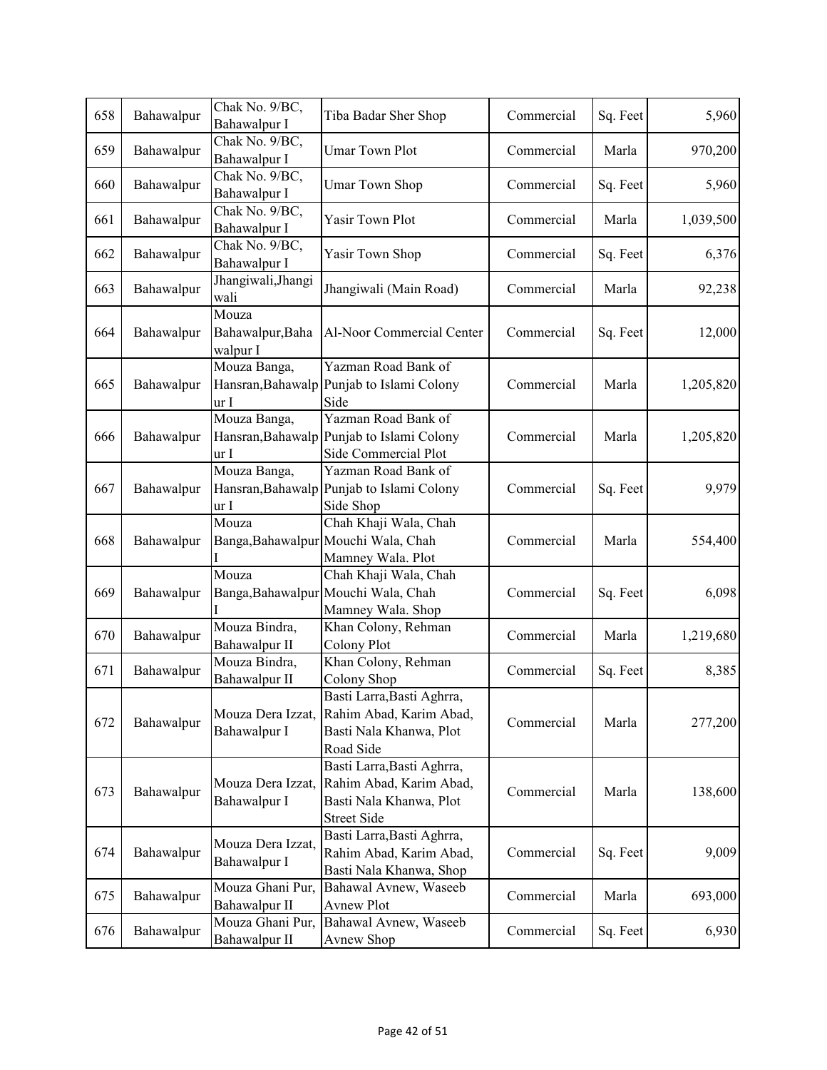| 658 | Bahawalpur | Chak No. 9/BC, Bahawalpur I | Tiba Badar Sher Shop | Commercial | Sq. Feet | 5,960 |
|---|---|---|---|---|---|---|
| 659 | Bahawalpur | Chak No. 9/BC, Bahawalpur I | Umar Town Plot | Commercial | Marla | 970,200 |
| 660 | Bahawalpur | Chak No. 9/BC, Bahawalpur I | Umar Town Shop | Commercial | Sq. Feet | 5,960 |
| 661 | Bahawalpur | Chak No. 9/BC, Bahawalpur I | Yasir Town Plot | Commercial | Marla | 1,039,500 |
| 662 | Bahawalpur | Chak No. 9/BC, Bahawalpur I | Yasir Town Shop | Commercial | Sq. Feet | 6,376 |
| 663 | Bahawalpur | Jhangiwali,Jhangiwali | Jhangiwali (Main Road) | Commercial | Marla | 92,238 |
| 664 | Bahawalpur | Mouza Bahawalpur,Bahawalpur I | Al-Noor Commercial Center | Commercial | Sq. Feet | 12,000 |
| 665 | Bahawalpur | Mouza Banga, Hansran,Bahawalpur I | Yazman Road Bank of Punjab to Islami Colony Side | Commercial | Marla | 1,205,820 |
| 666 | Bahawalpur | Mouza Banga, Hansran,Bahawalpur I | Yazman Road Bank of Punjab to Islami Colony Side Commercial Plot | Commercial | Marla | 1,205,820 |
| 667 | Bahawalpur | Mouza Banga, Hansran,Bahawalpur I | Yazman Road Bank of Punjab to Islami Colony Side Shop | Commercial | Sq. Feet | 9,979 |
| 668 | Bahawalpur | Mouza Banga,Bahawalpur I | Chah Khaji Wala, Chah Mouchi Wala, Chah Mamney Wala. Plot | Commercial | Marla | 554,400 |
| 669 | Bahawalpur | Mouza Banga,Bahawalpur I | Chah Khaji Wala, Chah Mouchi Wala, Chah Mamney Wala. Shop | Commercial | Sq. Feet | 6,098 |
| 670 | Bahawalpur | Mouza Bindra, Bahawalpur II | Khan Colony, Rehman Colony Plot | Commercial | Marla | 1,219,680 |
| 671 | Bahawalpur | Mouza Bindra, Bahawalpur II | Khan Colony, Rehman Colony Shop | Commercial | Sq. Feet | 8,385 |
| 672 | Bahawalpur | Mouza Dera Izzat, Bahawalpur I | Basti Larra,Basti Aghrra, Rahim Abad, Karim Abad, Basti Nala Khanwa, Plot Road Side | Commercial | Marla | 277,200 |
| 673 | Bahawalpur | Mouza Dera Izzat, Bahawalpur I | Basti Larra,Basti Aghrra, Rahim Abad, Karim Abad, Basti Nala Khanwa, Plot Street Side | Commercial | Marla | 138,600 |
| 674 | Bahawalpur | Mouza Dera Izzat, Bahawalpur I | Basti Larra,Basti Aghrra, Rahim Abad, Karim Abad, Basti Nala Khanwa, Shop | Commercial | Sq. Feet | 9,009 |
| 675 | Bahawalpur | Mouza Ghani Pur, Bahawalpur II | Bahawal Avnew, Waseeb Avnew Plot | Commercial | Marla | 693,000 |
| 676 | Bahawalpur | Mouza Ghani Pur, Bahawalpur II | Bahawal Avnew, Waseeb Avnew Shop | Commercial | Sq. Feet | 6,930 |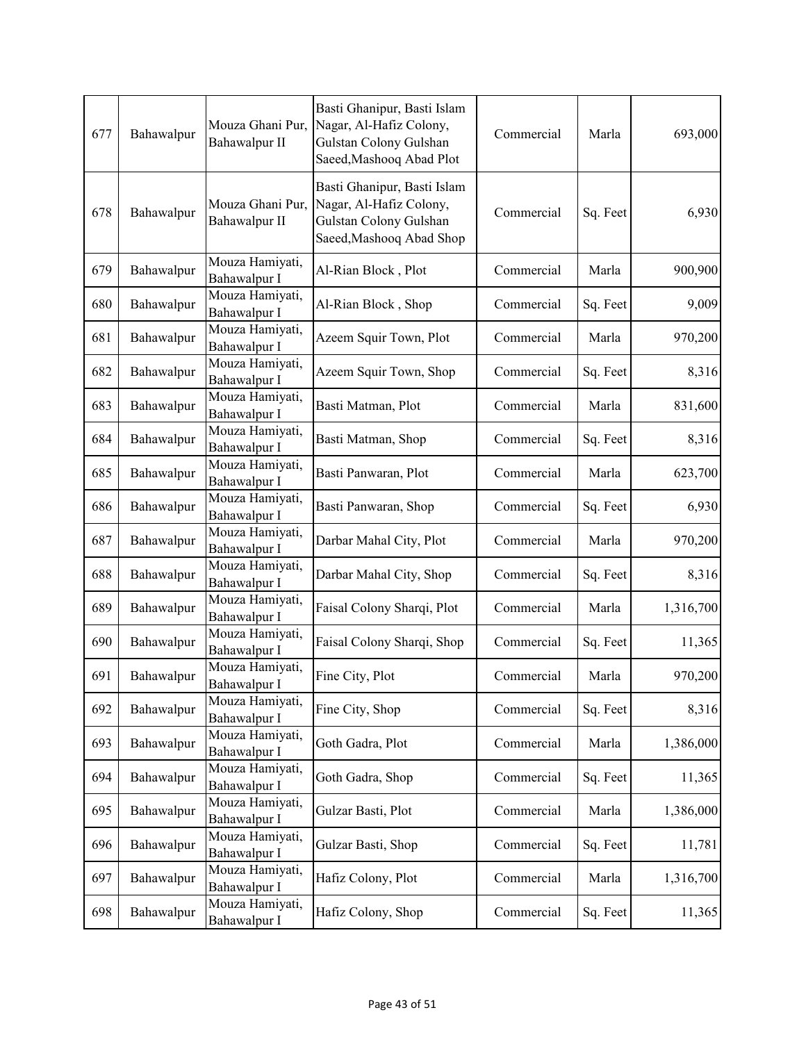| | | | | | | |
|---|---|---|---|---|---|---|
| 677 | Bahawalpur | Mouza Ghani Pur, Bahawalpur II | Basti Ghanipur, Basti Islam Nagar, Al-Hafiz Colony, Gulstan Colony Gulshan Saeed,Mashooq Abad Plot | Commercial | Marla | 693,000 |
| 678 | Bahawalpur | Mouza Ghani Pur, Bahawalpur II | Basti Ghanipur, Basti Islam Nagar, Al-Hafiz Colony, Gulstan Colony Gulshan Saeed,Mashooq Abad Shop | Commercial | Sq. Feet | 6,930 |
| 679 | Bahawalpur | Mouza Hamiyati, Bahawalpur I | Al-Rian Block , Plot | Commercial | Marla | 900,900 |
| 680 | Bahawalpur | Mouza Hamiyati, Bahawalpur I | Al-Rian Block , Shop | Commercial | Sq. Feet | 9,009 |
| 681 | Bahawalpur | Mouza Hamiyati, Bahawalpur I | Azeem Squir Town, Plot | Commercial | Marla | 970,200 |
| 682 | Bahawalpur | Mouza Hamiyati, Bahawalpur I | Azeem Squir Town, Shop | Commercial | Sq. Feet | 8,316 |
| 683 | Bahawalpur | Mouza Hamiyati, Bahawalpur I | Basti Matman, Plot | Commercial | Marla | 831,600 |
| 684 | Bahawalpur | Mouza Hamiyati, Bahawalpur I | Basti Matman, Shop | Commercial | Sq. Feet | 8,316 |
| 685 | Bahawalpur | Mouza Hamiyati, Bahawalpur I | Basti Panwaran, Plot | Commercial | Marla | 623,700 |
| 686 | Bahawalpur | Mouza Hamiyati, Bahawalpur I | Basti Panwaran, Shop | Commercial | Sq. Feet | 6,930 |
| 687 | Bahawalpur | Mouza Hamiyati, Bahawalpur I | Darbar Mahal City, Plot | Commercial | Marla | 970,200 |
| 688 | Bahawalpur | Mouza Hamiyati, Bahawalpur I | Darbar Mahal City, Shop | Commercial | Sq. Feet | 8,316 |
| 689 | Bahawalpur | Mouza Hamiyati, Bahawalpur I | Faisal Colony Sharqi, Plot | Commercial | Marla | 1,316,700 |
| 690 | Bahawalpur | Mouza Hamiyati, Bahawalpur I | Faisal Colony Sharqi, Shop | Commercial | Sq. Feet | 11,365 |
| 691 | Bahawalpur | Mouza Hamiyati, Bahawalpur I | Fine City, Plot | Commercial | Marla | 970,200 |
| 692 | Bahawalpur | Mouza Hamiyati, Bahawalpur I | Fine City, Shop | Commercial | Sq. Feet | 8,316 |
| 693 | Bahawalpur | Mouza Hamiyati, Bahawalpur I | Goth Gadra, Plot | Commercial | Marla | 1,386,000 |
| 694 | Bahawalpur | Mouza Hamiyati, Bahawalpur I | Goth Gadra, Shop | Commercial | Sq. Feet | 11,365 |
| 695 | Bahawalpur | Mouza Hamiyati, Bahawalpur I | Gulzar Basti, Plot | Commercial | Marla | 1,386,000 |
| 696 | Bahawalpur | Mouza Hamiyati, Bahawalpur I | Gulzar Basti, Shop | Commercial | Sq. Feet | 11,781 |
| 697 | Bahawalpur | Mouza Hamiyati, Bahawalpur I | Hafiz Colony, Plot | Commercial | Marla | 1,316,700 |
| 698 | Bahawalpur | Mouza Hamiyati, Bahawalpur I | Hafiz Colony, Shop | Commercial | Sq. Feet | 11,365 |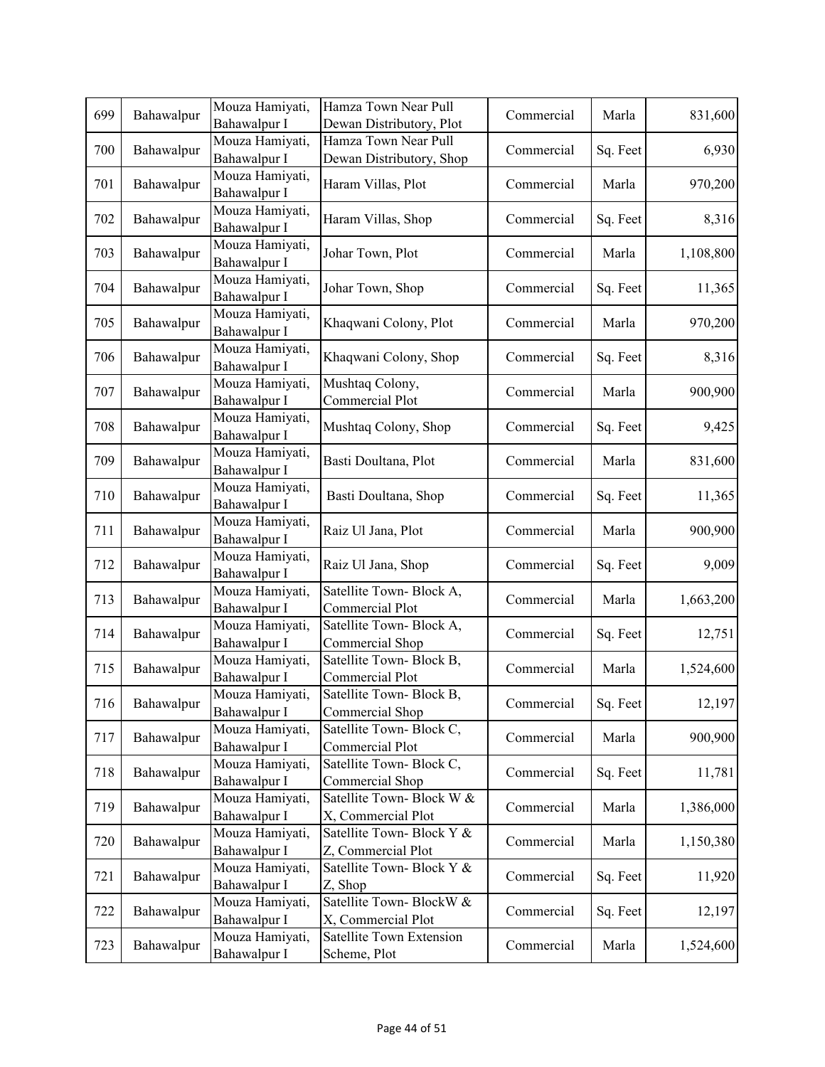| 699 | Bahawalpur | Mouza Hamiyati, Bahawalpur I | Hamza Town Near Pull Dewan Distributory, Plot | Commercial | Marla | 831,600 |
|---|---|---|---|---|---|---|
| 700 | Bahawalpur | Mouza Hamiyati, Bahawalpur I | Hamza Town Near Pull Dewan Distributory, Shop | Commercial | Sq. Feet | 6,930 |
| 701 | Bahawalpur | Mouza Hamiyati, Bahawalpur I | Haram Villas, Plot | Commercial | Marla | 970,200 |
| 702 | Bahawalpur | Mouza Hamiyati, Bahawalpur I | Haram Villas, Shop | Commercial | Sq. Feet | 8,316 |
| 703 | Bahawalpur | Mouza Hamiyati, Bahawalpur I | Johar Town, Plot | Commercial | Marla | 1,108,800 |
| 704 | Bahawalpur | Mouza Hamiyati, Bahawalpur I | Johar Town, Shop | Commercial | Sq. Feet | 11,365 |
| 705 | Bahawalpur | Mouza Hamiyati, Bahawalpur I | Khaqwani Colony, Plot | Commercial | Marla | 970,200 |
| 706 | Bahawalpur | Mouza Hamiyati, Bahawalpur I | Khaqwani Colony, Shop | Commercial | Sq. Feet | 8,316 |
| 707 | Bahawalpur | Mouza Hamiyati, Bahawalpur I | Mushtaq Colony, Commercial Plot | Commercial | Marla | 900,900 |
| 708 | Bahawalpur | Mouza Hamiyati, Bahawalpur I | Mushtaq Colony, Shop | Commercial | Sq. Feet | 9,425 |
| 709 | Bahawalpur | Mouza Hamiyati, Bahawalpur I | Basti Doultana, Plot | Commercial | Marla | 831,600 |
| 710 | Bahawalpur | Mouza Hamiyati, Bahawalpur I | Basti Doultana, Shop | Commercial | Sq. Feet | 11,365 |
| 711 | Bahawalpur | Mouza Hamiyati, Bahawalpur I | Raiz Ul Jana, Plot | Commercial | Marla | 900,900 |
| 712 | Bahawalpur | Mouza Hamiyati, Bahawalpur I | Raiz Ul Jana, Shop | Commercial | Sq. Feet | 9,009 |
| 713 | Bahawalpur | Mouza Hamiyati, Bahawalpur I | Satellite Town- Block A, Commercial Plot | Commercial | Marla | 1,663,200 |
| 714 | Bahawalpur | Mouza Hamiyati, Bahawalpur I | Satellite Town- Block A, Commercial Shop | Commercial | Sq. Feet | 12,751 |
| 715 | Bahawalpur | Mouza Hamiyati, Bahawalpur I | Satellite Town- Block B, Commercial Plot | Commercial | Marla | 1,524,600 |
| 716 | Bahawalpur | Mouza Hamiyati, Bahawalpur I | Satellite Town- Block B, Commercial Shop | Commercial | Sq. Feet | 12,197 |
| 717 | Bahawalpur | Mouza Hamiyati, Bahawalpur I | Satellite Town- Block C, Commercial Plot | Commercial | Marla | 900,900 |
| 718 | Bahawalpur | Mouza Hamiyati, Bahawalpur I | Satellite Town- Block C, Commercial Shop | Commercial | Sq. Feet | 11,781 |
| 719 | Bahawalpur | Mouza Hamiyati, Bahawalpur I | Satellite Town- Block W & X, Commercial Plot | Commercial | Marla | 1,386,000 |
| 720 | Bahawalpur | Mouza Hamiyati, Bahawalpur I | Satellite Town- Block Y & Z, Commercial Plot | Commercial | Marla | 1,150,380 |
| 721 | Bahawalpur | Mouza Hamiyati, Bahawalpur I | Satellite Town- Block Y & Z, Shop | Commercial | Sq. Feet | 11,920 |
| 722 | Bahawalpur | Mouza Hamiyati, Bahawalpur I | Satellite Town- BlockW & X, Commercial Plot | Commercial | Sq. Feet | 12,197 |
| 723 | Bahawalpur | Mouza Hamiyati, Bahawalpur I | Satellite Town Extension Scheme, Plot | Commercial | Marla | 1,524,600 |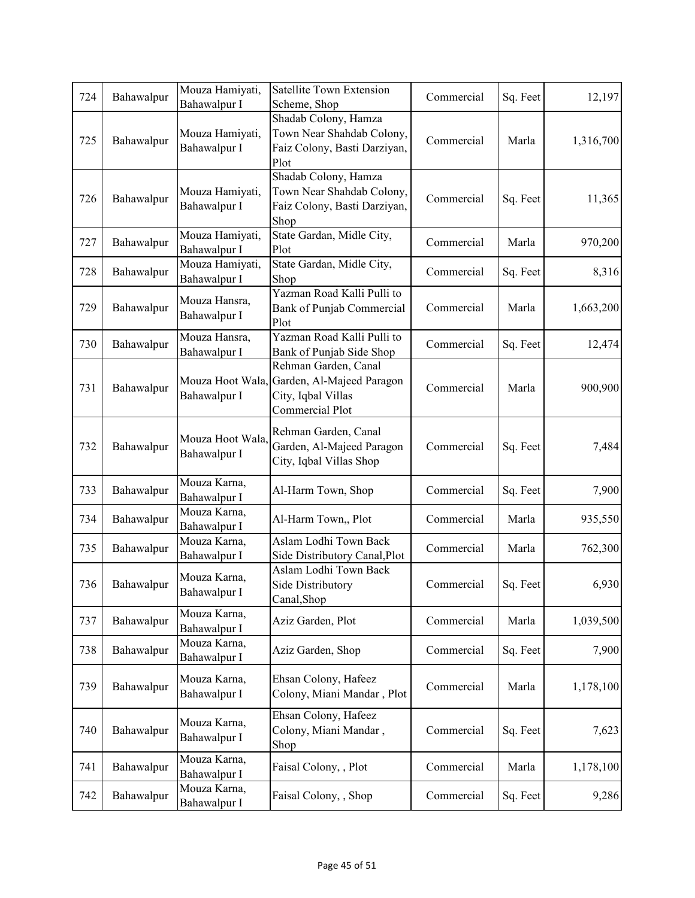| 724 | Bahawalpur | Mouza Hamiyati, Bahawalpur I | Satellite Town Extension Scheme, Shop | Commercial | Sq. Feet | 12,197 |
|---|---|---|---|---|---|---|
| 725 | Bahawalpur | Mouza Hamiyati, Bahawalpur I | Shadab Colony, Hamza Town Near Shahdab Colony, Faiz Colony, Basti Darziyan, Plot | Commercial | Marla | 1,316,700 |
| 726 | Bahawalpur | Mouza Hamiyati, Bahawalpur I | Shadab Colony, Hamza Town Near Shahdab Colony, Faiz Colony, Basti Darziyan, Shop | Commercial | Sq. Feet | 11,365 |
| 727 | Bahawalpur | Mouza Hamiyati, Bahawalpur I | State Gardan, Midle City, Plot | Commercial | Marla | 970,200 |
| 728 | Bahawalpur | Mouza Hamiyati, Bahawalpur I | State Gardan, Midle City, Shop | Commercial | Sq. Feet | 8,316 |
| 729 | Bahawalpur | Mouza Hansra, Bahawalpur I | Yazman Road Kalli Pulli to Bank of Punjab Commercial Plot | Commercial | Marla | 1,663,200 |
| 730 | Bahawalpur | Mouza Hansra, Bahawalpur I | Yazman Road Kalli Pulli to Bank of Punjab Side Shop | Commercial | Sq. Feet | 12,474 |
| 731 | Bahawalpur | Mouza Hoot Wala, Bahawalpur I | Rehman Garden, Canal Garden, Al-Majeed Paragon City, Iqbal Villas Commercial Plot | Commercial | Marla | 900,900 |
| 732 | Bahawalpur | Mouza Hoot Wala, Bahawalpur I | Rehman Garden, Canal Garden, Al-Majeed Paragon City, Iqbal Villas Shop | Commercial | Sq. Feet | 7,484 |
| 733 | Bahawalpur | Mouza Karna, Bahawalpur I | Al-Harm Town, Shop | Commercial | Sq. Feet | 7,900 |
| 734 | Bahawalpur | Mouza Karna, Bahawalpur I | Al-Harm Town,, Plot | Commercial | Marla | 935,550 |
| 735 | Bahawalpur | Mouza Karna, Bahawalpur I | Aslam Lodhi Town Back Side Distributory Canal,Plot | Commercial | Marla | 762,300 |
| 736 | Bahawalpur | Mouza Karna, Bahawalpur I | Aslam Lodhi Town Back Side Distributory Canal,Shop | Commercial | Sq. Feet | 6,930 |
| 737 | Bahawalpur | Mouza Karna, Bahawalpur I | Aziz Garden, Plot | Commercial | Marla | 1,039,500 |
| 738 | Bahawalpur | Mouza Karna, Bahawalpur I | Aziz Garden, Shop | Commercial | Sq. Feet | 7,900 |
| 739 | Bahawalpur | Mouza Karna, Bahawalpur I | Ehsan Colony, Hafeez Colony, Miani Mandar , Plot | Commercial | Marla | 1,178,100 |
| 740 | Bahawalpur | Mouza Karna, Bahawalpur I | Ehsan Colony, Hafeez Colony, Miani Mandar , Shop | Commercial | Sq. Feet | 7,623 |
| 741 | Bahawalpur | Mouza Karna, Bahawalpur I | Faisal Colony, , Plot | Commercial | Marla | 1,178,100 |
| 742 | Bahawalpur | Mouza Karna, Bahawalpur I | Faisal Colony, , Shop | Commercial | Sq. Feet | 9,286 |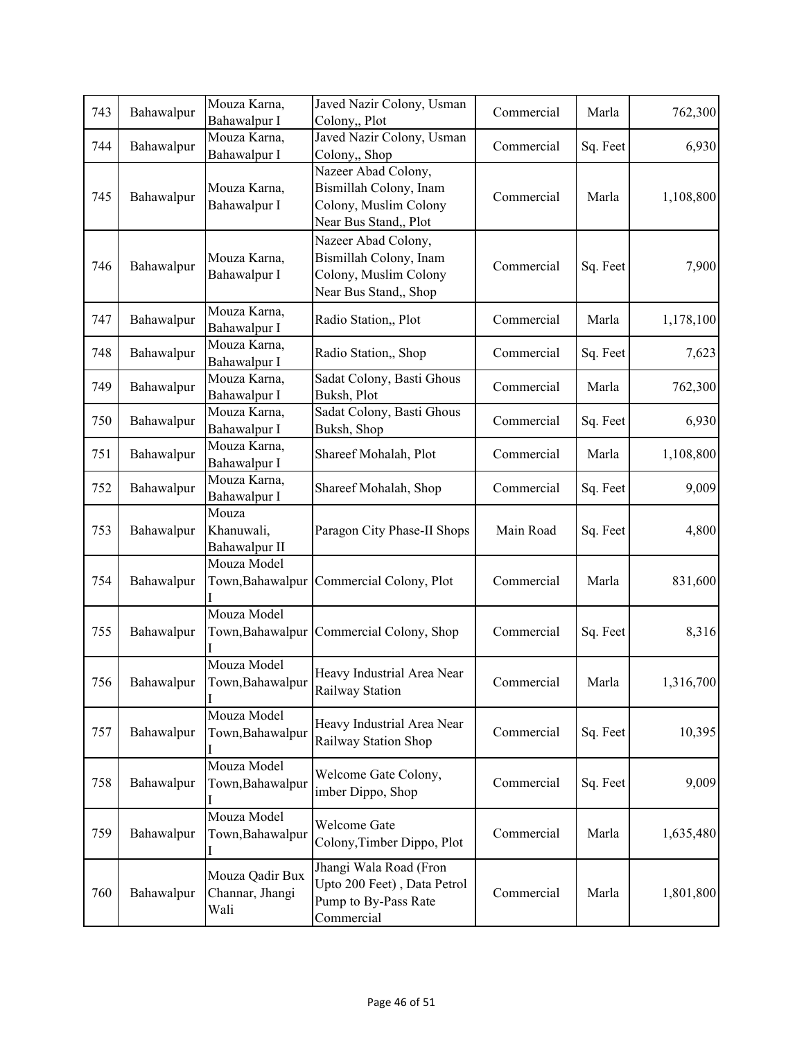| 743 | Bahawalpur | Mouza Karna, Bahawalpur I | Javed Nazir Colony, Usman Colony,, Plot | Commercial | Marla | 762,300 |
|---|---|---|---|---|---|---|
| 744 | Bahawalpur | Mouza Karna, Bahawalpur I | Javed Nazir Colony, Usman Colony,, Shop | Commercial | Sq. Feet | 6,930 |
| 745 | Bahawalpur | Mouza Karna, Bahawalpur I | Nazeer Abad Colony, Bismillah Colony, Inam Colony, Muslim Colony Near Bus Stand,, Plot | Commercial | Marla | 1,108,800 |
| 746 | Bahawalpur | Mouza Karna, Bahawalpur I | Nazeer Abad Colony, Bismillah Colony, Inam Colony, Muslim Colony Near Bus Stand,, Shop | Commercial | Sq. Feet | 7,900 |
| 747 | Bahawalpur | Mouza Karna, Bahawalpur I | Radio Station,, Plot | Commercial | Marla | 1,178,100 |
| 748 | Bahawalpur | Mouza Karna, Bahawalpur I | Radio Station,, Shop | Commercial | Sq. Feet | 7,623 |
| 749 | Bahawalpur | Mouza Karna, Bahawalpur I | Sadat Colony, Basti Ghous Buksh, Plot | Commercial | Marla | 762,300 |
| 750 | Bahawalpur | Mouza Karna, Bahawalpur I | Sadat Colony, Basti Ghous Buksh, Shop | Commercial | Sq. Feet | 6,930 |
| 751 | Bahawalpur | Mouza Karna, Bahawalpur I | Shareef Mohalah, Plot | Commercial | Marla | 1,108,800 |
| 752 | Bahawalpur | Mouza Karna, Bahawalpur I | Shareef Mohalah, Shop | Commercial | Sq. Feet | 9,009 |
| 753 | Bahawalpur | Mouza Khanuwali, Bahawalpur II | Paragon City Phase-II Shops | Main Road | Sq. Feet | 4,800 |
| 754 | Bahawalpur | Mouza Model Town,Bahawalpur I | Commercial Colony, Plot | Commercial | Marla | 831,600 |
| 755 | Bahawalpur | Mouza Model Town,Bahawalpur I | Commercial Colony, Shop | Commercial | Sq. Feet | 8,316 |
| 756 | Bahawalpur | Mouza Model Town,Bahawalpur I | Heavy Industrial Area Near Railway Station | Commercial | Marla | 1,316,700 |
| 757 | Bahawalpur | Mouza Model Town,Bahawalpur I | Heavy Industrial Area Near Railway Station Shop | Commercial | Sq. Feet | 10,395 |
| 758 | Bahawalpur | Mouza Model Town,Bahawalpur I | Welcome Gate Colony, imber Dippo, Shop | Commercial | Sq. Feet | 9,009 |
| 759 | Bahawalpur | Mouza Model Town,Bahawalpur I | Welcome Gate Colony,Timber Dippo, Plot | Commercial | Marla | 1,635,480 |
| 760 | Bahawalpur | Mouza Qadir Bux Channar, Jhangi Wali | Jhangi Wala Road (Fron Upto 200 Feet) , Data Petrol Pump to By-Pass Rate Commercial | Commercial | Marla | 1,801,800 |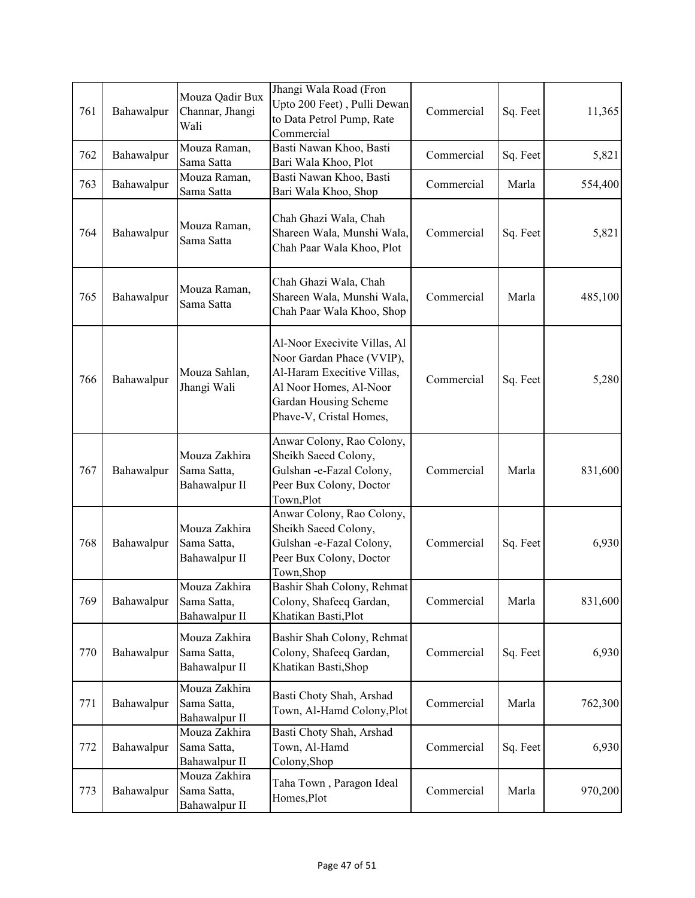| 761 | Bahawalpur | Mouza Qadir Bux Channar, Jhangi Wali | Jhangi Wala Road (Fron Upto 200 Feet) , Pulli Dewan to Data Petrol Pump, Rate Commercial | Commercial | Sq. Feet | 11,365 |
|---|---|---|---|---|---|---|
| 762 | Bahawalpur | Mouza Raman, Sama Satta | Basti Nawan Khoo, Basti Bari Wala Khoo, Plot | Commercial | Sq. Feet | 5,821 |
| 763 | Bahawalpur | Mouza Raman, Sama Satta | Basti Nawan Khoo, Basti Bari Wala Khoo, Shop | Commercial | Marla | 554,400 |
| 764 | Bahawalpur | Mouza Raman, Sama Satta | Chah Ghazi Wala, Chah Shareen Wala, Munshi Wala, Chah Paar Wala Khoo, Plot | Commercial | Sq. Feet | 5,821 |
| 765 | Bahawalpur | Mouza Raman, Sama Satta | Chah Ghazi Wala, Chah Shareen Wala, Munshi Wala, Chah Paar Wala Khoo, Shop | Commercial | Marla | 485,100 |
| 766 | Bahawalpur | Mouza Sahlan, Jhangi Wali | Al-Noor Execivite Villas, Al Noor Gardan Phace (VVIP), Al-Haram Execitive Villas, Al Noor Homes, Al-Noor Gardan Housing Scheme Phave-V, Cristal Homes, | Commercial | Sq. Feet | 5,280 |
| 767 | Bahawalpur | Mouza Zakhira Sama Satta, Bahawalpur II | Anwar Colony, Rao Colony, Sheikh Saeed Colony, Gulshan -e-Fazal Colony, Peer Bux Colony, Doctor Town,Plot | Commercial | Marla | 831,600 |
| 768 | Bahawalpur | Mouza Zakhira Sama Satta, Bahawalpur II | Anwar Colony, Rao Colony, Sheikh Saeed Colony, Gulshan -e-Fazal Colony, Peer Bux Colony, Doctor Town,Shop | Commercial | Sq. Feet | 6,930 |
| 769 | Bahawalpur | Mouza Zakhira Sama Satta, Bahawalpur II | Bashir Shah Colony, Rehmat Colony, Shafeeq Gardan, Khatikan Basti,Plot | Commercial | Marla | 831,600 |
| 770 | Bahawalpur | Mouza Zakhira Sama Satta, Bahawalpur II | Bashir Shah Colony, Rehmat Colony, Shafeeq Gardan, Khatikan Basti,Shop | Commercial | Sq. Feet | 6,930 |
| 771 | Bahawalpur | Mouza Zakhira Sama Satta, Bahawalpur II | Basti Choty Shah, Arshad Town, Al-Hamd Colony,Plot | Commercial | Marla | 762,300 |
| 772 | Bahawalpur | Mouza Zakhira Sama Satta, Bahawalpur II | Basti Choty Shah, Arshad Town, Al-Hamd Colony,Shop | Commercial | Sq. Feet | 6,930 |
| 773 | Bahawalpur | Mouza Zakhira Sama Satta, Bahawalpur II | Taha Town , Paragon Ideal Homes,Plot | Commercial | Marla | 970,200 |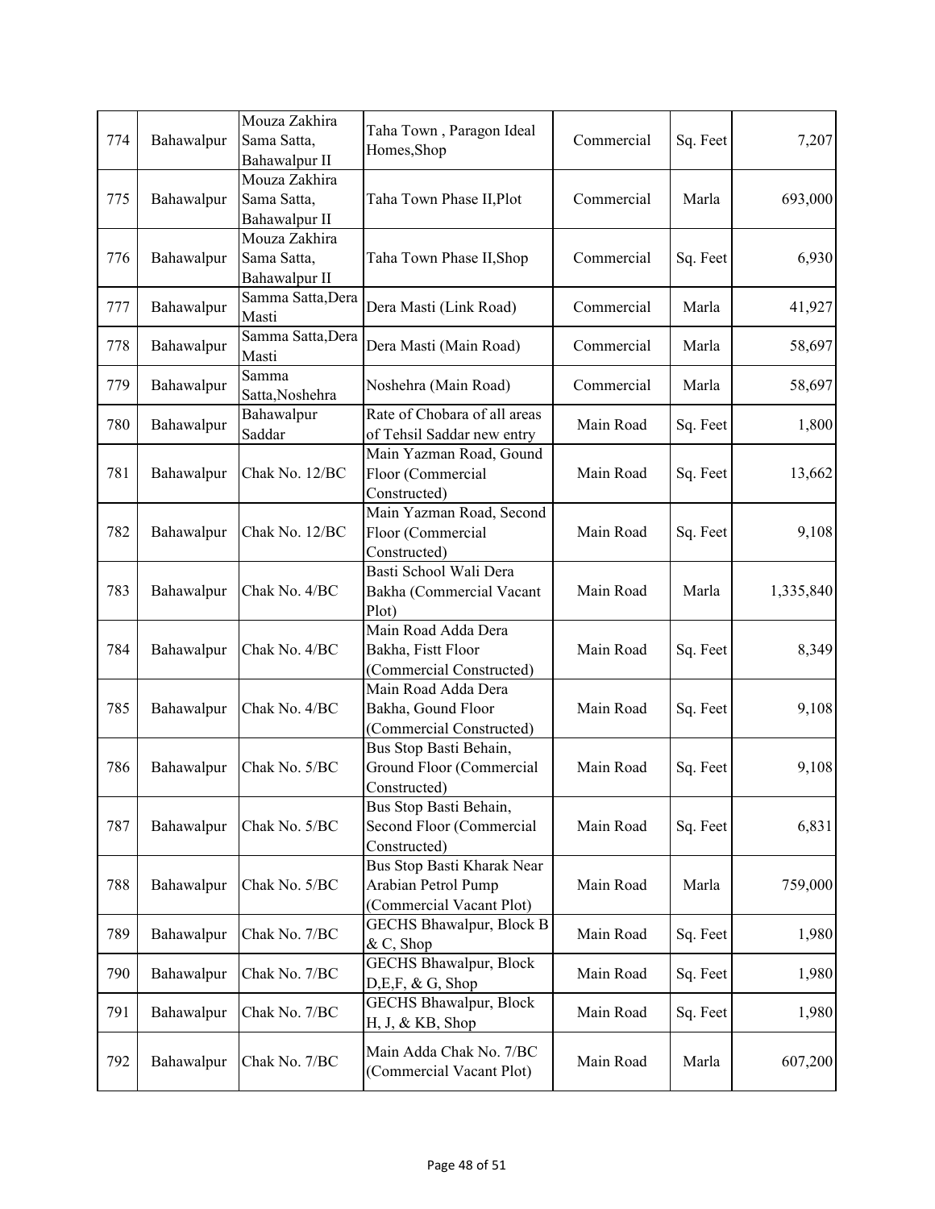| 774 | Bahawalpur | Mouza Zakhira Sama Satta, Bahawalpur II | Taha Town , Paragon Ideal Homes,Shop | Commercial | Sq. Feet | 7,207 |
|---|---|---|---|---|---|---|
| 775 | Bahawalpur | Mouza Zakhira Sama Satta, Bahawalpur II | Taha Town Phase II,Plot | Commercial | Marla | 693,000 |
| 776 | Bahawalpur | Mouza Zakhira Sama Satta, Bahawalpur II | Taha Town Phase II,Shop | Commercial | Sq. Feet | 6,930 |
| 777 | Bahawalpur | Samma Satta,Dera Masti | Dera Masti (Link Road) | Commercial | Marla | 41,927 |
| 778 | Bahawalpur | Samma Satta,Dera Masti | Dera Masti (Main Road) | Commercial | Marla | 58,697 |
| 779 | Bahawalpur | Samma Satta,Noshehra | Noshehra (Main Road) | Commercial | Marla | 58,697 |
| 780 | Bahawalpur | Bahawalpur Saddar | Rate of Chobara of all areas of Tehsil Saddar new entry | Main Road | Sq. Feet | 1,800 |
| 781 | Bahawalpur | Chak No. 12/BC | Main Yazman Road, Gound Floor (Commercial Constructed) | Main Road | Sq. Feet | 13,662 |
| 782 | Bahawalpur | Chak No. 12/BC | Main Yazman Road, Second Floor (Commercial Constructed) | Main Road | Sq. Feet | 9,108 |
| 783 | Bahawalpur | Chak No. 4/BC | Basti School Wali Dera Bakha (Commercial Vacant Plot) | Main Road | Marla | 1,335,840 |
| 784 | Bahawalpur | Chak No. 4/BC | Main Road Adda Dera Bakha, Fistt Floor (Commercial Constructed) | Main Road | Sq. Feet | 8,349 |
| 785 | Bahawalpur | Chak No. 4/BC | Main Road Adda Dera Bakha, Gound Floor (Commercial Constructed) | Main Road | Sq. Feet | 9,108 |
| 786 | Bahawalpur | Chak No. 5/BC | Bus Stop Basti Behain, Ground Floor (Commercial Constructed) | Main Road | Sq. Feet | 9,108 |
| 787 | Bahawalpur | Chak No. 5/BC | Bus Stop Basti Behain, Second Floor (Commercial Constructed) | Main Road | Sq. Feet | 6,831 |
| 788 | Bahawalpur | Chak No. 5/BC | Bus Stop Basti Kharak Near Arabian Petrol Pump (Commercial Vacant Plot) | Main Road | Marla | 759,000 |
| 789 | Bahawalpur | Chak No. 7/BC | GECHS Bhawalpur, Block B & C, Shop | Main Road | Sq. Feet | 1,980 |
| 790 | Bahawalpur | Chak No. 7/BC | GECHS Bhawalpur, Block D,E,F, & G, Shop | Main Road | Sq. Feet | 1,980 |
| 791 | Bahawalpur | Chak No. 7/BC | GECHS Bhawalpur, Block H, J, & KB, Shop | Main Road | Sq. Feet | 1,980 |
| 792 | Bahawalpur | Chak No. 7/BC | Main Adda Chak No. 7/BC (Commercial Vacant Plot) | Main Road | Marla | 607,200 |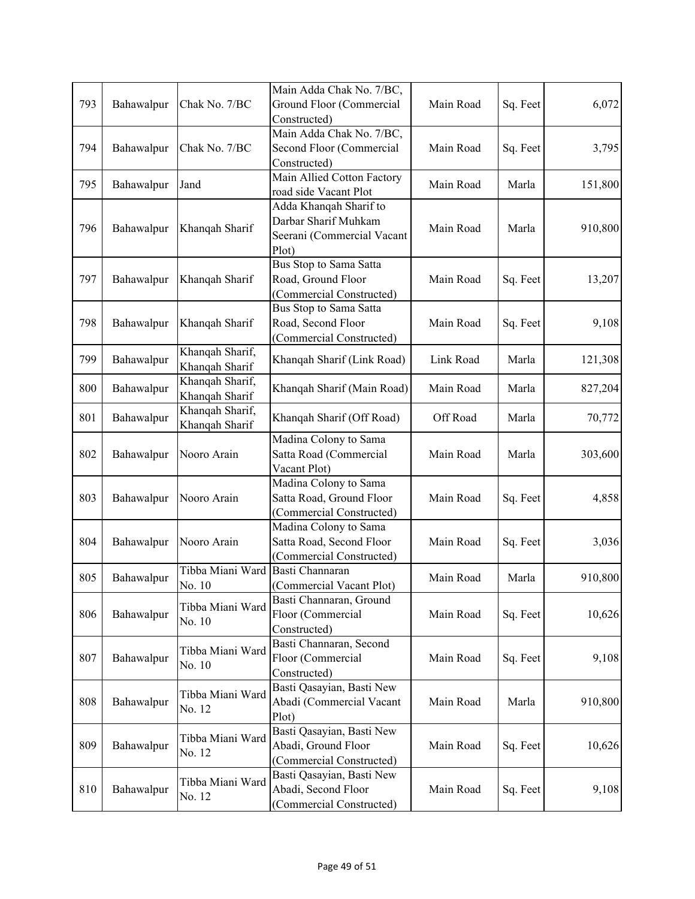| 793 | Bahawalpur | Chak No. 7/BC | Main Adda Chak No. 7/BC, Ground Floor (Commercial Constructed) | Main Road | Sq. Feet | 6,072 |
|---|---|---|---|---|---|---|
| 794 | Bahawalpur | Chak No. 7/BC | Main Adda Chak No. 7/BC, Second Floor (Commercial Constructed) | Main Road | Sq. Feet | 3,795 |
| 795 | Bahawalpur | Jand | Main Allied Cotton Factory road side Vacant Plot | Main Road | Marla | 151,800 |
| 796 | Bahawalpur | Khanqah Sharif | Adda Khanqah Sharif to Darbar Sharif Muhkam Seerani (Commercial Vacant Plot) | Main Road | Marla | 910,800 |
| 797 | Bahawalpur | Khanqah Sharif | Bus Stop to Sama Satta Road, Ground Floor (Commercial Constructed) | Main Road | Sq. Feet | 13,207 |
| 798 | Bahawalpur | Khanqah Sharif | Bus Stop to Sama Satta Road, Second Floor (Commercial Constructed) | Main Road | Sq. Feet | 9,108 |
| 799 | Bahawalpur | Khanqah Sharif, Khanqah Sharif | Khanqah Sharif (Link Road) | Link Road | Marla | 121,308 |
| 800 | Bahawalpur | Khanqah Sharif, Khanqah Sharif | Khanqah Sharif (Main Road) | Main Road | Marla | 827,204 |
| 801 | Bahawalpur | Khanqah Sharif, Khanqah Sharif | Khanqah Sharif (Off Road) | Off Road | Marla | 70,772 |
| 802 | Bahawalpur | Nooro Arain | Madina Colony to Sama Satta Road (Commercial Vacant Plot) | Main Road | Marla | 303,600 |
| 803 | Bahawalpur | Nooro Arain | Madina Colony to Sama Satta Road, Ground Floor (Commercial Constructed) | Main Road | Sq. Feet | 4,858 |
| 804 | Bahawalpur | Nooro Arain | Madina Colony to Sama Satta Road, Second Floor (Commercial Constructed) | Main Road | Sq. Feet | 3,036 |
| 805 | Bahawalpur | Tibba Miani Ward No. 10 | Basti Channaran (Commercial Vacant Plot) | Main Road | Marla | 910,800 |
| 806 | Bahawalpur | Tibba Miani Ward No. 10 | Basti Channaran, Ground Floor (Commercial Constructed) | Main Road | Sq. Feet | 10,626 |
| 807 | Bahawalpur | Tibba Miani Ward No. 10 | Basti Channaran, Second Floor (Commercial Constructed) | Main Road | Sq. Feet | 9,108 |
| 808 | Bahawalpur | Tibba Miani Ward No. 12 | Basti Qasayian, Basti New Abadi (Commercial Vacant Plot) | Main Road | Marla | 910,800 |
| 809 | Bahawalpur | Tibba Miani Ward No. 12 | Basti Qasayian, Basti New Abadi, Ground Floor (Commercial Constructed) | Main Road | Sq. Feet | 10,626 |
| 810 | Bahawalpur | Tibba Miani Ward No. 12 | Basti Qasayian, Basti New Abadi, Second Floor (Commercial Constructed) | Main Road | Sq. Feet | 9,108 |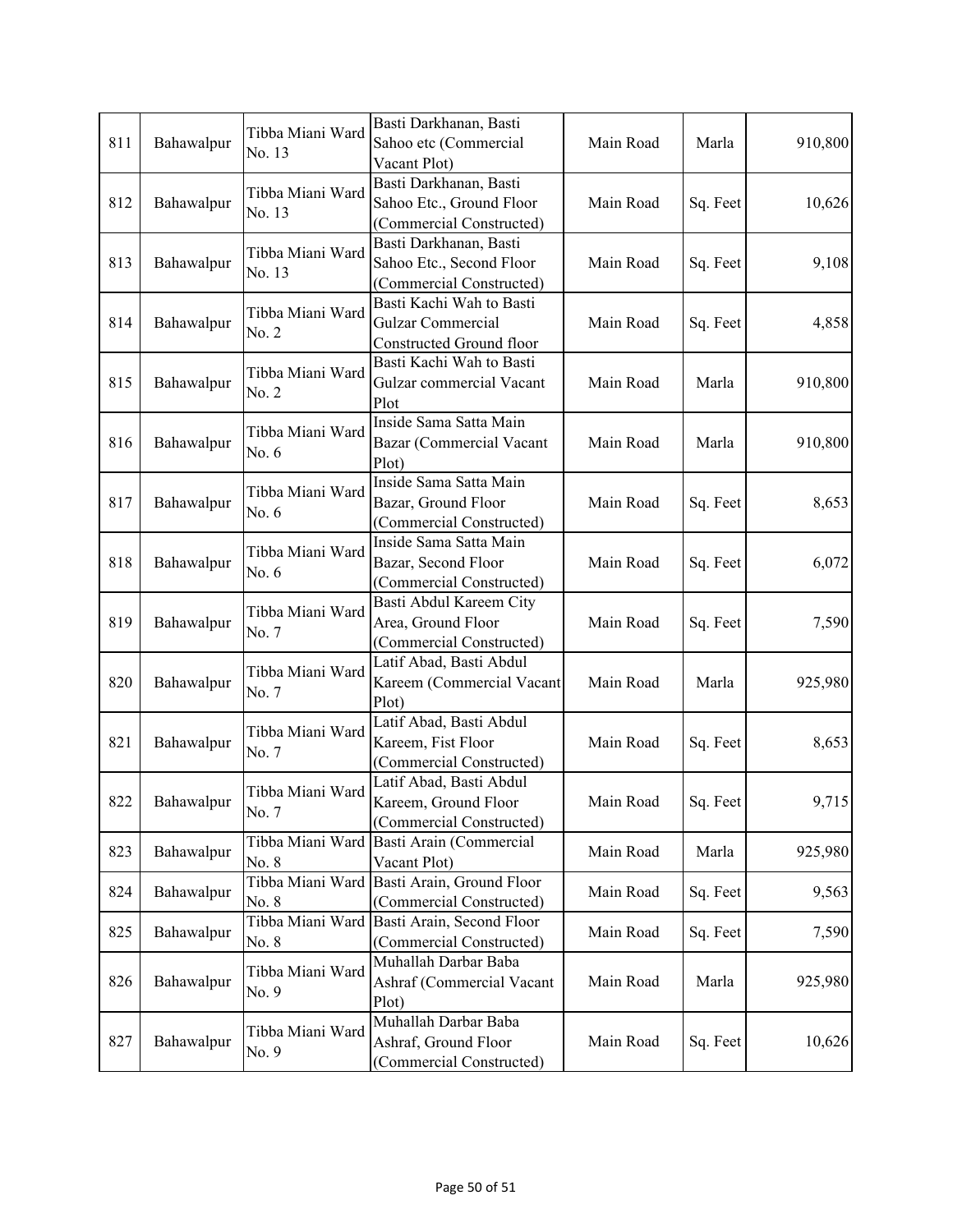| 811 | Bahawalpur | Tibba Miani Ward No. 13 | Basti Darkhanan, Basti Sahoo etc (Commercial Vacant Plot) | Main Road | Marla | 910,800 |
|---|---|---|---|---|---|---|
| 812 | Bahawalpur | Tibba Miani Ward No. 13 | Basti Darkhanan, Basti Sahoo Etc., Ground Floor (Commercial Constructed) | Main Road | Sq. Feet | 10,626 |
| 813 | Bahawalpur | Tibba Miani Ward No. 13 | Basti Darkhanan, Basti Sahoo Etc., Second Floor (Commercial Constructed) | Main Road | Sq. Feet | 9,108 |
| 814 | Bahawalpur | Tibba Miani Ward No. 2 | Basti Kachi Wah to Basti Gulzar Commercial Constructed Ground floor | Main Road | Sq. Feet | 4,858 |
| 815 | Bahawalpur | Tibba Miani Ward No. 2 | Basti Kachi Wah to Basti Gulzar commercial Vacant Plot | Main Road | Marla | 910,800 |
| 816 | Bahawalpur | Tibba Miani Ward No. 6 | Inside Sama Satta Main Bazar (Commercial Vacant Plot) | Main Road | Marla | 910,800 |
| 817 | Bahawalpur | Tibba Miani Ward No. 6 | Inside Sama Satta Main Bazar, Ground Floor (Commercial Constructed) | Main Road | Sq. Feet | 8,653 |
| 818 | Bahawalpur | Tibba Miani Ward No. 6 | Inside Sama Satta Main Bazar, Second Floor (Commercial Constructed) | Main Road | Sq. Feet | 6,072 |
| 819 | Bahawalpur | Tibba Miani Ward No. 7 | Basti Abdul Kareem City Area, Ground Floor (Commercial Constructed) | Main Road | Sq. Feet | 7,590 |
| 820 | Bahawalpur | Tibba Miani Ward No. 7 | Latif Abad, Basti Abdul Kareem (Commercial Vacant Plot) | Main Road | Marla | 925,980 |
| 821 | Bahawalpur | Tibba Miani Ward No. 7 | Latif Abad, Basti Abdul Kareem, Fist Floor (Commercial Constructed) | Main Road | Sq. Feet | 8,653 |
| 822 | Bahawalpur | Tibba Miani Ward No. 7 | Latif Abad, Basti Abdul Kareem, Ground Floor (Commercial Constructed) | Main Road | Sq. Feet | 9,715 |
| 823 | Bahawalpur | Tibba Miani Ward No. 8 | Basti Arain (Commercial Vacant Plot) | Main Road | Marla | 925,980 |
| 824 | Bahawalpur | Tibba Miani Ward No. 8 | Basti Arain, Ground Floor (Commercial Constructed) | Main Road | Sq. Feet | 9,563 |
| 825 | Bahawalpur | Tibba Miani Ward No. 8 | Basti Arain, Second Floor (Commercial Constructed) | Main Road | Sq. Feet | 7,590 |
| 826 | Bahawalpur | Tibba Miani Ward No. 9 | Muhallah Darbar Baba Ashraf (Commercial Vacant Plot) | Main Road | Marla | 925,980 |
| 827 | Bahawalpur | Tibba Miani Ward No. 9 | Muhallah Darbar Baba Ashraf, Ground Floor (Commercial Constructed) | Main Road | Sq. Feet | 10,626 |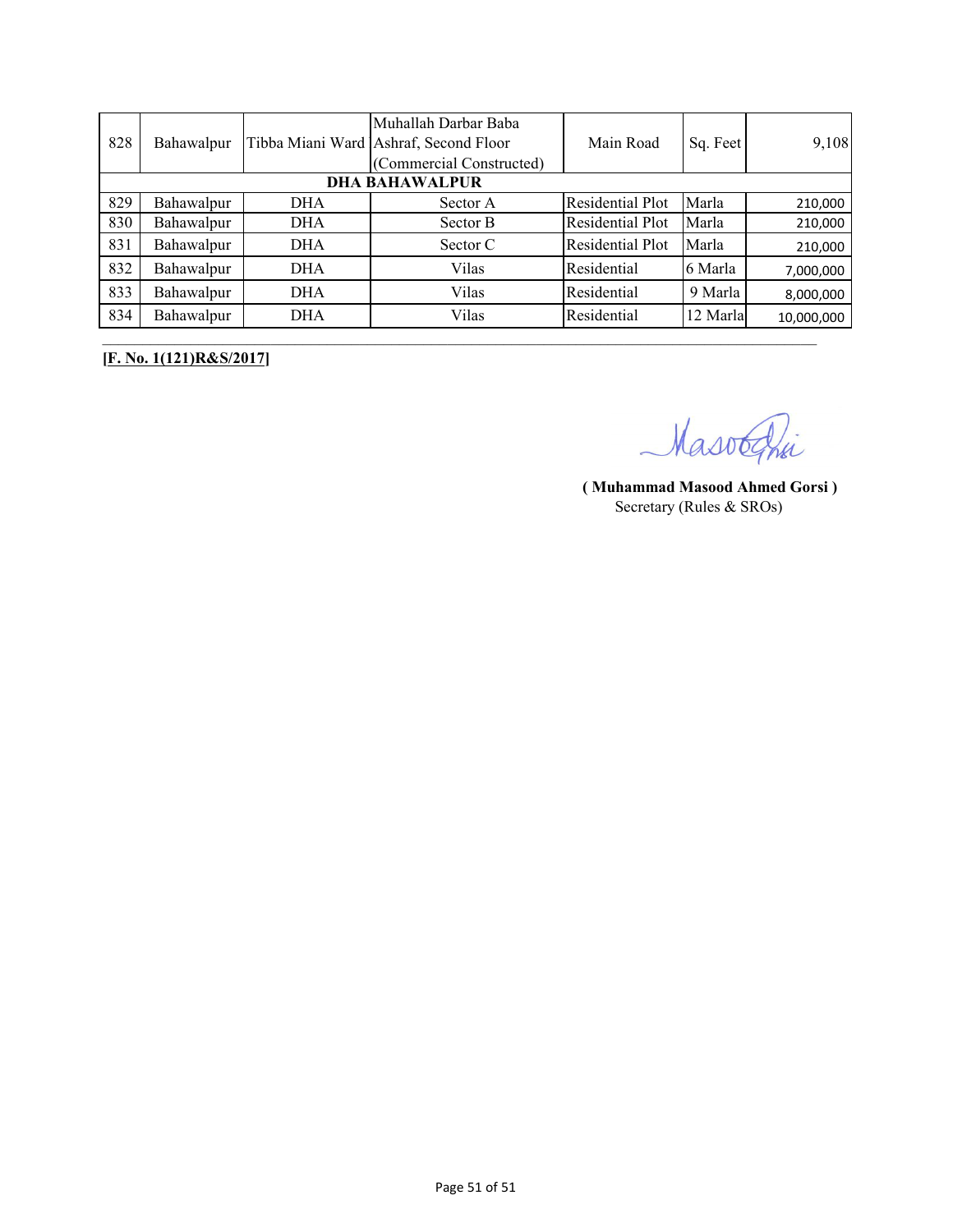| | | | | | | |
|---|---|---|---|---|---|---|
| 828 | Bahawalpur | Tibba Miani Ward | Muhallah Darbar Baba Ashraf, Second Floor (Commercial Constructed) | Main Road | Sq. Feet | 9,108 |
| **DHA BAHAWALPUR** | | | | | | |
| 829 | Bahawalpur | DHA | Sector A | Residential Plot | Marla | 210,000 |
| 830 | Bahawalpur | DHA | Sector B | Residential Plot | Marla | 210,000 |
| 831 | Bahawalpur | DHA | Sector C | Residential Plot | Marla | 210,000 |
| 832 | Bahawalpur | DHA | Vilas | Residential | 6 Marla | 7,000,000 |
| 833 | Bahawalpur | DHA | Vilas | Residential | 9 Marla | 8,000,000 |
| 834 | Bahawalpur | DHA | Vilas | Residential | 12 Marla | 10,000,000 |

**[F. No. 1(121)R&S/2017]**

**( Muhammad Masood Ahmed Gorsi )**
Secretary (Rules & SROs)